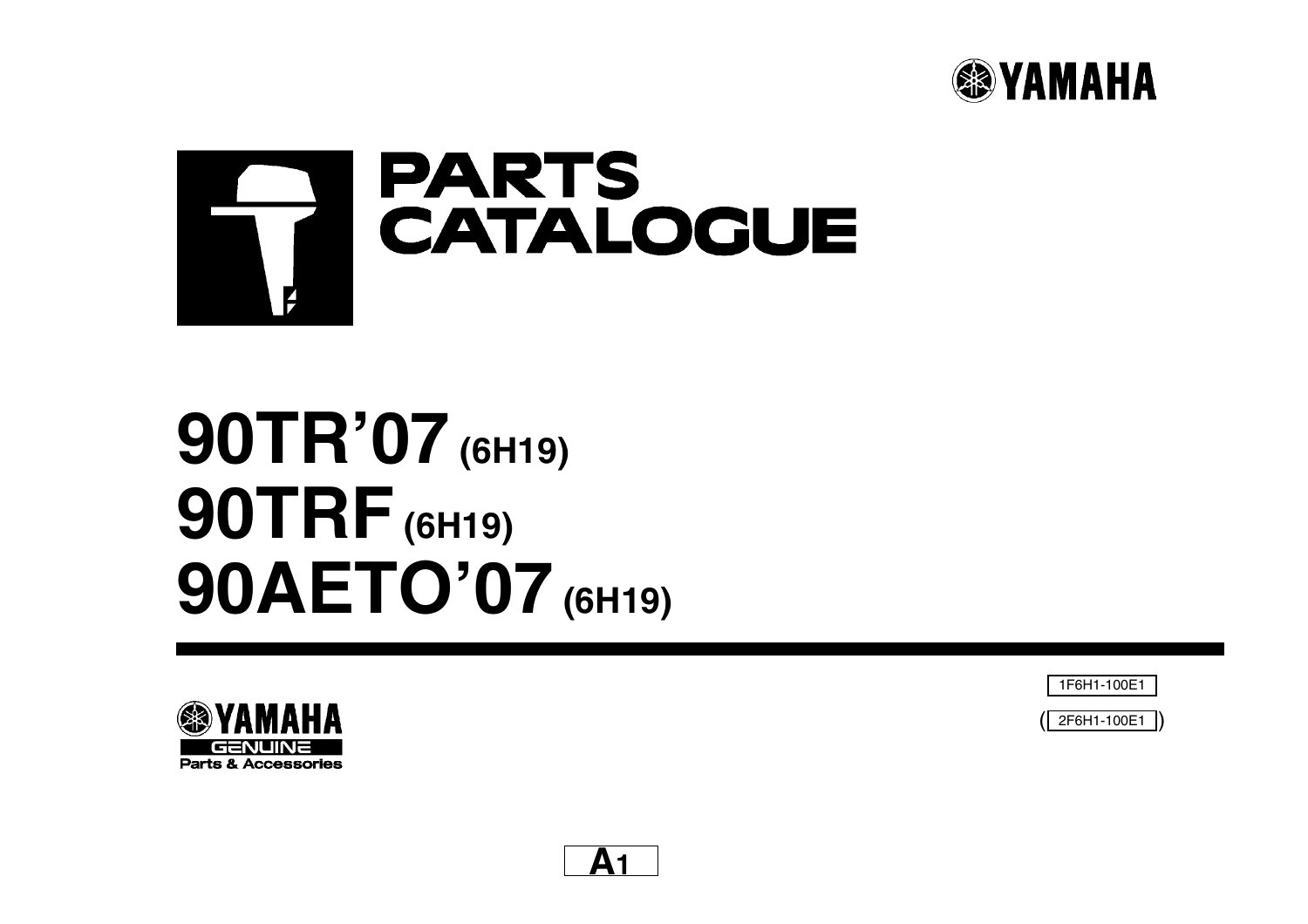YAMAHA

# PARTS CATALOGUE

# 90TR’07 (6H19)
# 90TRF (6H19)
# 90AETO’07 (6H19)

YAMAHA
GENUINE
Parts & Accessories

1F6H1-100E1

( 2F6H1-100E1 )

A1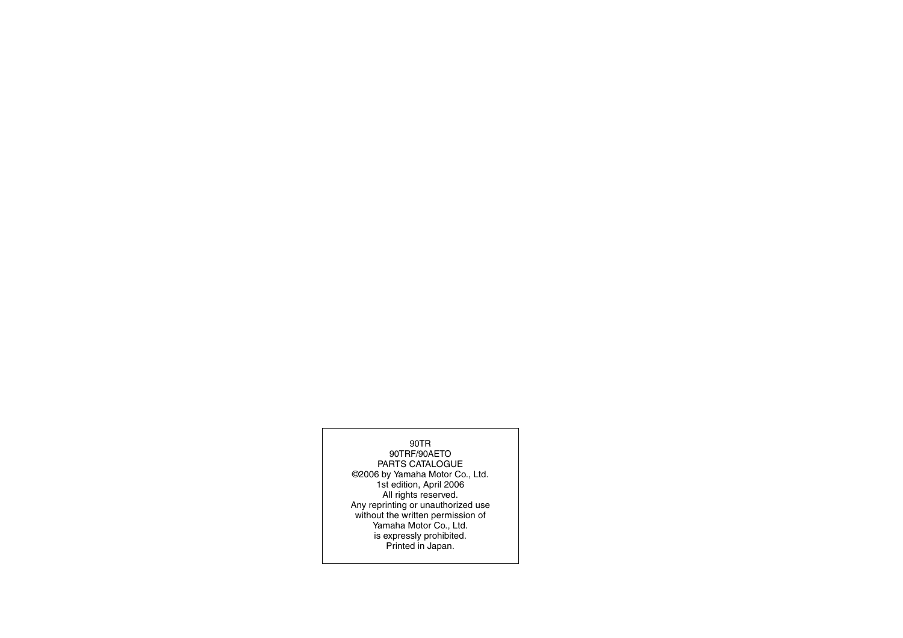90TR
90TRF/90AETO
PARTS CATALOGUE
©2006 by Yamaha Motor Co., Ltd.
1st edition, April 2006
All rights reserved.
Any reprinting or unauthorized use
without the written permission of
Yamaha Motor Co., Ltd.
is expressly prohibited.
Printed in Japan.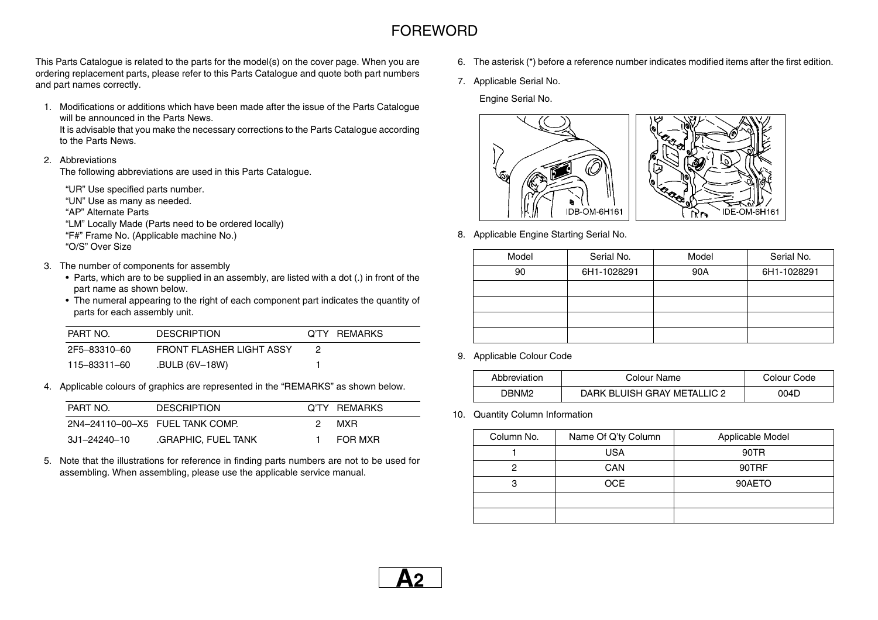# FOREWORD

This Parts Catalogue is related to the parts for the model(s) on the cover page. When you are ordering replacement parts, please refer to this Parts Catalogue and quote both part numbers and part names correctly.

1. Modifications or additions which have been made after the issue of the Parts Catalogue will be announced in the Parts News.
   It is advisable that you make the necessary corrections to the Parts Catalogue according to the Parts News.

2. Abbreviations
   The following abbreviations are used in this Parts Catalogue.

   "UR" Use specified parts number.
   "UN" Use as many as needed.
   "AP" Alternate Parts
   "LM" Locally Made (Parts need to be ordered locally)
   "F#" Frame No. (Applicable machine No.)
   "O/S" Over Size

3. The number of components for assembly
   - Parts, which are to be supplied in an assembly, are listed with a dot (.) in front of the part name as shown below.
   - The numeral appearing to the right of each component part indicates the quantity of parts for each assembly unit.

| PART NO. | DESCRIPTION | Q'TY | REMARKS |
|---|---|---|---|
| 2F5–83310–60 | FRONT FLASHER LIGHT ASSY | 2 | |
| 115–83311–60 | .BULB (6V–18W) | 1 | |

4. Applicable colours of graphics are represented in the "REMARKS" as shown below.

| PART NO. | DESCRIPTION | Q'TY | REMARKS |
|---|---|---|---|
| 2N4–24110–00–X5 | FUEL TANK COMP. | 2 | MXR |
| 3J1–24240–10 | .GRAPHIC, FUEL TANK | 1 | FOR MXR |

5. Note that the illustrations for reference in finding parts numbers are not to be used for assembling. When assembling, please use the applicable service manual.

6. The asterisk (*) before a reference number indicates modified items after the first edition.

7. Applicable Serial No.

   Engine Serial No.

   IDB-OM-6H161   IDE-OM-6H161

8. Applicable Engine Starting Serial No.

| Model | Serial No. | Model | Serial No. |
|---|---|---|---|
| 90 | 6H1-1028291 | 90A | 6H1-1028291 |
| | | | |
| | | | |
| | | | |
| | | | |

9. Applicable Colour Code

| Abbreviation | Colour Name | Colour Code |
|---|---|---|
| DBNM2 | DARK BLUISH GRAY METALLIC 2 | 004D |

10. Quantity Column Information

| Column No. | Name Of Q'ty Column | Applicable Model |
|---|---|---|
| 1 | USA | 90TR |
| 2 | CAN | 90TRF |
| 3 | OCE | 90AETO |
| | | |
| | | |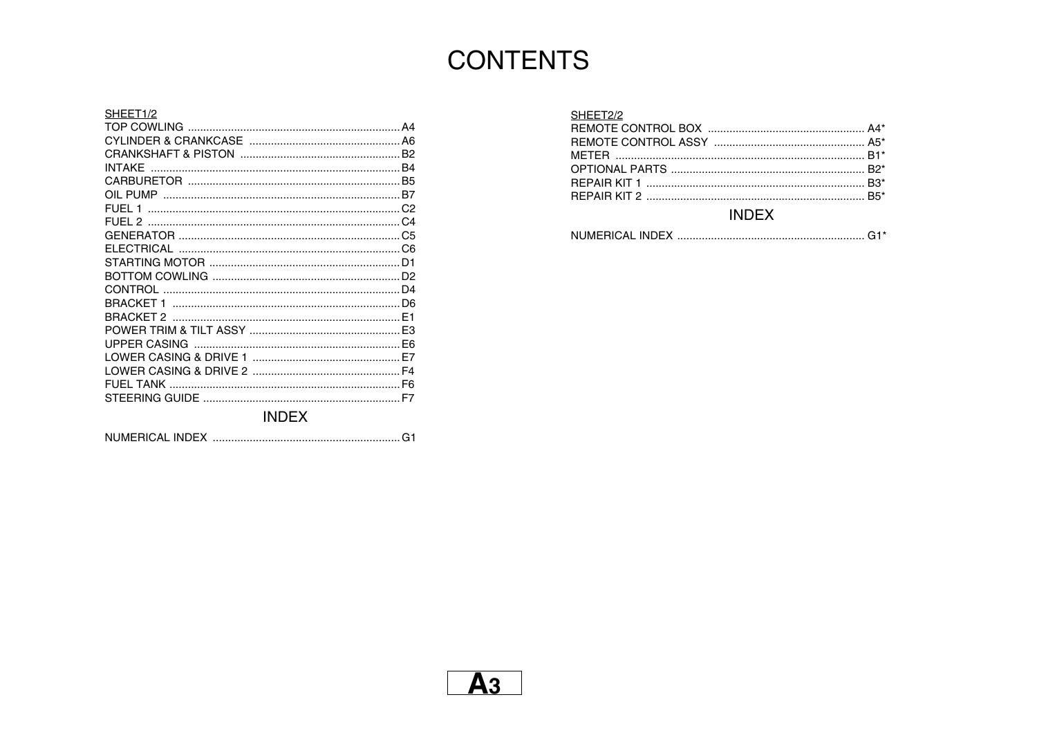# CONTENTS

SHEET1/2

| | |
|---|---|
| TOP COWLING | A4 |
| CYLINDER & CRANKCASE | A6 |
| CRANKSHAFT & PISTON | B2 |
| INTAKE | B4 |
| CARBURETOR | B5 |
| OIL PUMP | B7 |
| FUEL 1 | C2 |
| FUEL 2 | C4 |
| GENERATOR | C5 |
| ELECTRICAL | C6 |
| STARTING MOTOR | D1 |
| BOTTOM COWLING | D2 |
| CONTROL | D4 |
| BRACKET 1 | D6 |
| BRACKET 2 | E1 |
| POWER TRIM & TILT ASSY | E3 |
| UPPER CASING | E6 |
| LOWER CASING & DRIVE 1 | E7 |
| LOWER CASING & DRIVE 2 | F4 |
| FUEL TANK | F6 |
| STEERING GUIDE | F7 |

## INDEX

| | |
|---|---|
| NUMERICAL INDEX | G1 |

SHEET2/2

| | |
|---|---|
| REMOTE CONTROL BOX | A4* |
| REMOTE CONTROL ASSY | A5* |
| METER | B1* |
| OPTIONAL PARTS | B2* |
| REPAIR KIT 1 | B3* |
| REPAIR KIT 2 | B5* |

## INDEX

| | |
|---|---|
| NUMERICAL INDEX | G1* |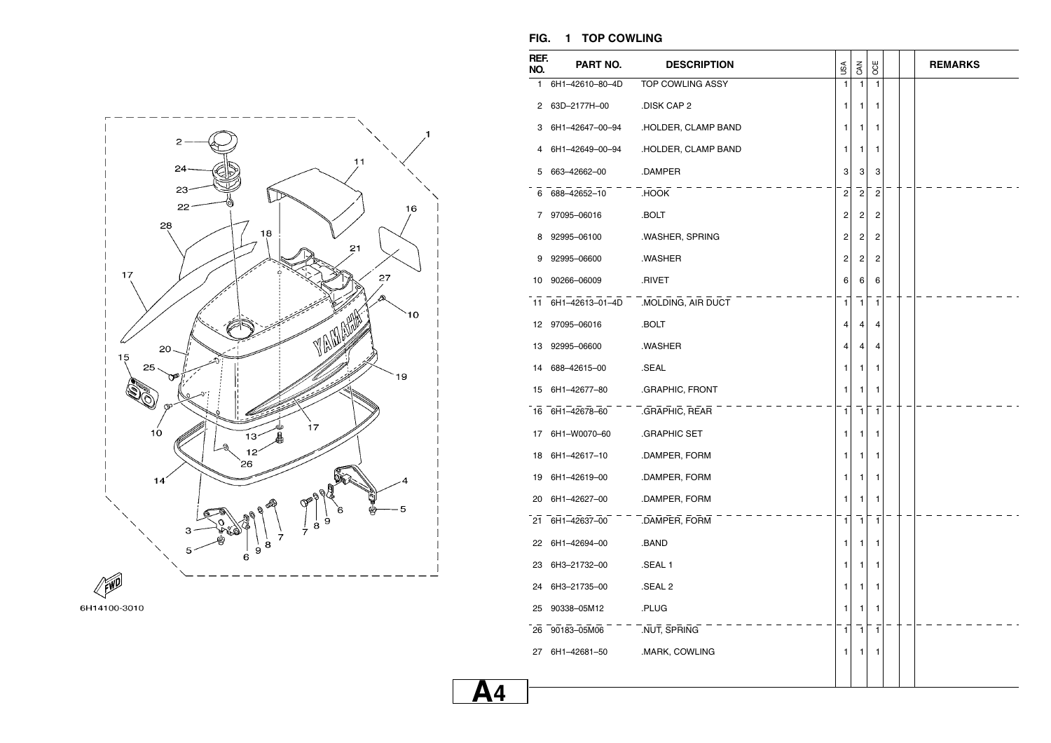## FIG. 1 TOP COWLING

6H14100-3010

| REF. NO. | PART NO. | DESCRIPTION | USA | CAN | OCE | | | REMARKS |
|---|---|---|---|---|---|---|---|---|
| 1 | 6H1–42610–80–4D | TOP COWLING ASSY | 1 | 1 | 1 | | | |
| 2 | 63D–2177H–00 | .DISK CAP 2 | 1 | 1 | 1 | | | |
| 3 | 6H1–42647–00–94 | .HOLDER, CLAMP BAND | 1 | 1 | 1 | | | |
| 4 | 6H1–42649–00–94 | .HOLDER, CLAMP BAND | 1 | 1 | 1 | | | |
| 5 | 663–42662–00 | .DAMPER | 3 | 3 | 3 | | | |
| 6 | 688–42652–10 | .HOOK | 2 | 2 | 2 | | | |
| 7 | 97095–06016 | .BOLT | 2 | 2 | 2 | | | |
| 8 | 92995–06100 | .WASHER, SPRING | 2 | 2 | 2 | | | |
| 9 | 92995–06600 | .WASHER | 2 | 2 | 2 | | | |
| 10 | 90266–06009 | .RIVET | 6 | 6 | 6 | | | |
| 11 | 6H1–42613–01–4D | .MOLDING, AIR DUCT | 1 | 1 | 1 | | | |
| 12 | 97095–06016 | .BOLT | 4 | 4 | 4 | | | |
| 13 | 92995–06600 | .WASHER | 4 | 4 | 4 | | | |
| 14 | 688–42615–00 | .SEAL | 1 | 1 | 1 | | | |
| 15 | 6H1–42677–80 | .GRAPHIC, FRONT | 1 | 1 | 1 | | | |
| 16 | 6H1–42678–60 | .GRAPHIC, REAR | 1 | 1 | 1 | | | |
| 17 | 6H1–W0070–60 | .GRAPHIC SET | 1 | 1 | 1 | | | |
| 18 | 6H1–42617–10 | .DAMPER, FORM | 1 | 1 | 1 | | | |
| 19 | 6H1–42619–00 | .DAMPER, FORM | 1 | 1 | 1 | | | |
| 20 | 6H1–42627–00 | .DAMPER, FORM | 1 | 1 | 1 | | | |
| 21 | 6H1–42637–00 | .DAMPER, FORM | 1 | 1 | 1 | | | |
| 22 | 6H1–42694–00 | .BAND | 1 | 1 | 1 | | | |
| 23 | 6H3–21732–00 | .SEAL 1 | 1 | 1 | 1 | | | |
| 24 | 6H3–21735–00 | .SEAL 2 | 1 | 1 | 1 | | | |
| 25 | 90338–05M12 | .PLUG | 1 | 1 | 1 | | | |
| 26 | 90183–05M06 | .NUT, SPRING | 1 | 1 | 1 | | | |
| 27 | 6H1–42681–50 | .MARK, COWLING | 1 | 1 | 1 | | | |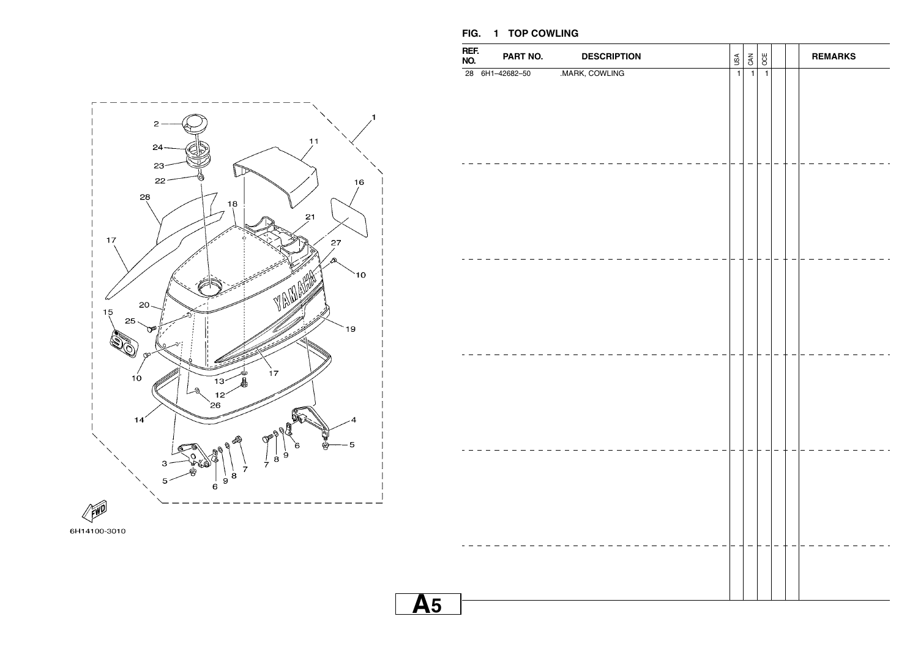## FIG. 1 TOP COWLING

| REF. NO. | PART NO. | DESCRIPTION | USA | CAN | OCE | | | REMARKS |
|---|---|---|---|---|---|---|---|---|
| 28 | 6H1–42682–50 | .MARK, COWLING | 1 | 1 | 1 | | | |

6H14100-3010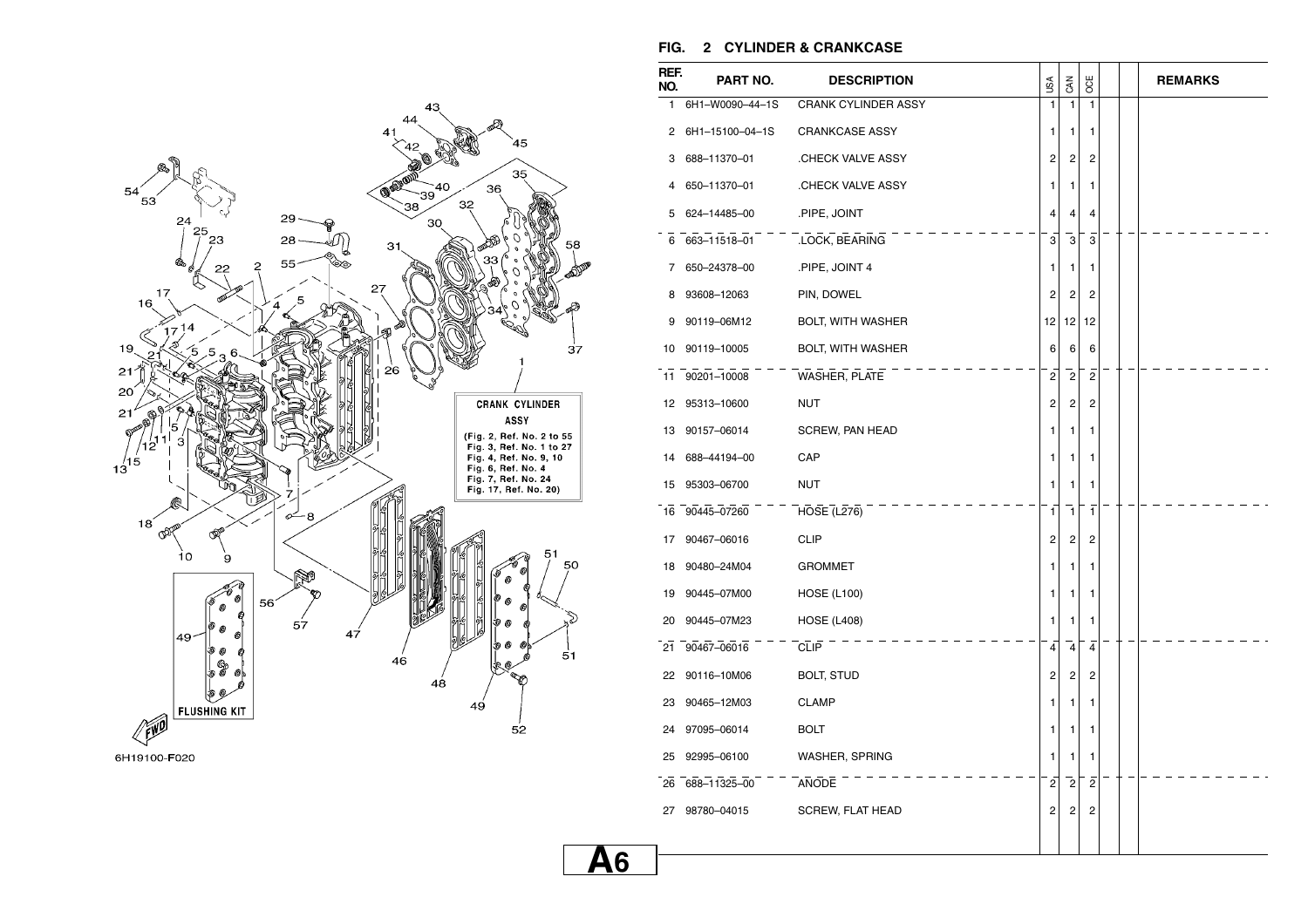## FIG. 2 CYLINDER & CRANKCASE

| REF. NO. | PART NO. | DESCRIPTION | USA | CAN | OCE | | | REMARKS |
|---|---|---|---|---|---|---|---|---|
| 1 | 6H1–W0090–44–1S | CRANK CYLINDER ASSY | 1 | 1 | 1 | | | |
| 2 | 6H1–15100–04–1S | CRANKCASE ASSY | 1 | 1 | 1 | | | |
| 3 | 688–11370–01 | .CHECK VALVE ASSY | 2 | 2 | 2 | | | |
| 4 | 650–11370–01 | .CHECK VALVE ASSY | 1 | 1 | 1 | | | |
| 5 | 624–14485–00 | .PIPE, JOINT | 4 | 4 | 4 | | | |
| 6 | 663–11518–01 | .LOCK, BEARING | 3 | 3 | 3 | | | |
| 7 | 650–24378–00 | .PIPE, JOINT 4 | 1 | 1 | 1 | | | |
| 8 | 93608–12063 | PIN, DOWEL | 2 | 2 | 2 | | | |
| 9 | 90119–06M12 | BOLT, WITH WASHER | 12 | 12 | 12 | | | |
| 10 | 90119–10005 | BOLT, WITH WASHER | 6 | 6 | 6 | | | |
| 11 | 90201–10008 | WASHER, PLATE | 2 | 2 | 2 | | | |
| 12 | 95313–10600 | NUT | 2 | 2 | 2 | | | |
| 13 | 90157–06014 | SCREW, PAN HEAD | 1 | 1 | 1 | | | |
| 14 | 688–44194–00 | CAP | 1 | 1 | 1 | | | |
| 15 | 95303–06700 | NUT | 1 | 1 | 1 | | | |
| 16 | 90445–07260 | HOSE (L276) | 1 | 1 | 1 | | | |
| 17 | 90467–06016 | CLIP | 2 | 2 | 2 | | | |
| 18 | 90480–24M04 | GROMMET | 1 | 1 | 1 | | | |
| 19 | 90445–07M00 | HOSE (L100) | 1 | 1 | 1 | | | |
| 20 | 90445–07M23 | HOSE (L408) | 1 | 1 | 1 | | | |
| 21 | 90467–06016 | CLIP | 4 | 4 | 4 | | | |
| 22 | 90116–10M06 | BOLT, STUD | 2 | 2 | 2 | | | |
| 23 | 90465–12M03 | CLAMP | 1 | 1 | 1 | | | |
| 24 | 97095–06014 | BOLT | 1 | 1 | 1 | | | |
| 25 | 92995–06100 | WASHER, SPRING | 1 | 1 | 1 | | | |
| 26 | 688–11325–00 | ANODE | 2 | 2 | 2 | | | |
| 27 | 98780–04015 | SCREW, FLAT HEAD | 2 | 2 | 2 | | | |

CRANK CYLINDER ASSY (Fig. 2, Ref. No. 2 to 55 Fig. 3, Ref. No. 1 to 27 Fig. 4, Ref. No. 9, 10 Fig. 6, Ref. No. 4 Fig. 7, Ref. No. 24 Fig. 17, Ref. No. 20)

FLUSHING KIT

6H19100-F020

A6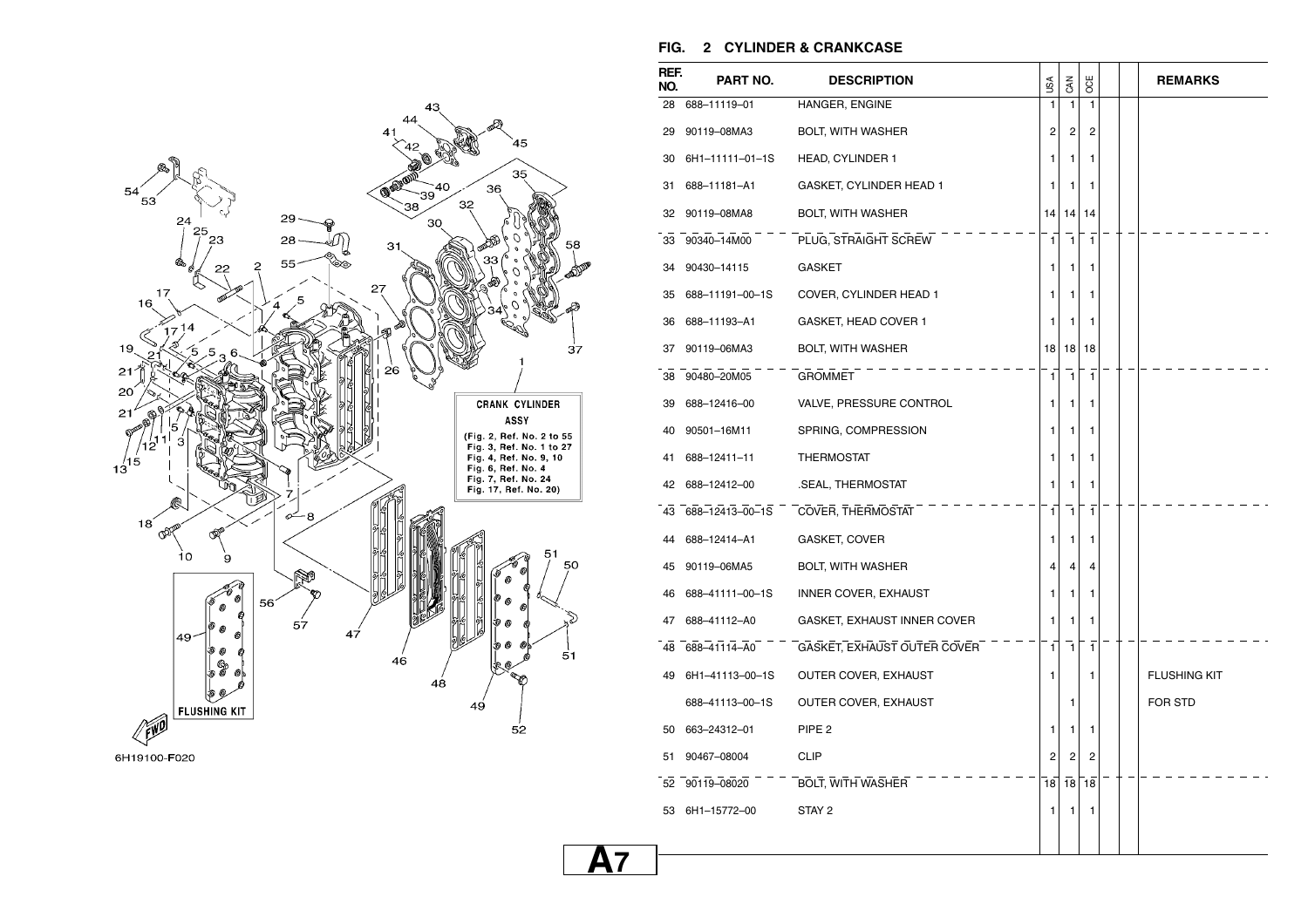## FIG. 2 CYLINDER & CRANKCASE

CRANK CYLINDER ASSY
(Fig. 2, Ref. No. 2 to 55
Fig. 3, Ref. No. 1 to 27
Fig. 4, Ref. No. 9, 10
Fig. 6, Ref. No. 4
Fig. 7, Ref. No. 24
Fig. 17, Ref. No. 20)

FLUSHING KIT

FWD

6H19100-F020

| REF. NO. | PART NO. | DESCRIPTION | USA | CAN | OCE | | | REMARKS |
|---|---|---|---|---|---|---|---|---|
| 28 | 688–11119–01 | HANGER, ENGINE | 1 | 1 | 1 | | | |
| 29 | 90119–08MA3 | BOLT, WITH WASHER | 2 | 2 | 2 | | | |
| 30 | 6H1–11111–01–1S | HEAD, CYLINDER 1 | 1 | 1 | 1 | | | |
| 31 | 688–11181–A1 | GASKET, CYLINDER HEAD 1 | 1 | 1 | 1 | | | |
| 32 | 90119–08MA8 | BOLT, WITH WASHER | 14 | 14 | 14 | | | |
| 33 | 90340–14M00 | PLUG, STRAIGHT SCREW | 1 | 1 | 1 | | | |
| 34 | 90430–14115 | GASKET | 1 | 1 | 1 | | | |
| 35 | 688–11191–00–1S | COVER, CYLINDER HEAD 1 | 1 | 1 | 1 | | | |
| 36 | 688–11193–A1 | GASKET, HEAD COVER 1 | 1 | 1 | 1 | | | |
| 37 | 90119–06MA3 | BOLT, WITH WASHER | 18 | 18 | 18 | | | |
| 38 | 90480–20M05 | GROMMET | 1 | 1 | 1 | | | |
| 39 | 688–12416–00 | VALVE, PRESSURE CONTROL | 1 | 1 | 1 | | | |
| 40 | 90501–16M11 | SPRING, COMPRESSION | 1 | 1 | 1 | | | |
| 41 | 688–12411–11 | THERMOSTAT | 1 | 1 | 1 | | | |
| 42 | 688–12412–00 | .SEAL, THERMOSTAT | 1 | 1 | 1 | | | |
| 43 | 688–12413–00–1S | COVER, THERMOSTAT | 1 | 1 | 1 | | | |
| 44 | 688–12414–A1 | GASKET, COVER | 1 | 1 | 1 | | | |
| 45 | 90119–06MA5 | BOLT, WITH WASHER | 4 | 4 | 4 | | | |
| 46 | 688–41111–00–1S | INNER COVER, EXHAUST | 1 | 1 | 1 | | | |
| 47 | 688–41112–A0 | GASKET, EXHAUST INNER COVER | 1 | 1 | 1 | | | |
| 48 | 688–41114–A0 | GASKET, EXHAUST OUTER COVER | 1 | 1 | 1 | | | |
| 49 | 6H1–41113–00–1S | OUTER COVER, EXHAUST | 1 | | 1 | | | FLUSHING KIT |
| | 688–41113–00–1S | OUTER COVER, EXHAUST | | 1 | | | | FOR STD |
| 50 | 663–24312–01 | PIPE 2 | 1 | 1 | 1 | | | |
| 51 | 90467–08004 | CLIP | 2 | 2 | 2 | | | |
| 52 | 90119–08020 | BOLT, WITH WASHER | 18 | 18 | 18 | | | |
| 53 | 6H1–15772–00 | STAY 2 | 1 | 1 | 1 | | | |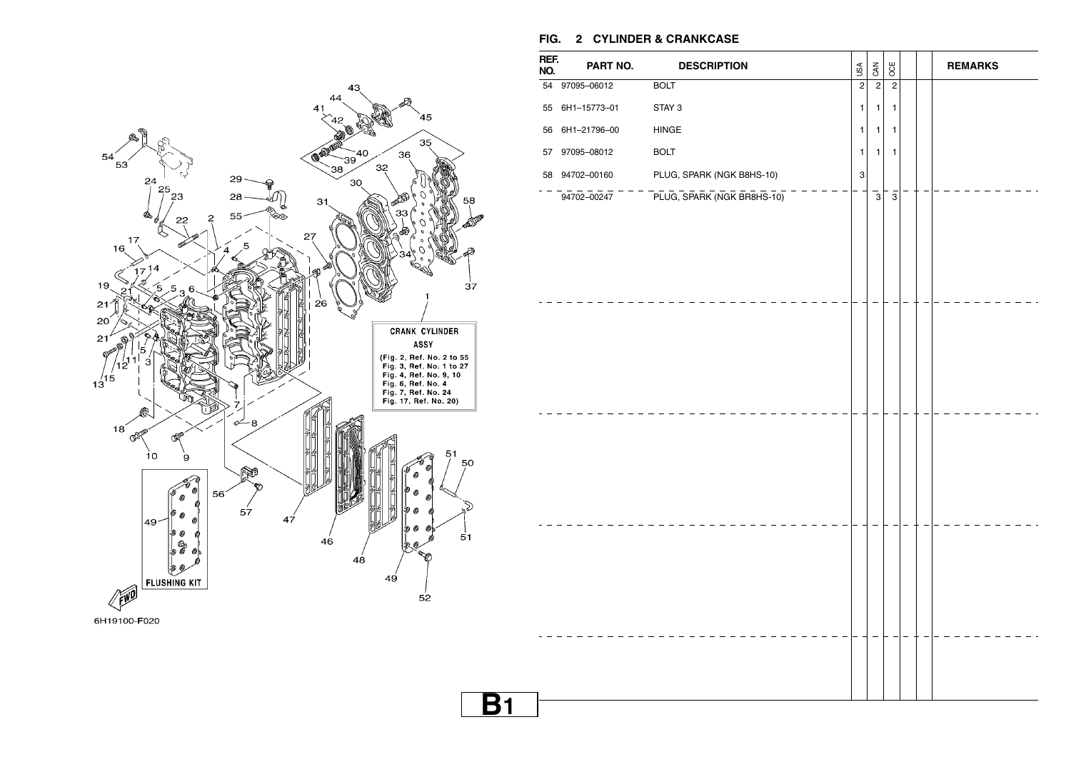## FIG. 2 CYLINDER & CRANKCASE

| REF. NO. | PART NO. | DESCRIPTION | USA | CAN | OCE | | | REMARKS |
|---|---|---|---|---|---|---|---|---|
| 54 | 97095–06012 | BOLT | 2 | 2 | 2 | | | |
| 55 | 6H1–15773–01 | STAY 3 | 1 | 1 | 1 | | | |
| 56 | 6H1–21796–00 | HINGE | 1 | 1 | 1 | | | |
| 57 | 97095–08012 | BOLT | 1 | 1 | 1 | | | |
| 58 | 94702–00160 | PLUG, SPARK (NGK B8HS-10) | 3 | | | | | |
| | 94702–00247 | PLUG, SPARK (NGK BR8HS-10) | | 3 | 3 | | | |

CRANK CYLINDER ASSY
(Fig. 2, Ref. No. 2 to 55
Fig. 3, Ref. No. 1 to 27
Fig. 4, Ref. No. 9, 10
Fig. 6, Ref. No. 4
Fig. 7, Ref. No. 24
Fig. 17, Ref. No. 20)

FLUSHING KIT

6H19100-F020

B1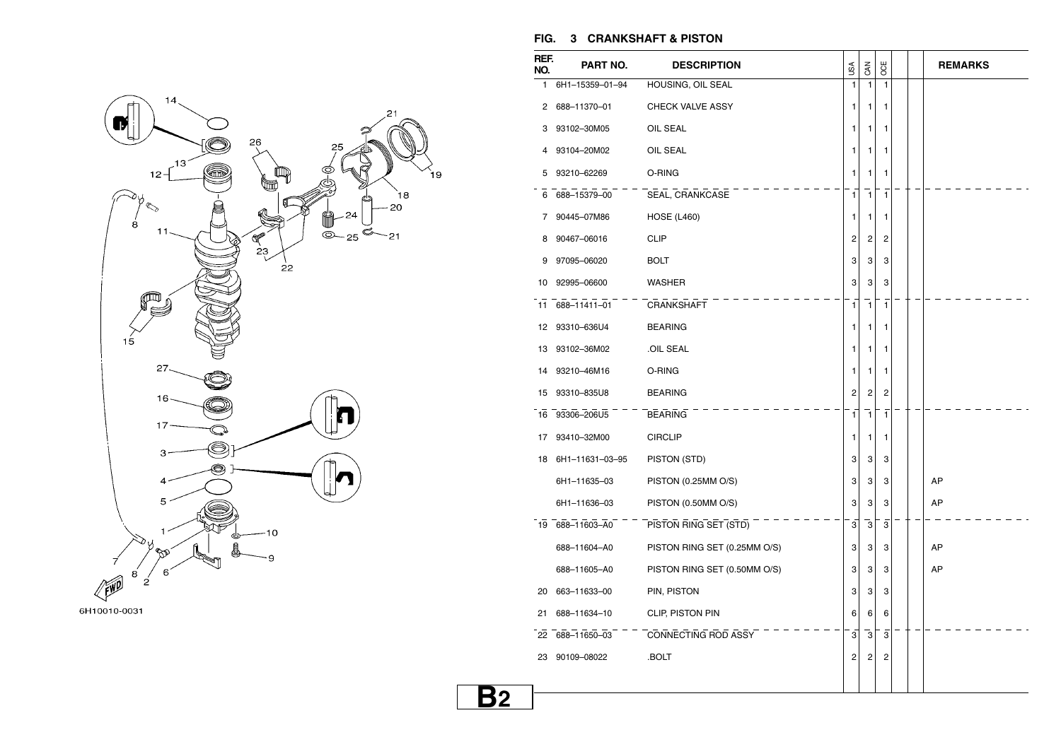## FIG. 3 CRANKSHAFT & PISTON

| REF. NO. | PART NO. | DESCRIPTION | USA | CAN | OCE | | | REMARKS |
|---|---|---|---|---|---|---|---|---|
| 1 | 6H1–15359–01–94 | HOUSING, OIL SEAL | 1 | 1 | 1 | | | |
| 2 | 688–11370–01 | CHECK VALVE ASSY | 1 | 1 | 1 | | | |
| 3 | 93102–30M05 | OIL SEAL | 1 | 1 | 1 | | | |
| 4 | 93104–20M02 | OIL SEAL | 1 | 1 | 1 | | | |
| 5 | 93210–62269 | O-RING | 1 | 1 | 1 | | | |
| 6 | 688–15379–00 | SEAL, CRANKCASE | 1 | 1 | 1 | | | |
| 7 | 90445–07M86 | HOSE (L460) | 1 | 1 | 1 | | | |
| 8 | 90467–06016 | CLIP | 2 | 2 | 2 | | | |
| 9 | 97095–06020 | BOLT | 3 | 3 | 3 | | | |
| 10 | 92995–06600 | WASHER | 3 | 3 | 3 | | | |
| 11 | 688–11411–01 | CRANKSHAFT | 1 | 1 | 1 | | | |
| 12 | 93310–636U4 | BEARING | 1 | 1 | 1 | | | |
| 13 | 93102–36M02 | .OIL SEAL | 1 | 1 | 1 | | | |
| 14 | 93210–46M16 | O-RING | 1 | 1 | 1 | | | |
| 15 | 93310–835U8 | BEARING | 2 | 2 | 2 | | | |
| 16 | 93306–206U5 | BEARING | 1 | 1 | 1 | | | |
| 17 | 93410–32M00 | CIRCLIP | 1 | 1 | 1 | | | |
| 18 | 6H1–11631–03–95 | PISTON (STD) | 3 | 3 | 3 | | | |
| | 6H1–11635–03 | PISTON (0.25MM O/S) | 3 | 3 | 3 | | | AP |
| | 6H1–11636–03 | PISTON (0.50MM O/S) | 3 | 3 | 3 | | | AP |
| 19 | 688–11603–A0 | PISTON RING SET (STD) | 3 | 3 | 3 | | | |
| | 688–11604–A0 | PISTON RING SET (0.25MM O/S) | 3 | 3 | 3 | | | AP |
| | 688–11605–A0 | PISTON RING SET (0.50MM O/S) | 3 | 3 | 3 | | | AP |
| 20 | 663–11633–00 | PIN, PISTON | 3 | 3 | 3 | | | |
| 21 | 688–11634–10 | CLIP, PISTON PIN | 6 | 6 | 6 | | | |
| 22 | 688–11650–03 | CONNECTING ROD ASSY | 3 | 3 | 3 | | | |
| 23 | 90109–08022 | .BOLT | 2 | 2 | 2 | | | |

6H10010-0031

B2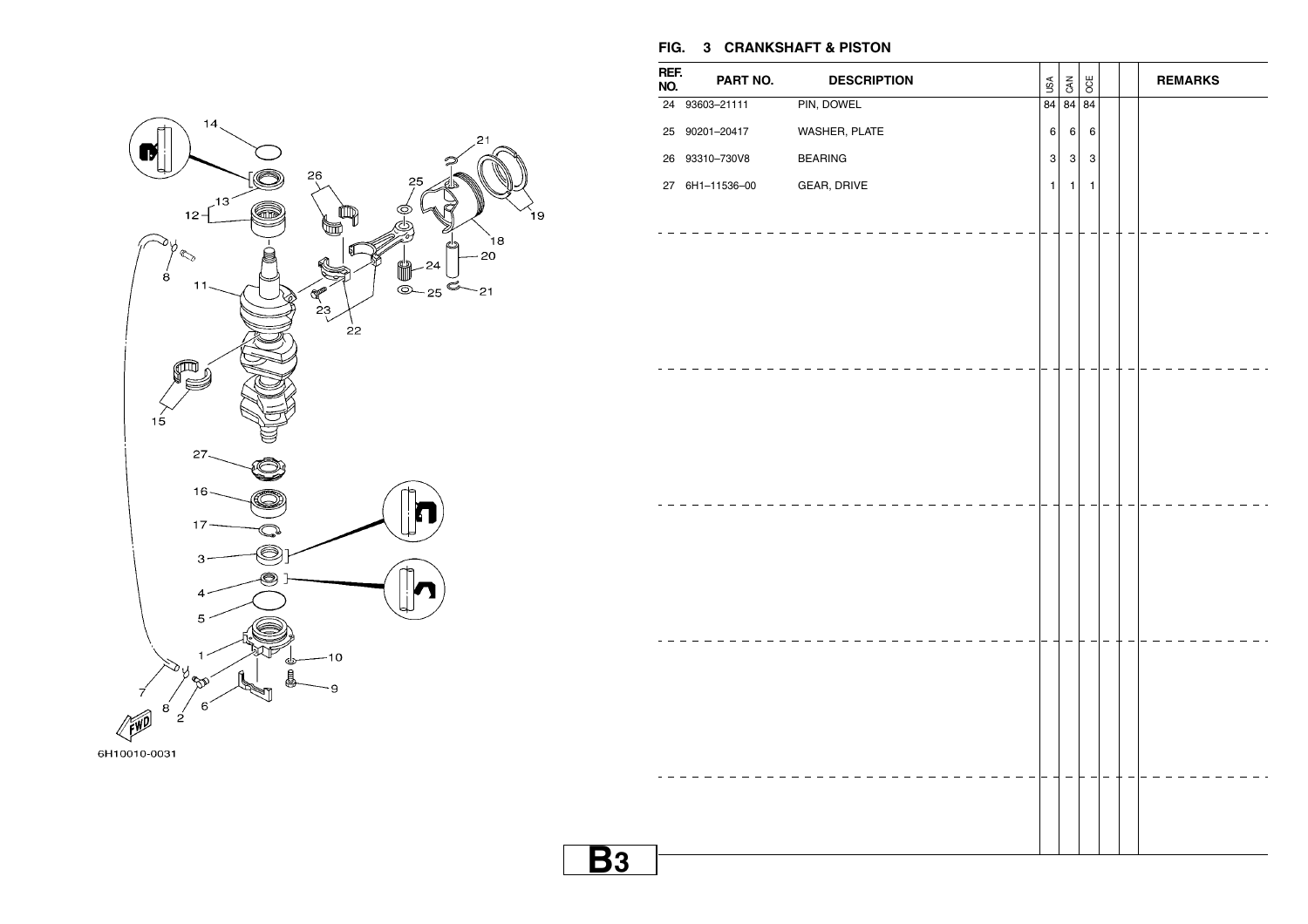## FIG. 3 CRANKSHAFT & PISTON

| REF. NO. | PART NO. | DESCRIPTION | USA | CAN | OCE | | | REMARKS |
|---|---|---|---|---|---|---|---|---|
| 24 | 93603–21111 | PIN, DOWEL | 84 | 84 | 84 | | | |
| 25 | 90201–20417 | WASHER, PLATE | 6 | 6 | 6 | | | |
| 26 | 93310–730V8 | BEARING | 3 | 3 | 3 | | | |
| 27 | 6H1–11536–00 | GEAR, DRIVE | 1 | 1 | 1 | | | |

6H10010-0031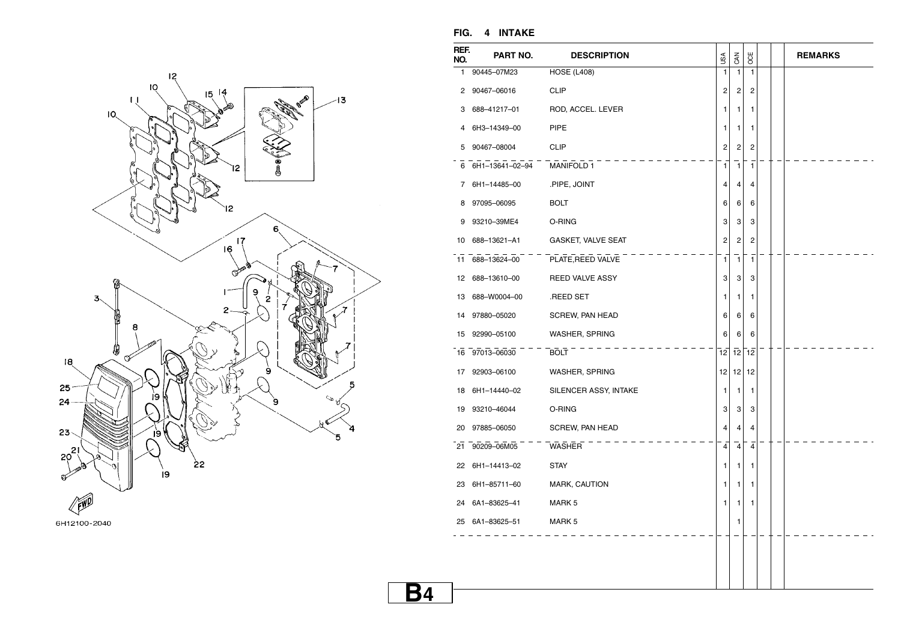## FIG. 4 INTAKE

| REF. NO. | PART NO. | DESCRIPTION | USA | CAN | OCE | | | REMARKS |
|---|---|---|---|---|---|---|---|---|
| 1 | 90445–07M23 | HOSE (L408) | 1 | 1 | 1 | | | |
| 2 | 90467–06016 | CLIP | 2 | 2 | 2 | | | |
| 3 | 688–41217–01 | ROD, ACCEL. LEVER | 1 | 1 | 1 | | | |
| 4 | 6H3–14349–00 | PIPE | 1 | 1 | 1 | | | |
| 5 | 90467–08004 | CLIP | 2 | 2 | 2 | | | |
| 6 | 6H1–13641–02–94 | MANIFOLD 1 | 1 | 1 | 1 | | | |
| 7 | 6H1–14485–00 | .PIPE, JOINT | 4 | 4 | 4 | | | |
| 8 | 97095–06095 | BOLT | 6 | 6 | 6 | | | |
| 9 | 93210–39ME4 | O-RING | 3 | 3 | 3 | | | |
| 10 | 688–13621–A1 | GASKET, VALVE SEAT | 2 | 2 | 2 | | | |
| 11 | 688–13624–00 | PLATE,REED VALVE | 1 | 1 | 1 | | | |
| 12 | 688–13610–00 | REED VALVE ASSY | 3 | 3 | 3 | | | |
| 13 | 688–W0004–00 | .REED SET | 1 | 1 | 1 | | | |
| 14 | 97880–05020 | SCREW, PAN HEAD | 6 | 6 | 6 | | | |
| 15 | 92990–05100 | WASHER, SPRING | 6 | 6 | 6 | | | |
| 16 | 97013–06030 | BOLT | 12 | 12 | 12 | | | |
| 17 | 92903–06100 | WASHER, SPRING | 12 | 12 | 12 | | | |
| 18 | 6H1–14440–02 | SILENCER ASSY, INTAKE | 1 | 1 | 1 | | | |
| 19 | 93210–46044 | O-RING | 3 | 3 | 3 | | | |
| 20 | 97885–06050 | SCREW, PAN HEAD | 4 | 4 | 4 | | | |
| 21 | 90209–06M05 | WASHER | 4 | 4 | 4 | | | |
| 22 | 6H1–14413–02 | STAY | 1 | 1 | 1 | | | |
| 23 | 6H1–85711–60 | MARK, CAUTION | 1 | 1 | 1 | | | |
| 24 | 6A1–83625–41 | MARK 5 | 1 | 1 | 1 | | | |
| 25 | 6A1–83625–51 | MARK 5 | | 1 | | | | |

6H12100-2040

B4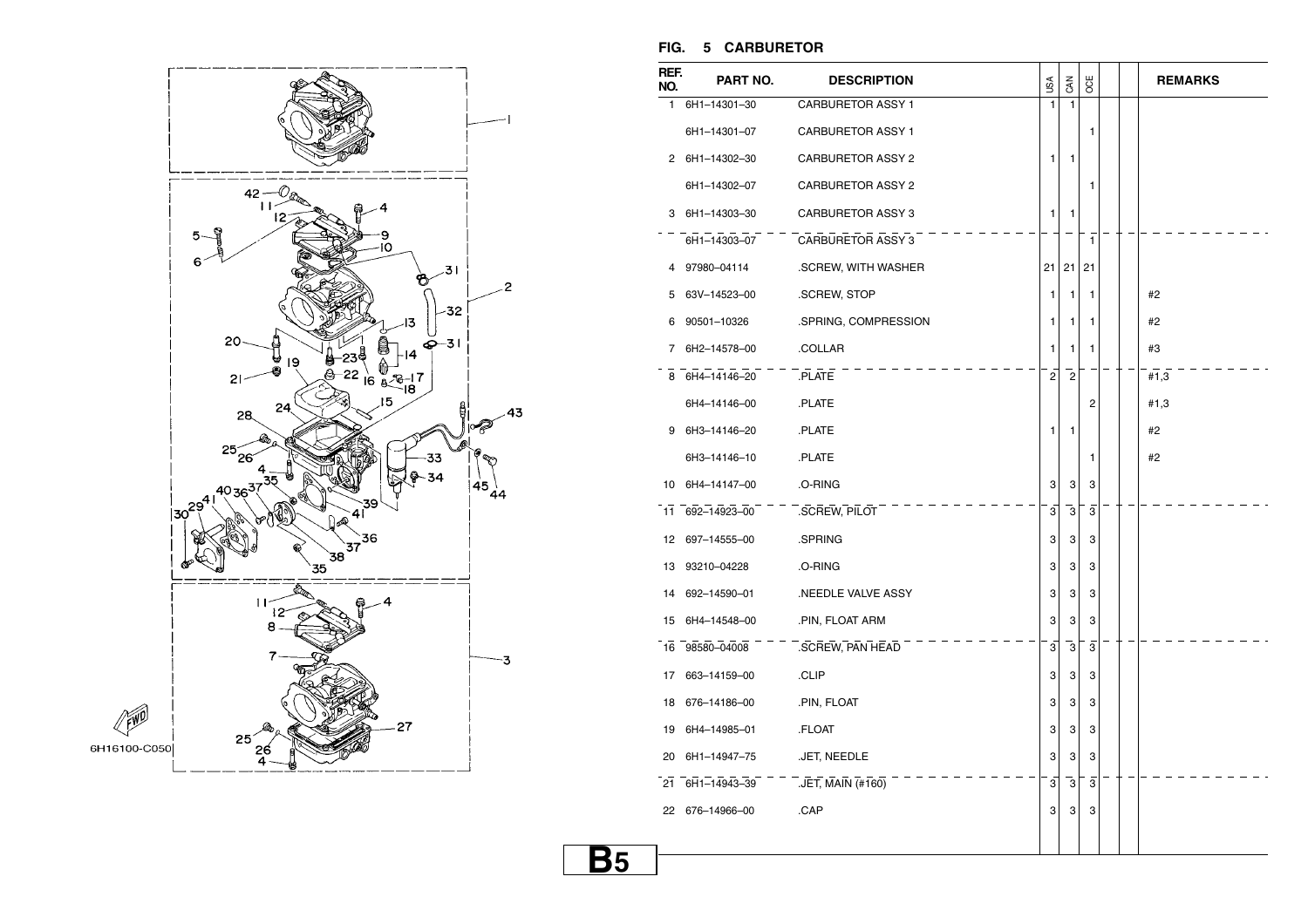## FIG. 5 CARBURETOR

| REF. NO. | PART NO. | DESCRIPTION | USA | CAN | OCE | | | REMARKS |
|---|---|---|---|---|---|---|---|---|
| 1 | 6H1–14301–30 | CARBURETOR ASSY 1 | 1 | 1 | | | | |
| | 6H1–14301–07 | CARBURETOR ASSY 1 | | | 1 | | | |
| 2 | 6H1–14302–30 | CARBURETOR ASSY 2 | 1 | 1 | | | | |
| | 6H1–14302–07 | CARBURETOR ASSY 2 | | | 1 | | | |
| 3 | 6H1–14303–30 | CARBURETOR ASSY 3 | 1 | 1 | | | | |
| | 6H1–14303–07 | CARBURETOR ASSY 3 | | | 1 | | | |
| 4 | 97980–04114 | .SCREW, WITH WASHER | 21 | 21 | 21 | | | |
| 5 | 63V–14523–00 | .SCREW, STOP | 1 | 1 | 1 | | | #2 |
| 6 | 90501–10326 | .SPRING, COMPRESSION | 1 | 1 | 1 | | | #2 |
| 7 | 6H2–14578–00 | .COLLAR | 1 | 1 | 1 | | | #3 |
| 8 | 6H4–14146–20 | .PLATE | 2 | 2 | | | | #1,3 |
| | 6H4–14146–00 | .PLATE | | | 2 | | | #1,3 |
| 9 | 6H3–14146–20 | .PLATE | 1 | 1 | | | | #2 |
| | 6H3–14146–10 | .PLATE | | | 1 | | | #2 |
| 10 | 6H4–14147–00 | .O-RING | 3 | 3 | 3 | | | |
| 11 | 692–14923–00 | .SCREW, PILOT | 3 | 3 | 3 | | | |
| 12 | 697–14555–00 | .SPRING | 3 | 3 | 3 | | | |
| 13 | 93210–04228 | .O-RING | 3 | 3 | 3 | | | |
| 14 | 692–14590–01 | .NEEDLE VALVE ASSY | 3 | 3 | 3 | | | |
| 15 | 6H4–14548–00 | .PIN, FLOAT ARM | 3 | 3 | 3 | | | |
| 16 | 98580–04008 | .SCREW, PAN HEAD | 3 | 3 | 3 | | | |
| 17 | 663–14159–00 | .CLIP | 3 | 3 | 3 | | | |
| 18 | 676–14186–00 | .PIN, FLOAT | 3 | 3 | 3 | | | |
| 19 | 6H4–14985–01 | .FLOAT | 3 | 3 | 3 | | | |
| 20 | 6H1–14947–75 | .JET, NEEDLE | 3 | 3 | 3 | | | |
| 21 | 6H1–14943–39 | .JET, MAIN (#160) | 3 | 3 | 3 | | | |
| 22 | 676–14966–00 | .CAP | 3 | 3 | 3 | | | |

6H16100-C050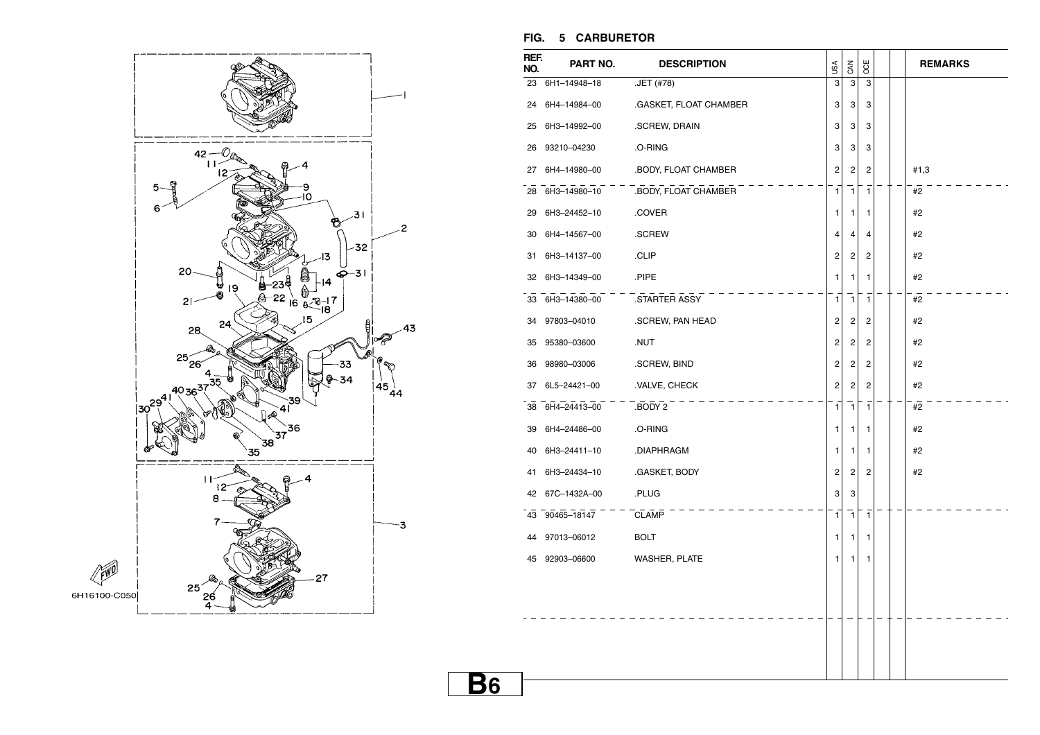## FIG. 5 CARBURETOR

| REF. NO. | PART NO. | DESCRIPTION | USA | CAN | OCE | | | REMARKS |
|---|---|---|---|---|---|---|---|---|
| 23 | 6H1–14948–18 | .JET (#78) | 3 | 3 | 3 | | | |
| 24 | 6H4–14984–00 | .GASKET, FLOAT CHAMBER | 3 | 3 | 3 | | | |
| 25 | 6H3–14992–00 | .SCREW, DRAIN | 3 | 3 | 3 | | | |
| 26 | 93210–04230 | .O-RING | 3 | 3 | 3 | | | |
| 27 | 6H4–14980–00 | .BODY, FLOAT CHAMBER | 2 | 2 | 2 | | | #1,3 |
| 28 | 6H3–14980–10 | .BODY, FLOAT CHAMBER | 1 | 1 | 1 | | | #2 |
| 29 | 6H3–24452–10 | .COVER | 1 | 1 | 1 | | | #2 |
| 30 | 6H4–14567–00 | .SCREW | 4 | 4 | 4 | | | #2 |
| 31 | 6H3–14137–00 | .CLIP | 2 | 2 | 2 | | | #2 |
| 32 | 6H3–14349–00 | .PIPE | 1 | 1 | 1 | | | #2 |
| 33 | 6H3–14380–00 | .STARTER ASSY | 1 | 1 | 1 | | | #2 |
| 34 | 97803–04010 | .SCREW, PAN HEAD | 2 | 2 | 2 | | | #2 |
| 35 | 95380–03600 | .NUT | 2 | 2 | 2 | | | #2 |
| 36 | 98980–03006 | .SCREW, BIND | 2 | 2 | 2 | | | #2 |
| 37 | 6L5–24421–00 | .VALVE, CHECK | 2 | 2 | 2 | | | #2 |
| 38 | 6H4–24413–00 | .BODY 2 | 1 | 1 | 1 | | | #2 |
| 39 | 6H4–24486–00 | .O-RING | 1 | 1 | 1 | | | #2 |
| 40 | 6H3–24411–10 | .DIAPHRAGM | 1 | 1 | 1 | | | #2 |
| 41 | 6H3–24434–10 | .GASKET, BODY | 2 | 2 | 2 | | | #2 |
| 42 | 67C–1432A–00 | .PLUG | 3 | 3 | | | | |
| 43 | 90465–18147 | CLAMP | 1 | 1 | 1 | | | |
| 44 | 97013–06012 | BOLT | 1 | 1 | 1 | | | |
| 45 | 92903–06600 | WASHER, PLATE | 1 | 1 | 1 | | | |

6H16100-C050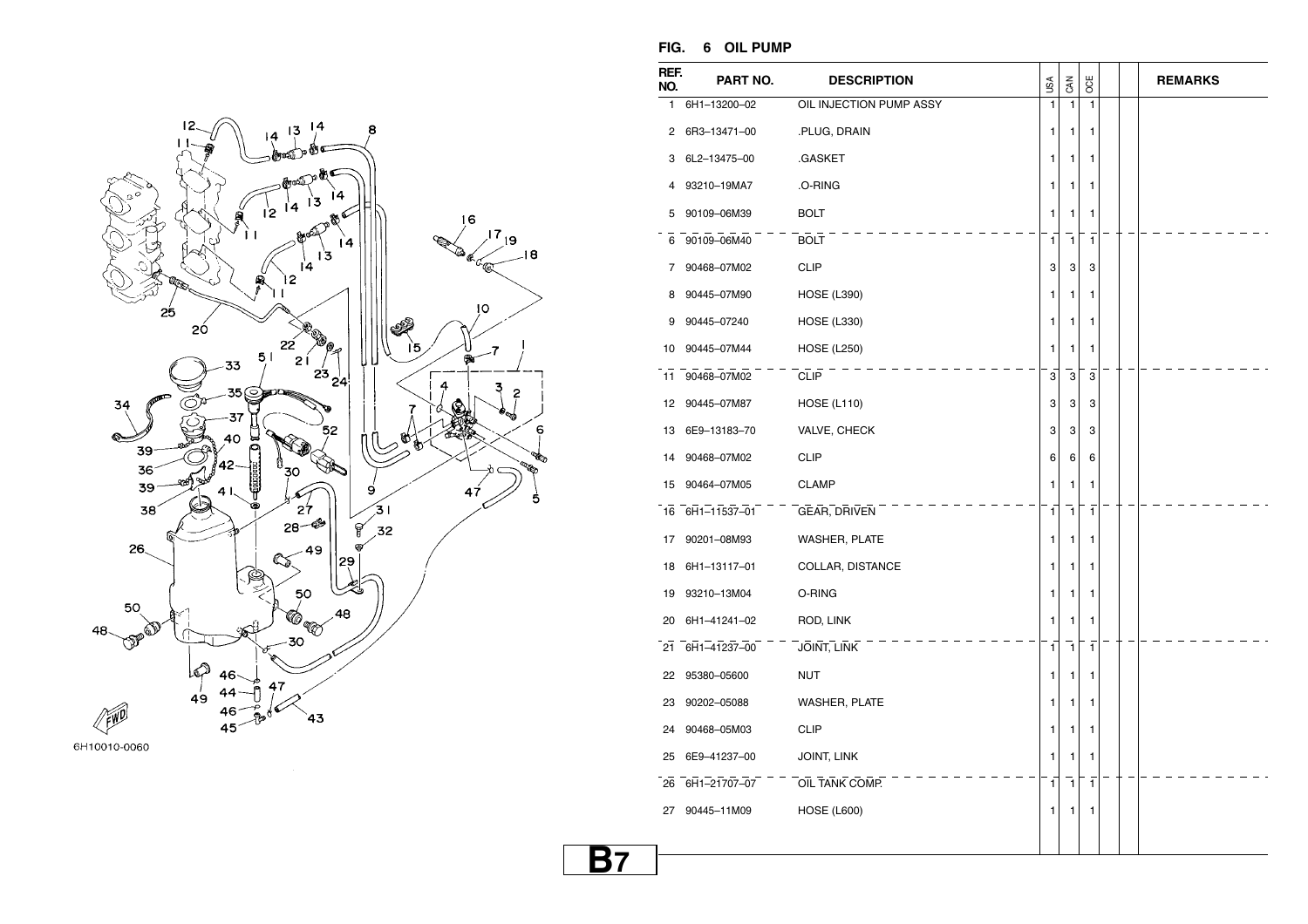## FIG. 6 OIL PUMP

| REF. NO. | PART NO. | DESCRIPTION | USA | CAN | OCE | | | REMARKS |
|---|---|---|---|---|---|---|---|---|
| 1 | 6H1–13200–02 | OIL INJECTION PUMP ASSY | 1 | 1 | 1 | | | |
| 2 | 6R3–13471–00 | .PLUG, DRAIN | 1 | 1 | 1 | | | |
| 3 | 6L2–13475–00 | .GASKET | 1 | 1 | 1 | | | |
| 4 | 93210–19MA7 | .O-RING | 1 | 1 | 1 | | | |
| 5 | 90109–06M39 | BOLT | 1 | 1 | 1 | | | |
| 6 | 90109–06M40 | BOLT | 1 | 1 | 1 | | | |
| 7 | 90468–07M02 | CLIP | 3 | 3 | 3 | | | |
| 8 | 90445–07M90 | HOSE (L390) | 1 | 1 | 1 | | | |
| 9 | 90445–07240 | HOSE (L330) | 1 | 1 | 1 | | | |
| 10 | 90445–07M44 | HOSE (L250) | 1 | 1 | 1 | | | |
| 11 | 90468–07M02 | CLIP | 3 | 3 | 3 | | | |
| 12 | 90445–07M87 | HOSE (L110) | 3 | 3 | 3 | | | |
| 13 | 6E9–13183–70 | VALVE, CHECK | 3 | 3 | 3 | | | |
| 14 | 90468–07M02 | CLIP | 6 | 6 | 6 | | | |
| 15 | 90464–07M05 | CLAMP | 1 | 1 | 1 | | | |
| 16 | 6H1–11537–01 | GEAR, DRIVEN | 1 | 1 | 1 | | | |
| 17 | 90201–08M93 | WASHER, PLATE | 1 | 1 | 1 | | | |
| 18 | 6H1–13117–01 | COLLAR, DISTANCE | 1 | 1 | 1 | | | |
| 19 | 93210–13M04 | O-RING | 1 | 1 | 1 | | | |
| 20 | 6H1–41241–02 | ROD, LINK | 1 | 1 | 1 | | | |
| 21 | 6H1–41237–00 | JOINT, LINK | 1 | 1 | 1 | | | |
| 22 | 95380–05600 | NUT | 1 | 1 | 1 | | | |
| 23 | 90202–05088 | WASHER, PLATE | 1 | 1 | 1 | | | |
| 24 | 90468–05M03 | CLIP | 1 | 1 | 1 | | | |
| 25 | 6E9–41237–00 | JOINT, LINK | 1 | 1 | 1 | | | |
| 26 | 6H1–21707–07 | OIL TANK COMP. | 1 | 1 | 1 | | | |
| 27 | 90445–11M09 | HOSE (L600) | 1 | 1 | 1 | | | |

6H10010-0060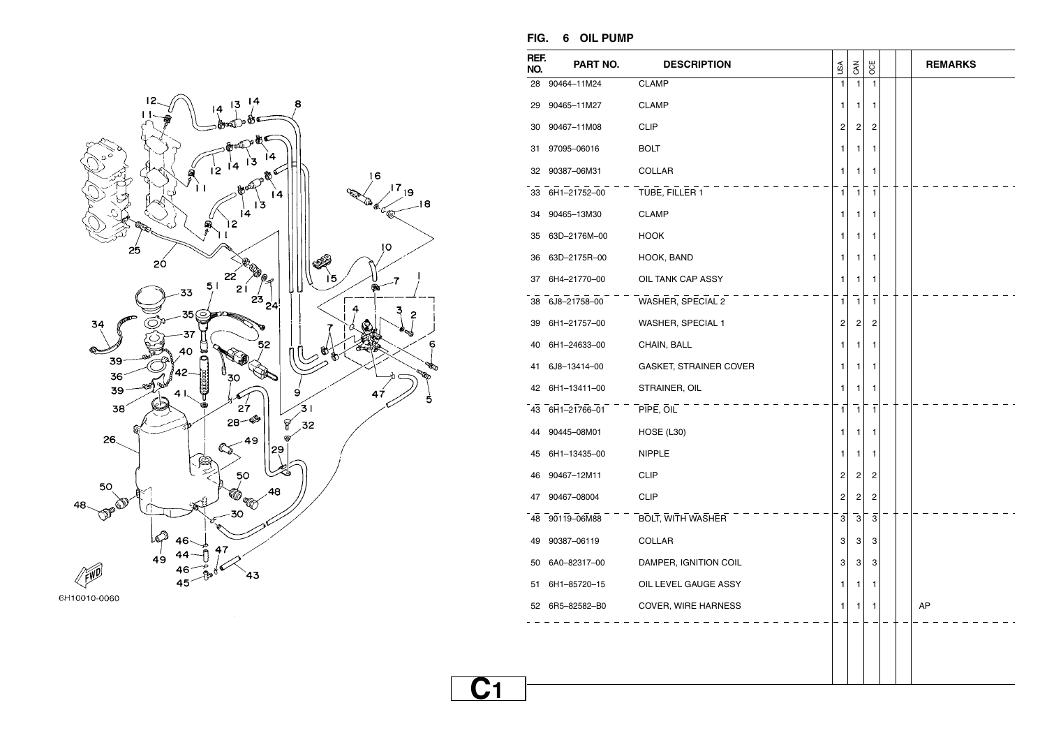## FIG. 6 OIL PUMP

| REF. NO. | PART NO. | DESCRIPTION | USA | CAN | OCE | | | REMARKS |
|---|---|---|---|---|---|---|---|---|
| 28 | 90464–11M24 | CLAMP | 1 | 1 | 1 | | | |
| 29 | 90465–11M27 | CLAMP | 1 | 1 | 1 | | | |
| 30 | 90467–11M08 | CLIP | 2 | 2 | 2 | | | |
| 31 | 97095–06016 | BOLT | 1 | 1 | 1 | | | |
| 32 | 90387–06M31 | COLLAR | 1 | 1 | 1 | | | |
| 33 | 6H1–21752–00 | TUBE, FILLER 1 | 1 | 1 | 1 | | | |
| 34 | 90465–13M30 | CLAMP | 1 | 1 | 1 | | | |
| 35 | 63D–2176M–00 | HOOK | 1 | 1 | 1 | | | |
| 36 | 63D–2175R–00 | HOOK, BAND | 1 | 1 | 1 | | | |
| 37 | 6H4–21770–00 | OIL TANK CAP ASSY | 1 | 1 | 1 | | | |
| 38 | 6J8–21758–00 | WASHER, SPECIAL 2 | 1 | 1 | 1 | | | |
| 39 | 6H1–21757–00 | WASHER, SPECIAL 1 | 2 | 2 | 2 | | | |
| 40 | 6H1–24633–00 | CHAIN, BALL | 1 | 1 | 1 | | | |
| 41 | 6J8–13414–00 | GASKET, STRAINER COVER | 1 | 1 | 1 | | | |
| 42 | 6H1–13411–00 | STRAINER, OIL | 1 | 1 | 1 | | | |
| 43 | 6H1–21766–01 | PIPE, OIL | 1 | 1 | 1 | | | |
| 44 | 90445–08M01 | HOSE (L30) | 1 | 1 | 1 | | | |
| 45 | 6H1–13435–00 | NIPPLE | 1 | 1 | 1 | | | |
| 46 | 90467–12M11 | CLIP | 2 | 2 | 2 | | | |
| 47 | 90467–08004 | CLIP | 2 | 2 | 2 | | | |
| 48 | 90119–06M88 | BOLT, WITH WASHER | 3 | 3 | 3 | | | |
| 49 | 90387–06119 | COLLAR | 3 | 3 | 3 | | | |
| 50 | 6A0–82317–00 | DAMPER, IGNITION COIL | 3 | 3 | 3 | | | |
| 51 | 6H1–85720–15 | OIL LEVEL GAUGE ASSY | 1 | 1 | 1 | | | |
| 52 | 6R5–82582–B0 | COVER, WIRE HARNESS | 1 | 1 | 1 | | | AP |

6H10010-0060

C1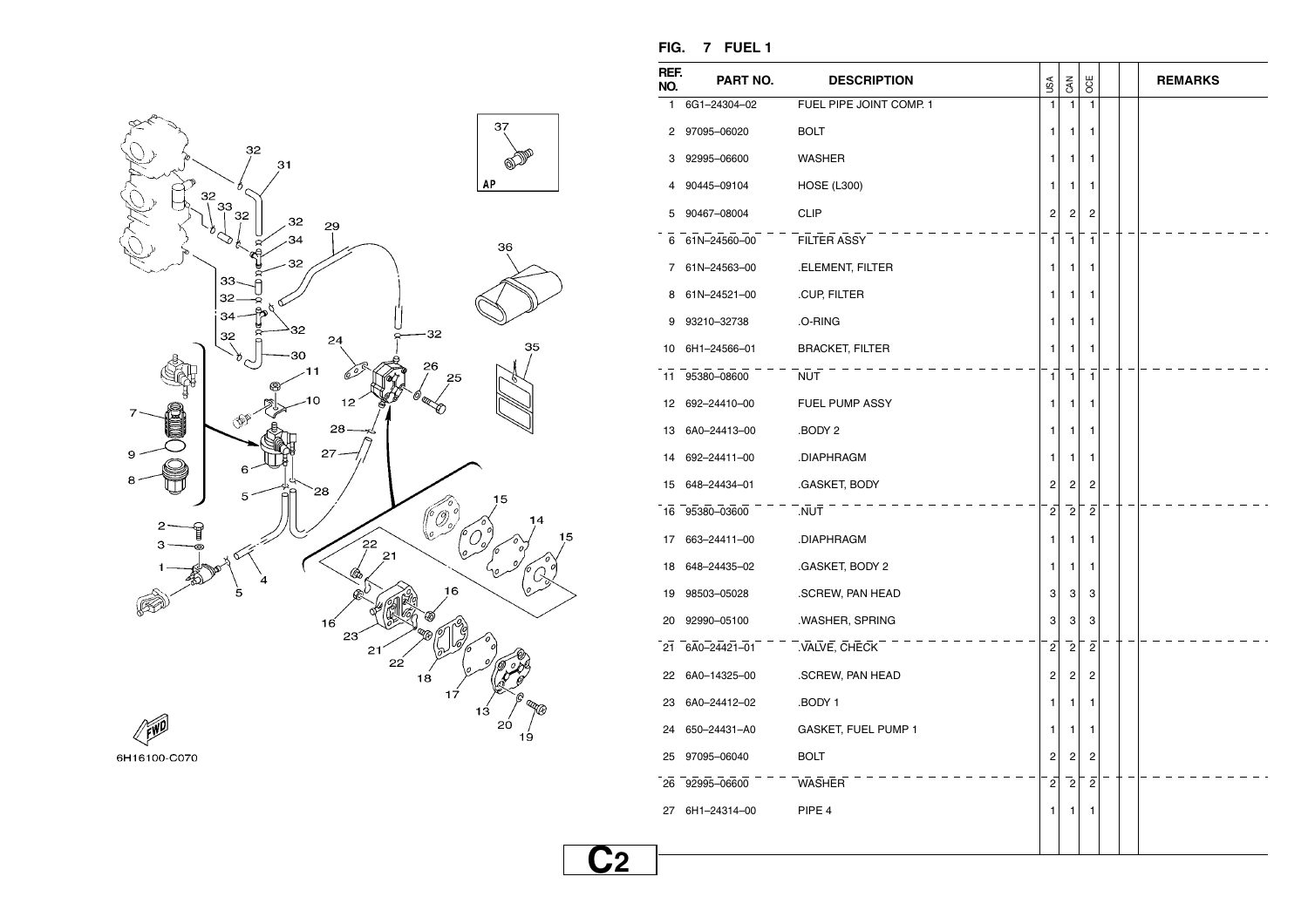## FIG. 7 FUEL 1

| REF. NO. | PART NO. | DESCRIPTION | USA | CAN | OCE | | | REMARKS |
|---|---|---|---|---|---|---|---|---|
| 1 | 6G1–24304–02 | FUEL PIPE JOINT COMP. 1 | 1 | 1 | 1 | | | |
| 2 | 97095–06020 | BOLT | 1 | 1 | 1 | | | |
| 3 | 92995–06600 | WASHER | 1 | 1 | 1 | | | |
| 4 | 90445–09104 | HOSE (L300) | 1 | 1 | 1 | | | |
| 5 | 90467–08004 | CLIP | 2 | 2 | 2 | | | |
| 6 | 61N–24560–00 | FILTER ASSY | 1 | 1 | 1 | | | |
| 7 | 61N–24563–00 | .ELEMENT, FILTER | 1 | 1 | 1 | | | |
| 8 | 61N–24521–00 | .CUP, FILTER | 1 | 1 | 1 | | | |
| 9 | 93210–32738 | .O-RING | 1 | 1 | 1 | | | |
| 10 | 6H1–24566–01 | BRACKET, FILTER | 1 | 1 | 1 | | | |
| 11 | 95380–08600 | NUT | 1 | 1 | 1 | | | |
| 12 | 692–24410–00 | FUEL PUMP ASSY | 1 | 1 | 1 | | | |
| 13 | 6A0–24413–00 | .BODY 2 | 1 | 1 | 1 | | | |
| 14 | 692–24411–00 | .DIAPHRAGM | 1 | 1 | 1 | | | |
| 15 | 648–24434–01 | .GASKET, BODY | 2 | 2 | 2 | | | |
| 16 | 95380–03600 | .NUT | 2 | 2 | 2 | | | |
| 17 | 663–24411–00 | .DIAPHRAGM | 1 | 1 | 1 | | | |
| 18 | 648–24435–02 | .GASKET, BODY 2 | 1 | 1 | 1 | | | |
| 19 | 98503–05028 | .SCREW, PAN HEAD | 3 | 3 | 3 | | | |
| 20 | 92990–05100 | .WASHER, SPRING | 3 | 3 | 3 | | | |
| 21 | 6A0–24421–01 | .VALVE, CHECK | 2 | 2 | 2 | | | |
| 22 | 6A0–14325–00 | .SCREW, PAN HEAD | 2 | 2 | 2 | | | |
| 23 | 6A0–24412–02 | .BODY 1 | 1 | 1 | 1 | | | |
| 24 | 650–24431–A0 | GASKET, FUEL PUMP 1 | 1 | 1 | 1 | | | |
| 25 | 97095–06040 | BOLT | 2 | 2 | 2 | | | |
| 26 | 92995–06600 | WASHER | 2 | 2 | 2 | | | |
| 27 | 6H1–24314–00 | PIPE 4 | 1 | 1 | 1 | | | |

6H16100-C070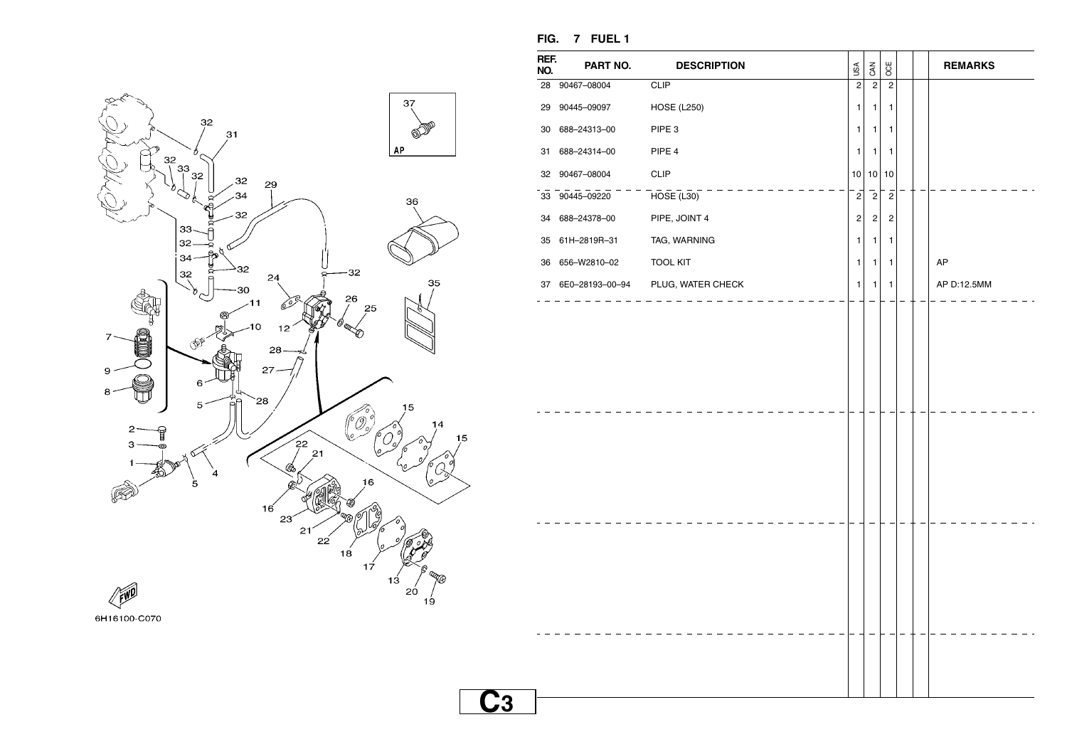**FIG. 7 FUEL 1**

| REF. NO. | PART NO. | DESCRIPTION | USA | CAN | OCE | | | REMARKS |
|---|---|---|---|---|---|---|---|---|
| 28 | 90467–08004 | CLIP | 2 | 2 | 2 | | | |
| 29 | 90445–09097 | HOSE (L250) | 1 | 1 | 1 | | | |
| 30 | 688–24313–00 | PIPE 3 | 1 | 1 | 1 | | | |
| 31 | 688–24314–00 | PIPE 4 | 1 | 1 | 1 | | | |
| 32 | 90467–08004 | CLIP | 10 | 10 | 10 | | | |
| 33 | 90445–09220 | HOSE (L30) | 2 | 2 | 2 | | | |
| 34 | 688–24378–00 | PIPE, JOINT 4 | 2 | 2 | 2 | | | |
| 35 | 61H–2819R–31 | TAG, WARNING | 1 | 1 | 1 | | | |
| 36 | 656–W2810–02 | TOOL KIT | 1 | 1 | 1 | | | AP |
| 37 | 6E0–28193–00–94 | PLUG, WATER CHECK | 1 | 1 | 1 | | | AP D:12.5MM |

6H16100-C070

C3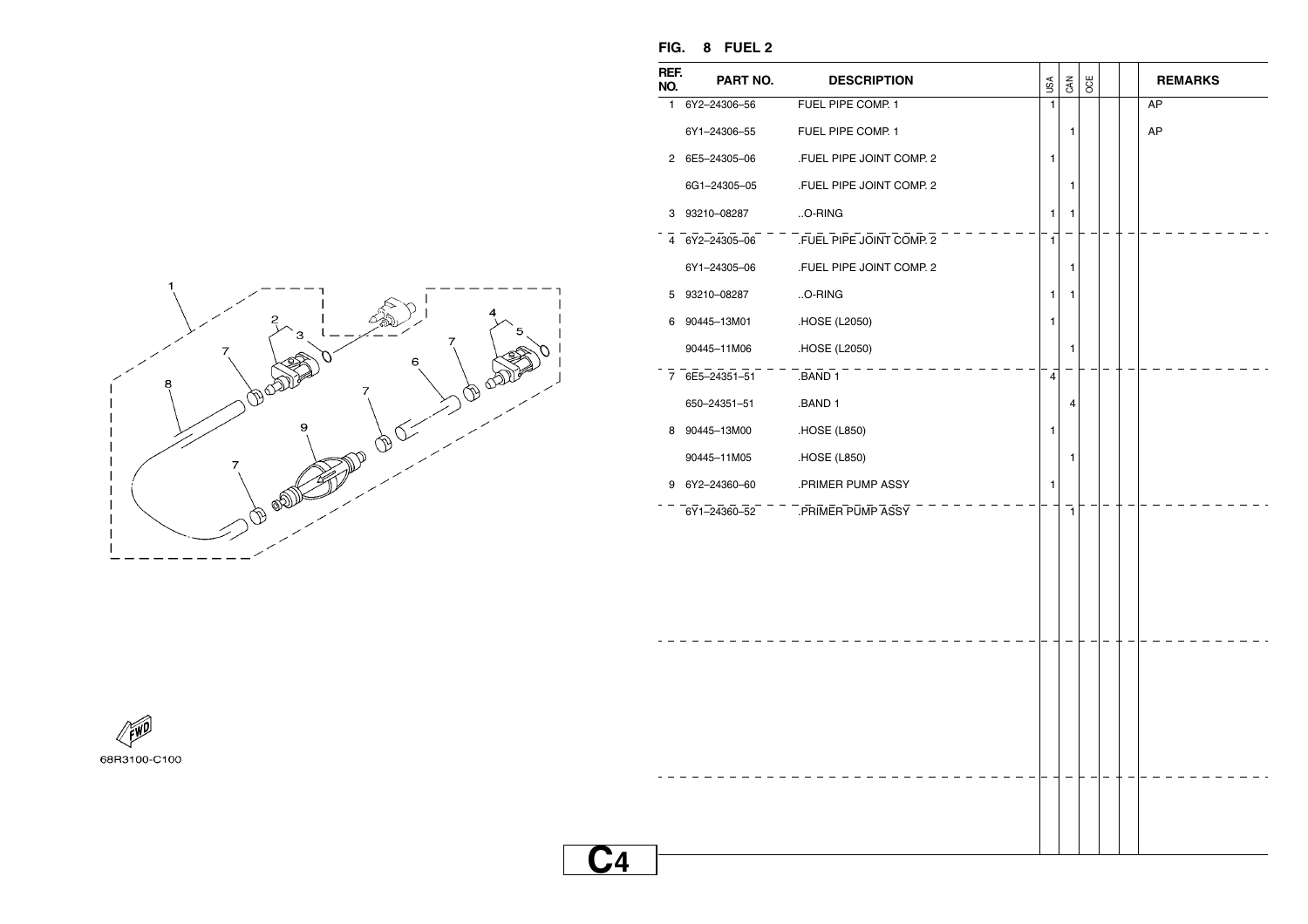## FIG. 8 FUEL 2

| REF. NO. | PART NO. | DESCRIPTION | USA | CAN | OCE | | | REMARKS |
|---|---|---|---|---|---|---|---|---|
| 1 | 6Y2–24306–56 | FUEL PIPE COMP. 1 | 1 | | | | | AP |
| | 6Y1–24306–55 | FUEL PIPE COMP. 1 | | 1 | | | | AP |
| 2 | 6E5–24305–06 | .FUEL PIPE JOINT COMP. 2 | 1 | | | | | |
| | 6G1–24305–05 | .FUEL PIPE JOINT COMP. 2 | | 1 | | | | |
| 3 | 93210–08287 | ..O-RING | 1 | 1 | | | | |
| 4 | 6Y2–24305–06 | .FUEL PIPE JOINT COMP. 2 | 1 | | | | | |
| | 6Y1–24305–06 | .FUEL PIPE JOINT COMP. 2 | | 1 | | | | |
| 5 | 93210–08287 | ..O-RING | 1 | 1 | | | | |
| 6 | 90445–13M01 | .HOSE (L2050) | 1 | | | | | |
| | 90445–11M06 | .HOSE (L2050) | | 1 | | | | |
| 7 | 6E5–24351–51 | .BAND 1 | 4 | | | | | |
| | 650–24351–51 | .BAND 1 | | 4 | | | | |
| 8 | 90445–13M00 | .HOSE (L850) | 1 | | | | | |
| | 90445–11M05 | .HOSE (L850) | | 1 | | | | |
| 9 | 6Y2–24360–60 | .PRIMER PUMP ASSY | 1 | | | | | |
| | 6Y1–24360–52 | .PRIMER PUMP ASSY | | 1 | | | | |

68R3100-C100

C4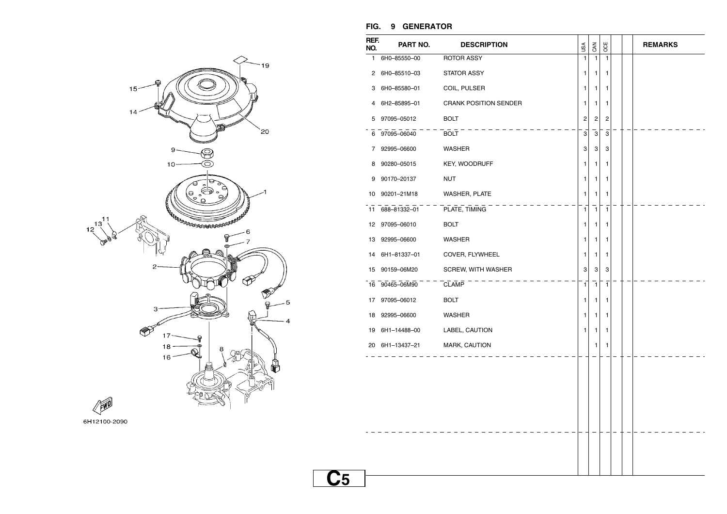## FIG. 9 GENERATOR

| REF. NO. | PART NO. | DESCRIPTION | USA | CAN | OCE | | | REMARKS |
|---|---|---|---|---|---|---|---|---|
| 1 | 6H0–85550–00 | ROTOR ASSY | 1 | 1 | 1 | | | |
| 2 | 6H0–85510–03 | STATOR ASSY | 1 | 1 | 1 | | | |
| 3 | 6H0–85580–01 | COIL, PULSER | 1 | 1 | 1 | | | |
| 4 | 6H2–85895–01 | CRANK POSITION SENDER | 1 | 1 | 1 | | | |
| 5 | 97095–05012 | BOLT | 2 | 2 | 2 | | | |
| 6 | 97095–06040 | BOLT | 3 | 3 | 3 | | | |
| 7 | 92995–06600 | WASHER | 3 | 3 | 3 | | | |
| 8 | 90280–05015 | KEY, WOODRUFF | 1 | 1 | 1 | | | |
| 9 | 90170–20137 | NUT | 1 | 1 | 1 | | | |
| 10 | 90201–21M18 | WASHER, PLATE | 1 | 1 | 1 | | | |
| 11 | 688–81332–01 | PLATE, TIMING | 1 | 1 | 1 | | | |
| 12 | 97095–06010 | BOLT | 1 | 1 | 1 | | | |
| 13 | 92995–06600 | WASHER | 1 | 1 | 1 | | | |
| 14 | 6H1–81337–01 | COVER, FLYWHEEL | 1 | 1 | 1 | | | |
| 15 | 90159–06M20 | SCREW, WITH WASHER | 3 | 3 | 3 | | | |
| 16 | 90465–06M90 | CLAMP | 1 | 1 | 1 | | | |
| 17 | 97095–06012 | BOLT | 1 | 1 | 1 | | | |
| 18 | 92995–06600 | WASHER | 1 | 1 | 1 | | | |
| 19 | 6H1–14488–00 | LABEL, CAUTION | 1 | 1 | 1 | | | |
| 20 | 6H1–13437–21 | MARK, CAUTION | | 1 | 1 | | | |

6H12100-2090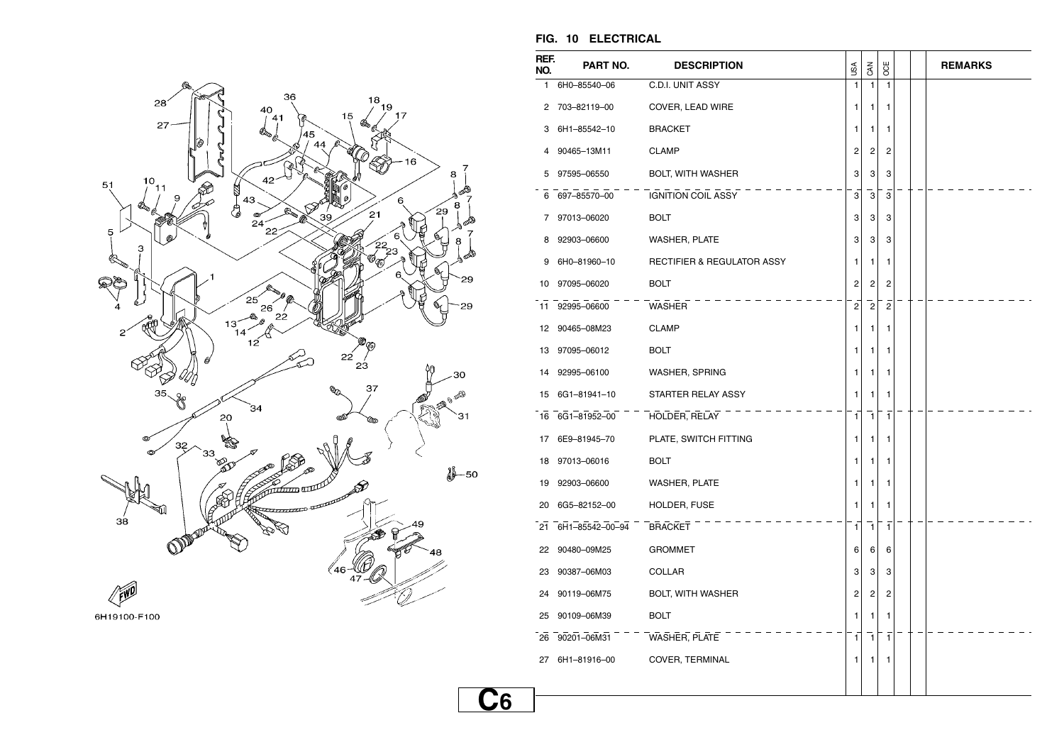## FIG. 10 ELECTRICAL

| REF. NO. | PART NO. | DESCRIPTION | USA | CAN | OCE | | | REMARKS |
|---|---|---|---|---|---|---|---|---|
| 1 | 6H0-85540-06 | C.D.I. UNIT ASSY | 1 | 1 | 1 | | | |
| 2 | 703-82119-00 | COVER, LEAD WIRE | 1 | 1 | 1 | | | |
| 3 | 6H1-85542-10 | BRACKET | 1 | 1 | 1 | | | |
| 4 | 90465-13M11 | CLAMP | 2 | 2 | 2 | | | |
| 5 | 97595-06550 | BOLT, WITH WASHER | 3 | 3 | 3 | | | |
| 6 | 697-85570-00 | IGNITION COIL ASSY | 3 | 3 | 3 | | | |
| 7 | 97013-06020 | BOLT | 3 | 3 | 3 | | | |
| 8 | 92903-06600 | WASHER, PLATE | 3 | 3 | 3 | | | |
| 9 | 6H0-81960-10 | RECTIFIER & REGULATOR ASSY | 1 | 1 | 1 | | | |
| 10 | 97095-06020 | BOLT | 2 | 2 | 2 | | | |
| 11 | 92995-06600 | WASHER | 2 | 2 | 2 | | | |
| 12 | 90465-08M23 | CLAMP | 1 | 1 | 1 | | | |
| 13 | 97095-06012 | BOLT | 1 | 1 | 1 | | | |
| 14 | 92995-06100 | WASHER, SPRING | 1 | 1 | 1 | | | |
| 15 | 6G1-81941-10 | STARTER RELAY ASSY | 1 | 1 | 1 | | | |
| 16 | 6G1-81952-00 | HOLDER, RELAY | 1 | 1 | 1 | | | |
| 17 | 6E9-81945-70 | PLATE, SWITCH FITTING | 1 | 1 | 1 | | | |
| 18 | 97013-06016 | BOLT | 1 | 1 | 1 | | | |
| 19 | 92903-06600 | WASHER, PLATE | 1 | 1 | 1 | | | |
| 20 | 6G5-82152-00 | HOLDER, FUSE | 1 | 1 | 1 | | | |
| 21 | 6H1-85542-00-94 | BRACKET | 1 | 1 | 1 | | | |
| 22 | 90480-09M25 | GROMMET | 6 | 6 | 6 | | | |
| 23 | 90387-06M03 | COLLAR | 3 | 3 | 3 | | | |
| 24 | 90119-06M75 | BOLT, WITH WASHER | 2 | 2 | 2 | | | |
| 25 | 90109-06M39 | BOLT | 1 | 1 | 1 | | | |
| 26 | 90201-06M31 | WASHER, PLATE | 1 | 1 | 1 | | | |
| 27 | 6H1-81916-00 | COVER, TERMINAL | 1 | 1 | 1 | | | |

6H19100-F100

C6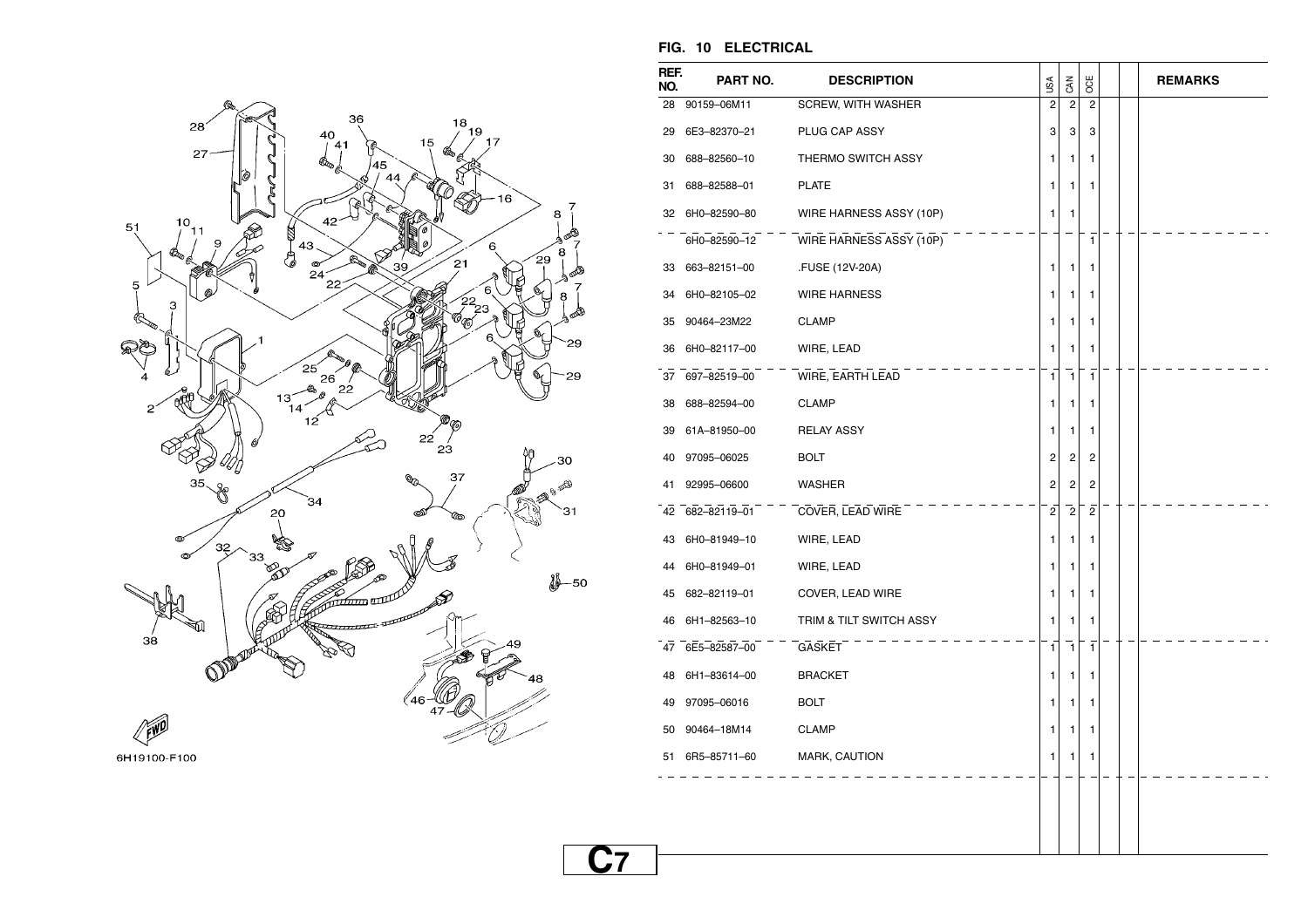## FIG. 10 ELECTRICAL

| REF. NO. | PART NO. | DESCRIPTION | USA | CAN | OCE | | | REMARKS |
|---|---|---|---|---|---|---|---|---|
| 28 | 90159–06M11 | SCREW, WITH WASHER | 2 | 2 | 2 | | | |
| 29 | 6E3–82370–21 | PLUG CAP ASSY | 3 | 3 | 3 | | | |
| 30 | 688–82560–10 | THERMO SWITCH ASSY | 1 | 1 | 1 | | | |
| 31 | 688–82588–01 | PLATE | 1 | 1 | 1 | | | |
| 32 | 6H0–82590–80 | WIRE HARNESS ASSY (10P) | 1 | 1 | | | | |
| | 6H0–82590–12 | WIRE HARNESS ASSY (10P) | | | 1 | | | |
| 33 | 663–82151–00 | .FUSE (12V-20A) | 1 | 1 | 1 | | | |
| 34 | 6H0–82105–02 | WIRE HARNESS | 1 | 1 | 1 | | | |
| 35 | 90464–23M22 | CLAMP | 1 | 1 | 1 | | | |
| 36 | 6H0–82117–00 | WIRE, LEAD | 1 | 1 | 1 | | | |
| 37 | 697–82519–00 | WIRE, EARTH LEAD | 1 | 1 | 1 | | | |
| 38 | 688–82594–00 | CLAMP | 1 | 1 | 1 | | | |
| 39 | 61A–81950–00 | RELAY ASSY | 1 | 1 | 1 | | | |
| 40 | 97095–06025 | BOLT | 2 | 2 | 2 | | | |
| 41 | 92995–06600 | WASHER | 2 | 2 | 2 | | | |
| 42 | 682–82119–01 | COVER, LEAD WIRE | 2 | 2 | 2 | | | |
| 43 | 6H0–81949–10 | WIRE, LEAD | 1 | 1 | 1 | | | |
| 44 | 6H0–81949–01 | WIRE, LEAD | 1 | 1 | 1 | | | |
| 45 | 682–82119–01 | COVER, LEAD WIRE | 1 | 1 | 1 | | | |
| 46 | 6H1–82563–10 | TRIM & TILT SWITCH ASSY | 1 | 1 | 1 | | | |
| 47 | 6E5–82587–00 | GASKET | 1 | 1 | 1 | | | |
| 48 | 6H1–83614–00 | BRACKET | 1 | 1 | 1 | | | |
| 49 | 97095–06016 | BOLT | 1 | 1 | 1 | | | |
| 50 | 90464–18M14 | CLAMP | 1 | 1 | 1 | | | |
| 51 | 6R5–85711–60 | MARK, CAUTION | 1 | 1 | 1 | | | |

6H19100-F100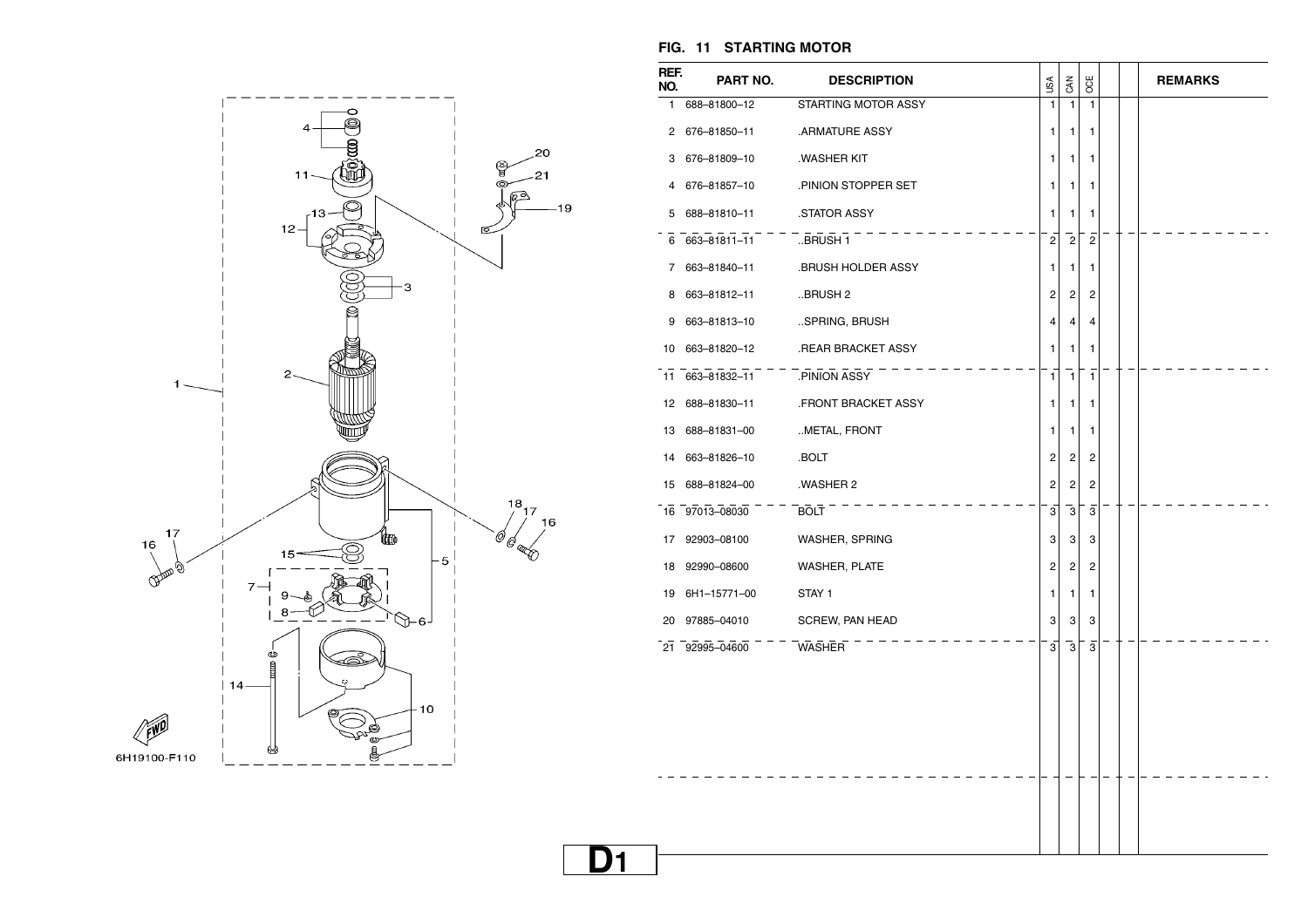## FIG. 11 STARTING MOTOR

| REF. NO. | PART NO. | DESCRIPTION | USA | CAN | OCE | | | REMARKS |
|---|---|---|---|---|---|---|---|---|
| 1 | 688–81800–12 | STARTING MOTOR ASSY | 1 | 1 | 1 | | | |
| 2 | 676–81850–11 | .ARMATURE ASSY | 1 | 1 | 1 | | | |
| 3 | 676–81809–10 | .WASHER KIT | 1 | 1 | 1 | | | |
| 4 | 676–81857–10 | .PINION STOPPER SET | 1 | 1 | 1 | | | |
| 5 | 688–81810–11 | .STATOR ASSY | 1 | 1 | 1 | | | |
| 6 | 663–81811–11 | ..BRUSH 1 | 2 | 2 | 2 | | | |
| 7 | 663–81840–11 | .BRUSH HOLDER ASSY | 1 | 1 | 1 | | | |
| 8 | 663–81812–11 | ..BRUSH 2 | 2 | 2 | 2 | | | |
| 9 | 663–81813–10 | ..SPRING, BRUSH | 4 | 4 | 4 | | | |
| 10 | 663–81820–12 | .REAR BRACKET ASSY | 1 | 1 | 1 | | | |
| 11 | 663–81832–11 | .PINION ASSY | 1 | 1 | 1 | | | |
| 12 | 688–81830–11 | .FRONT BRACKET ASSY | 1 | 1 | 1 | | | |
| 13 | 688–81831–00 | ..METAL, FRONT | 1 | 1 | 1 | | | |
| 14 | 663–81826–10 | .BOLT | 2 | 2 | 2 | | | |
| 15 | 688–81824–00 | .WASHER 2 | 2 | 2 | 2 | | | |
| 16 | 97013–08030 | BOLT | 3 | 3 | 3 | | | |
| 17 | 92903–08100 | WASHER, SPRING | 3 | 3 | 3 | | | |
| 18 | 92990–08600 | WASHER, PLATE | 2 | 2 | 2 | | | |
| 19 | 6H1–15771–00 | STAY 1 | 1 | 1 | 1 | | | |
| 20 | 97885–04010 | SCREW, PAN HEAD | 3 | 3 | 3 | | | |
| 21 | 92995–04600 | WASHER | 3 | 3 | 3 | | | |

6H19100-F110

D1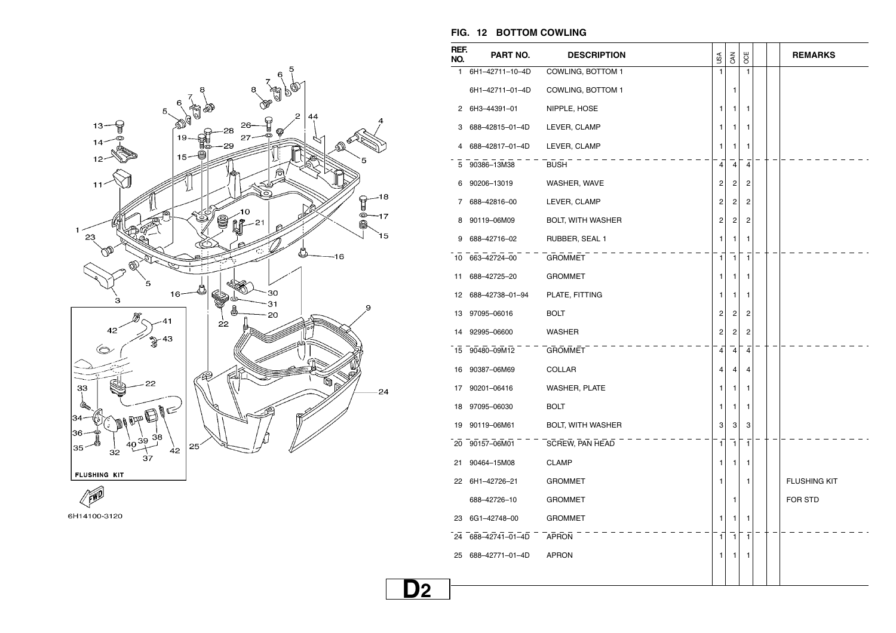## FIG. 12 BOTTOM COWLING

| REF. NO. | PART NO. | DESCRIPTION | USA | CAN | OCE | | | REMARKS |
|---|---|---|---|---|---|---|---|---|
| 1 | 6H1–42711–10–4D | COWLING, BOTTOM 1 | 1 | | 1 | | | |
| | 6H1–42711–01–4D | COWLING, BOTTOM 1 | | 1 | | | | |
| 2 | 6H3–44391–01 | NIPPLE, HOSE | 1 | 1 | 1 | | | |
| 3 | 688–42815–01–4D | LEVER, CLAMP | 1 | 1 | 1 | | | |
| 4 | 688–42817–01–4D | LEVER, CLAMP | 1 | 1 | 1 | | | |
| 5 | 90386–13M38 | BUSH | 4 | 4 | 4 | | | |
| 6 | 90206–13019 | WASHER, WAVE | 2 | 2 | 2 | | | |
| 7 | 688–42816–00 | LEVER, CLAMP | 2 | 2 | 2 | | | |
| 8 | 90119–06M09 | BOLT, WITH WASHER | 2 | 2 | 2 | | | |
| 9 | 688–42716–02 | RUBBER, SEAL 1 | 1 | 1 | 1 | | | |
| 10 | 663–42724–00 | GROMMET | 1 | 1 | 1 | | | |
| 11 | 688–42725–20 | GROMMET | 1 | 1 | 1 | | | |
| 12 | 688–42738–01–94 | PLATE, FITTING | 1 | 1 | 1 | | | |
| 13 | 97095–06016 | BOLT | 2 | 2 | 2 | | | |
| 14 | 92995–06600 | WASHER | 2 | 2 | 2 | | | |
| 15 | 90480–09M12 | GROMMET | 4 | 4 | 4 | | | |
| 16 | 90387–06M69 | COLLAR | 4 | 4 | 4 | | | |
| 17 | 90201–06416 | WASHER, PLATE | 1 | 1 | 1 | | | |
| 18 | 97095–06030 | BOLT | 1 | 1 | 1 | | | |
| 19 | 90119–06M61 | BOLT, WITH WASHER | 3 | 3 | 3 | | | |
| 20 | 90157–06M01 | SCREW, PAN HEAD | 1 | 1 | 1 | | | |
| 21 | 90464–15M08 | CLAMP | 1 | 1 | 1 | | | |
| 22 | 6H1–42726–21 | GROMMET | 1 | | 1 | | | FLUSHING KIT |
| | 688–42726–10 | GROMMET | | 1 | | | | FOR STD |
| 23 | 6G1–42748–00 | GROMMET | 1 | 1 | 1 | | | |
| 24 | 688–42741–01–4D | APRON | 1 | 1 | 1 | | | |
| 25 | 688–42771–01–4D | APRON | 1 | 1 | 1 | | | |

FLUSHING KIT

6H14100-3120

D2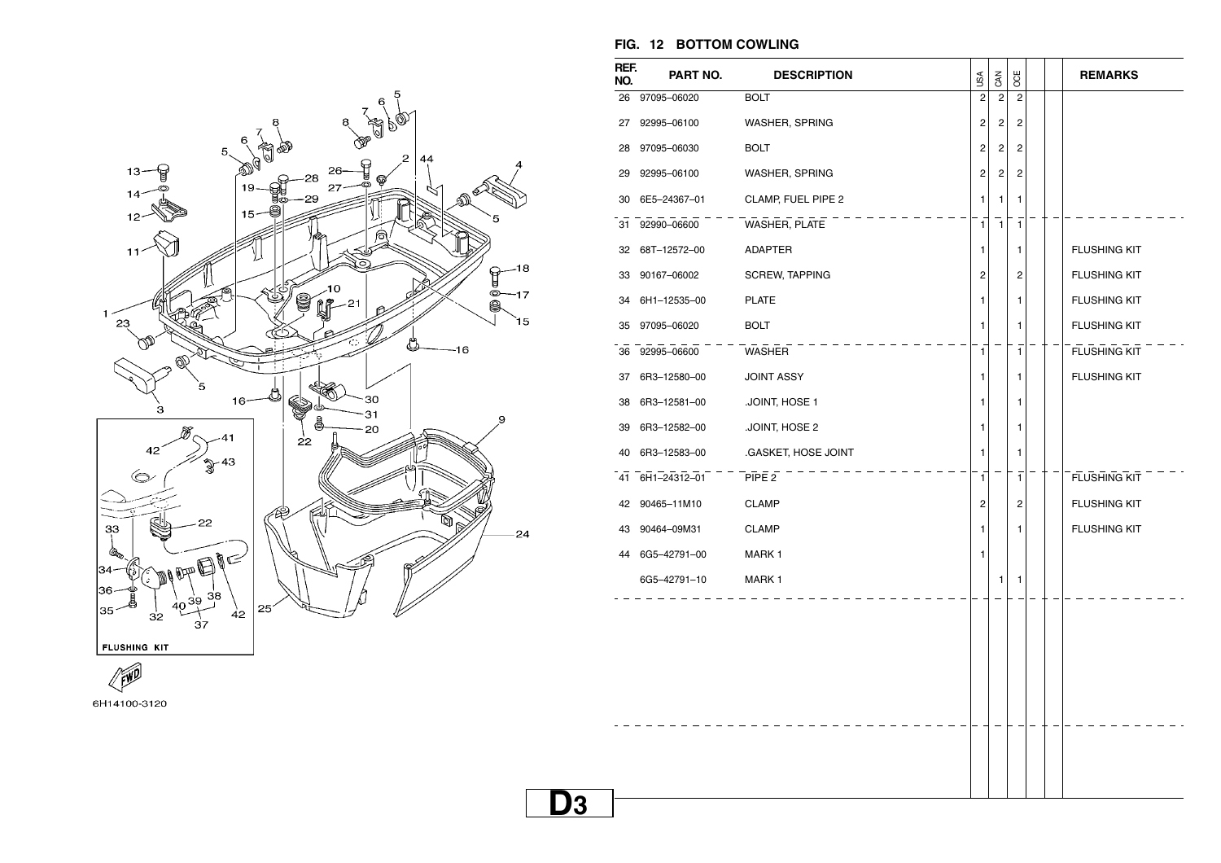## FIG. 12 BOTTOM COWLING

| REF. NO. | PART NO. | DESCRIPTION | USA | CAN | OCE | | | REMARKS |
|---|---|---|---|---|---|---|---|---|
| 26 | 97095–06020 | BOLT | 2 | 2 | 2 | | | |
| 27 | 92995–06100 | WASHER, SPRING | 2 | 2 | 2 | | | |
| 28 | 97095–06030 | BOLT | 2 | 2 | 2 | | | |
| 29 | 92995–06100 | WASHER, SPRING | 2 | 2 | 2 | | | |
| 30 | 6E5–24367–01 | CLAMP, FUEL PIPE 2 | 1 | 1 | 1 | | | |
| 31 | 92990–06600 | WASHER, PLATE | 1 | 1 | 1 | | | |
| 32 | 68T–12572–00 | ADAPTER | 1 | | 1 | | | FLUSHING KIT |
| 33 | 90167–06002 | SCREW, TAPPING | 2 | | 2 | | | FLUSHING KIT |
| 34 | 6H1–12535–00 | PLATE | 1 | | 1 | | | FLUSHING KIT |
| 35 | 97095–06020 | BOLT | 1 | | 1 | | | FLUSHING KIT |
| 36 | 92995–06600 | WASHER | 1 | | 1 | | | FLUSHING KIT |
| 37 | 6R3–12580–00 | JOINT ASSY | 1 | | 1 | | | FLUSHING KIT |
| 38 | 6R3–12581–00 | .JOINT, HOSE 1 | 1 | | 1 | | | |
| 39 | 6R3–12582–00 | .JOINT, HOSE 2 | 1 | | 1 | | | |
| 40 | 6R3–12583–00 | .GASKET, HOSE JOINT | 1 | | 1 | | | |
| 41 | 6H1–24312–01 | PIPE 2 | 1 | | 1 | | | FLUSHING KIT |
| 42 | 90465–11M10 | CLAMP | 2 | | 2 | | | FLUSHING KIT |
| 43 | 90464–09M31 | CLAMP | 1 | | 1 | | | FLUSHING KIT |
| 44 | 6G5–42791–00 | MARK 1 | 1 | | | | | |
| | 6G5–42791–10 | MARK 1 | | 1 | 1 | | | |

FLUSHING KIT

6H14100-3120

D3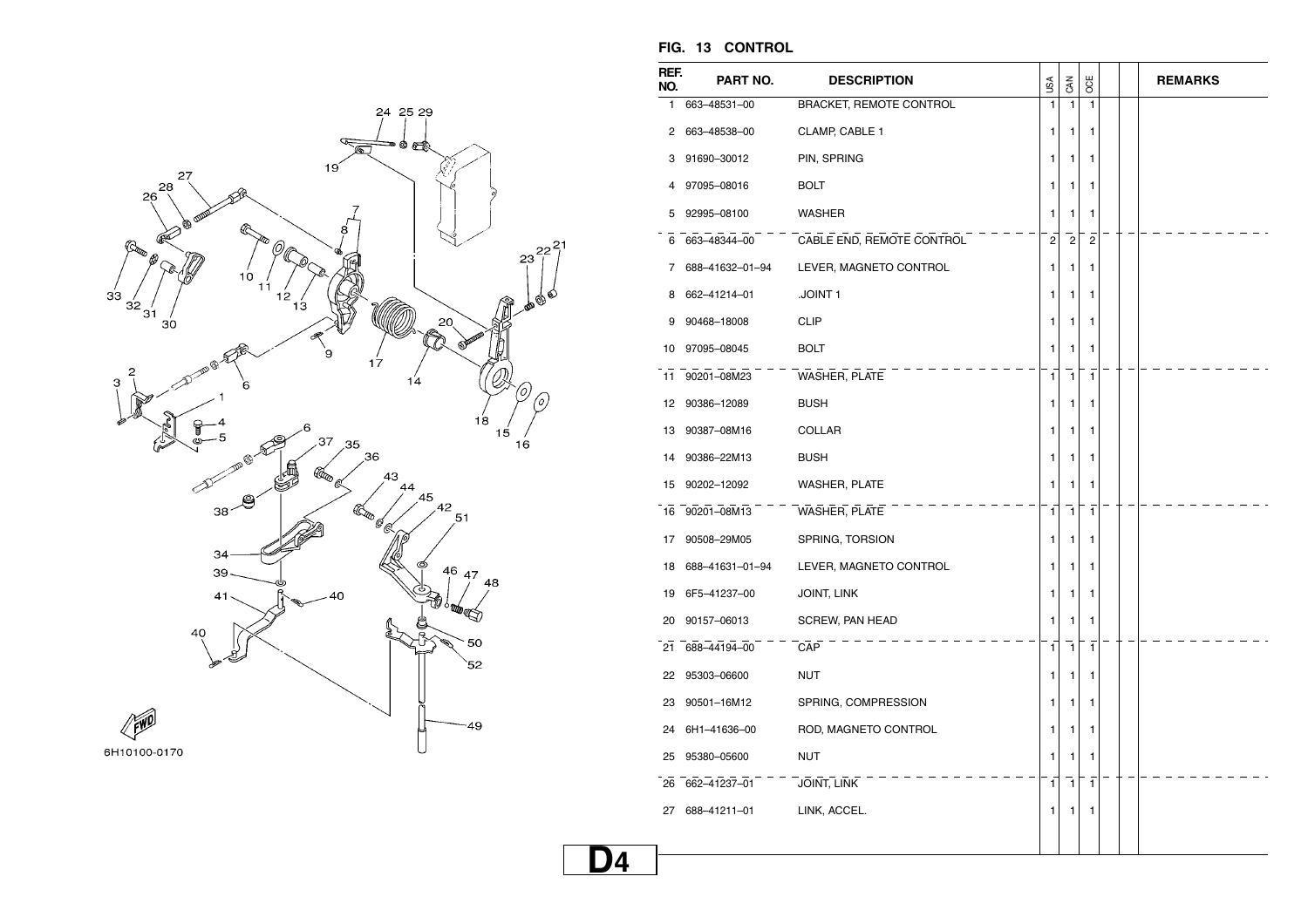## FIG. 13 CONTROL

| REF. NO. | PART NO. | DESCRIPTION | USA | CAN | OCE | | | REMARKS |
|---|---|---|---|---|---|---|---|---|
| 1 | 663–48531–00 | BRACKET, REMOTE CONTROL | 1 | 1 | 1 | | | |
| 2 | 663–48538–00 | CLAMP, CABLE 1 | 1 | 1 | 1 | | | |
| 3 | 91690–30012 | PIN, SPRING | 1 | 1 | 1 | | | |
| 4 | 97095–08016 | BOLT | 1 | 1 | 1 | | | |
| 5 | 92995–08100 | WASHER | 1 | 1 | 1 | | | |
| 6 | 663–48344–00 | CABLE END, REMOTE CONTROL | 2 | 2 | 2 | | | |
| 7 | 688–41632–01–94 | LEVER, MAGNETO CONTROL | 1 | 1 | 1 | | | |
| 8 | 662–41214–01 | .JOINT 1 | 1 | 1 | 1 | | | |
| 9 | 90468–18008 | CLIP | 1 | 1 | 1 | | | |
| 10 | 97095–08045 | BOLT | 1 | 1 | 1 | | | |
| 11 | 90201–08M23 | WASHER, PLATE | 1 | 1 | 1 | | | |
| 12 | 90386–12089 | BUSH | 1 | 1 | 1 | | | |
| 13 | 90387–08M16 | COLLAR | 1 | 1 | 1 | | | |
| 14 | 90386–22M13 | BUSH | 1 | 1 | 1 | | | |
| 15 | 90202–12092 | WASHER, PLATE | 1 | 1 | 1 | | | |
| 16 | 90201–08M13 | WASHER, PLATE | 1 | 1 | 1 | | | |
| 17 | 90508–29M05 | SPRING, TORSION | 1 | 1 | 1 | | | |
| 18 | 688–41631–01–94 | LEVER, MAGNETO CONTROL | 1 | 1 | 1 | | | |
| 19 | 6F5–41237–00 | JOINT, LINK | 1 | 1 | 1 | | | |
| 20 | 90157–06013 | SCREW, PAN HEAD | 1 | 1 | 1 | | | |
| 21 | 688–44194–00 | CAP | 1 | 1 | 1 | | | |
| 22 | 95303–06600 | NUT | 1 | 1 | 1 | | | |
| 23 | 90501–16M12 | SPRING, COMPRESSION | 1 | 1 | 1 | | | |
| 24 | 6H1–41636–00 | ROD, MAGNETO CONTROL | 1 | 1 | 1 | | | |
| 25 | 95380–05600 | NUT | 1 | 1 | 1 | | | |
| 26 | 662–41237–01 | JOINT, LINK | 1 | 1 | 1 | | | |
| 27 | 688–41211–01 | LINK, ACCEL. | 1 | 1 | 1 | | | |

6H10100-0170

D4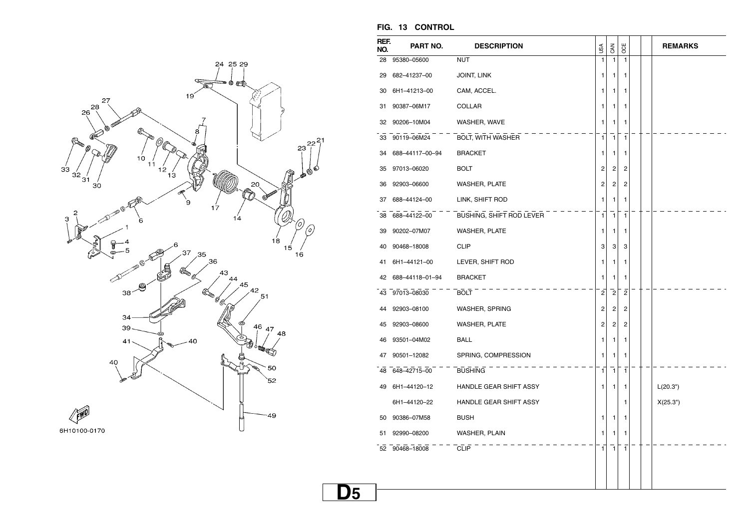## FIG. 13 CONTROL

| REF. NO. | PART NO. | DESCRIPTION | USA | CAN | OCE | | | REMARKS |
|---|---|---|---|---|---|---|---|---|
| 28 | 95380–05600 | NUT | 1 | 1 | 1 | | | |
| 29 | 682–41237–00 | JOINT, LINK | 1 | 1 | 1 | | | |
| 30 | 6H1–41213–00 | CAM, ACCEL. | 1 | 1 | 1 | | | |
| 31 | 90387–06M17 | COLLAR | 1 | 1 | 1 | | | |
| 32 | 90206–10M04 | WASHER, WAVE | 1 | 1 | 1 | | | |
| 33 | 90119–06M24 | BOLT, WITH WASHER | 1 | 1 | 1 | | | |
| 34 | 688–44117–00–94 | BRACKET | 1 | 1 | 1 | | | |
| 35 | 97013–06020 | BOLT | 2 | 2 | 2 | | | |
| 36 | 92903–06600 | WASHER, PLATE | 2 | 2 | 2 | | | |
| 37 | 688–44124–00 | LINK, SHIFT ROD | 1 | 1 | 1 | | | |
| 38 | 688–44122–00 | BUSHING, SHIFT ROD LEVER | 1 | 1 | 1 | | | |
| 39 | 90202–07M07 | WASHER, PLATE | 1 | 1 | 1 | | | |
| 40 | 90468–18008 | CLIP | 3 | 3 | 3 | | | |
| 41 | 6H1–44121–00 | LEVER, SHIFT ROD | 1 | 1 | 1 | | | |
| 42 | 688–44118–01–94 | BRACKET | 1 | 1 | 1 | | | |
| 43 | 97013–08030 | BOLT | 2 | 2 | 2 | | | |
| 44 | 92903–08100 | WASHER, SPRING | 2 | 2 | 2 | | | |
| 45 | 92903–08600 | WASHER, PLATE | 2 | 2 | 2 | | | |
| 46 | 93501–04M02 | BALL | 1 | 1 | 1 | | | |
| 47 | 90501–12082 | SPRING, COMPRESSION | 1 | 1 | 1 | | | |
| 48 | 648–42715–00 | BUSHING | 1 | 1 | 1 | | | |
| 49 | 6H1–44120–12 | HANDLE GEAR SHIFT ASSY | 1 | 1 | 1 | | | L(20.3") |
| | 6H1–44120–22 | HANDLE GEAR SHIFT ASSY | | | 1 | | | X(25.3") |
| 50 | 90386–07M58 | BUSH | 1 | 1 | 1 | | | |
| 51 | 92990–08200 | WASHER, PLAIN | 1 | 1 | 1 | | | |
| 52 | 90468–18008 | CLIP | 1 | 1 | 1 | | | |

6H10100-0170

**D5**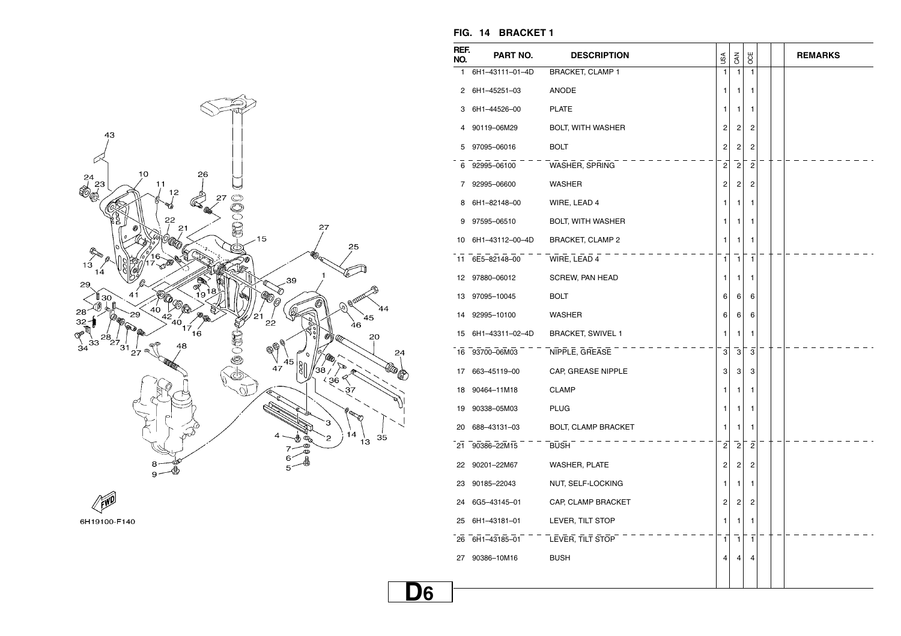## FIG. 14 BRACKET 1

| REF. NO. | PART NO. | DESCRIPTION | USA | CAN | OCE | | | REMARKS |
|---|---|---|---|---|---|---|---|---|
| 1 | 6H1–43111–01–4D | BRACKET, CLAMP 1 | 1 | 1 | 1 | | | |
| 2 | 6H1–45251–03 | ANODE | 1 | 1 | 1 | | | |
| 3 | 6H1–44526–00 | PLATE | 1 | 1 | 1 | | | |
| 4 | 90119–06M29 | BOLT, WITH WASHER | 2 | 2 | 2 | | | |
| 5 | 97095–06016 | BOLT | 2 | 2 | 2 | | | |
| 6 | 92995–06100 | WASHER, SPRING | 2 | 2 | 2 | | | |
| 7 | 92995–06600 | WASHER | 2 | 2 | 2 | | | |
| 8 | 6H1–82148–00 | WIRE, LEAD 4 | 1 | 1 | 1 | | | |
| 9 | 97595–06510 | BOLT, WITH WASHER | 1 | 1 | 1 | | | |
| 10 | 6H1–43112–00–4D | BRACKET, CLAMP 2 | 1 | 1 | 1 | | | |
| 11 | 6E5–82148–00 | WIRE, LEAD 4 | 1 | 1 | 1 | | | |
| 12 | 97880–06012 | SCREW, PAN HEAD | 1 | 1 | 1 | | | |
| 13 | 97095–10045 | BOLT | 6 | 6 | 6 | | | |
| 14 | 92995–10100 | WASHER | 6 | 6 | 6 | | | |
| 15 | 6H1–43311–02–4D | BRACKET, SWIVEL 1 | 1 | 1 | 1 | | | |
| 16 | 93700–06M03 | NIPPLE, GREASE | 3 | 3 | 3 | | | |
| 17 | 663–45119–00 | CAP, GREASE NIPPLE | 3 | 3 | 3 | | | |
| 18 | 90464–11M18 | CLAMP | 1 | 1 | 1 | | | |
| 19 | 90338–05M03 | PLUG | 1 | 1 | 1 | | | |
| 20 | 688–43131–03 | BOLT, CLAMP BRACKET | 1 | 1 | 1 | | | |
| 21 | 90386–22M15 | BUSH | 2 | 2 | 2 | | | |
| 22 | 90201–22M67 | WASHER, PLATE | 2 | 2 | 2 | | | |
| 23 | 90185–22043 | NUT, SELF-LOCKING | 1 | 1 | 1 | | | |
| 24 | 6G5–43145–01 | CAP, CLAMP BRACKET | 2 | 2 | 2 | | | |
| 25 | 6H1–43181–01 | LEVER, TILT STOP | 1 | 1 | 1 | | | |
| 26 | 6H1–43185–01 | LEVER, TILT STOP | 1 | 1 | 1 | | | |
| 27 | 90386–10M16 | BUSH | 4 | 4 | 4 | | | |

6H19100-F140

D6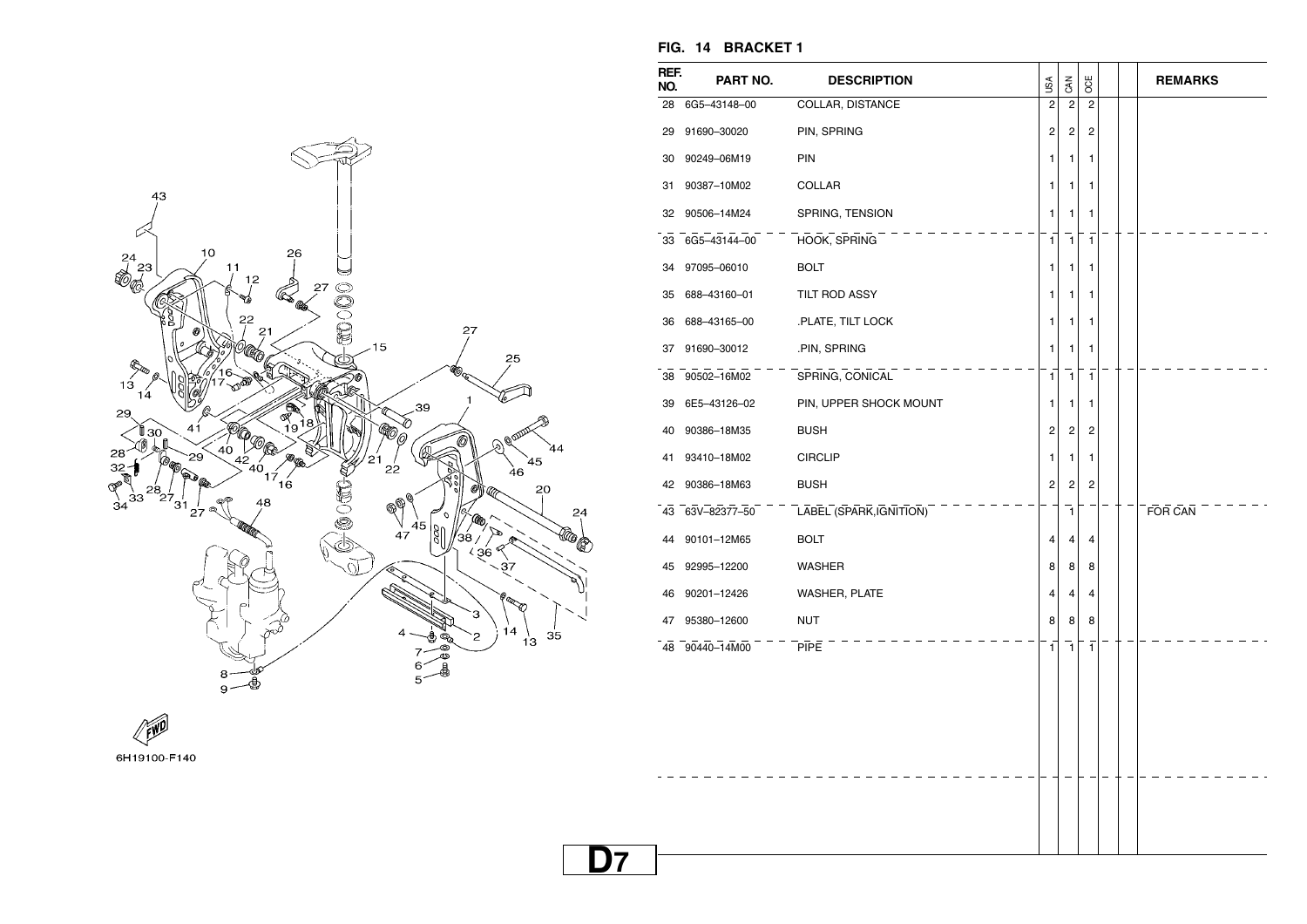## FIG. 14 BRACKET 1

| REF. NO. | PART NO. | DESCRIPTION | USA | CAN | OCE | | | REMARKS |
|---|---|---|---|---|---|---|---|---|
| 28 | 6G5–43148–00 | COLLAR, DISTANCE | 2 | 2 | 2 | | | |
| 29 | 91690–30020 | PIN, SPRING | 2 | 2 | 2 | | | |
| 30 | 90249–06M19 | PIN | 1 | 1 | 1 | | | |
| 31 | 90387–10M02 | COLLAR | 1 | 1 | 1 | | | |
| 32 | 90506–14M24 | SPRING, TENSION | 1 | 1 | 1 | | | |
| 33 | 6G5–43144–00 | HOOK, SPRING | 1 | 1 | 1 | | | |
| 34 | 97095–06010 | BOLT | 1 | 1 | 1 | | | |
| 35 | 688–43160–01 | TILT ROD ASSY | 1 | 1 | 1 | | | |
| 36 | 688–43165–00 | .PLATE, TILT LOCK | 1 | 1 | 1 | | | |
| 37 | 91690–30012 | .PIN, SPRING | 1 | 1 | 1 | | | |
| 38 | 90502–16M02 | SPRING, CONICAL | 1 | 1 | 1 | | | |
| 39 | 6E5–43126–02 | PIN, UPPER SHOCK MOUNT | 1 | 1 | 1 | | | |
| 40 | 90386–18M35 | BUSH | 2 | 2 | 2 | | | |
| 41 | 93410–18M02 | CIRCLIP | 1 | 1 | 1 | | | |
| 42 | 90386–18M63 | BUSH | 2 | 2 | 2 | | | |
| 43 | 63V–82377–50 | LABEL (SPARK,IGNITION) | | 1 | | | | FOR CAN |
| 44 | 90101–12M65 | BOLT | 4 | 4 | 4 | | | |
| 45 | 92995–12200 | WASHER | 8 | 8 | 8 | | | |
| 46 | 90201–12426 | WASHER, PLATE | 4 | 4 | 4 | | | |
| 47 | 95380–12600 | NUT | 8 | 8 | 8 | | | |
| 48 | 90440–14M00 | PIPE | 1 | 1 | 1 | | | |

6H19100-F140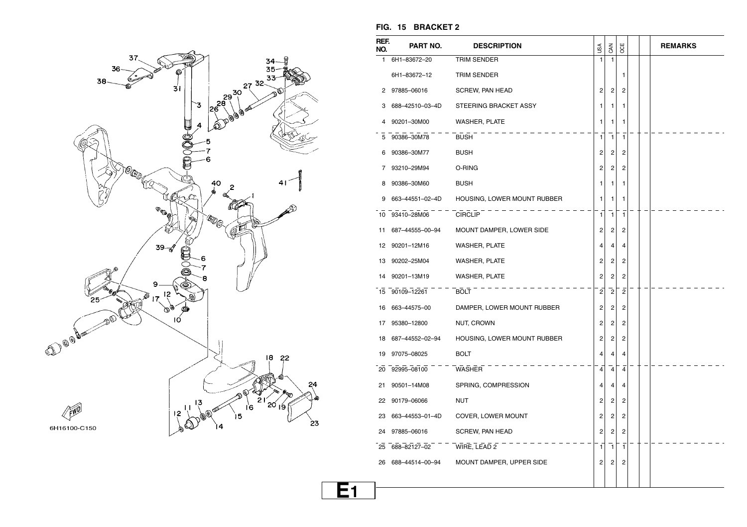## FIG. 15 BRACKET 2

6H16100-C150

| REF. NO. | PART NO. | DESCRIPTION | USA | CAN | OCE | | | REMARKS |
|---|---|---|---|---|---|---|---|---|
| 1 | 6H1–83672–20 | TRIM SENDER | 1 | 1 | | | | |
| | 6H1–83672–12 | TRIM SENDER | | | 1 | | | |
| 2 | 97885–06016 | SCREW, PAN HEAD | 2 | 2 | 2 | | | |
| 3 | 688–42510–03–4D | STEERING BRACKET ASSY | 1 | 1 | 1 | | | |
| 4 | 90201–30M00 | WASHER, PLATE | 1 | 1 | 1 | | | |
| 5 | 90386–30M78 | BUSH | 1 | 1 | 1 | | | |
| 6 | 90386–30M77 | BUSH | 2 | 2 | 2 | | | |
| 7 | 93210–29M94 | O-RING | 2 | 2 | 2 | | | |
| 8 | 90386–30M60 | BUSH | 1 | 1 | 1 | | | |
| 9 | 663–44551–02–4D | HOUSING, LOWER MOUNT RUBBER | 1 | 1 | 1 | | | |
| 10 | 93410–28M06 | CIRCLIP | 1 | 1 | 1 | | | |
| 11 | 687–44555–00–94 | MOUNT DAMPER, LOWER SIDE | 2 | 2 | 2 | | | |
| 12 | 90201–12M16 | WASHER, PLATE | 4 | 4 | 4 | | | |
| 13 | 90202–25M04 | WASHER, PLATE | 2 | 2 | 2 | | | |
| 14 | 90201–13M19 | WASHER, PLATE | 2 | 2 | 2 | | | |
| 15 | 90109–12261 | BOLT | 2 | 2 | 2 | | | |
| 16 | 663–44575–00 | DAMPER, LOWER MOUNT RUBBER | 2 | 2 | 2 | | | |
| 17 | 95380–12800 | NUT, CROWN | 2 | 2 | 2 | | | |
| 18 | 687–44552–02–94 | HOUSING, LOWER MOUNT RUBBER | 2 | 2 | 2 | | | |
| 19 | 97075–08025 | BOLT | 4 | 4 | 4 | | | |
| 20 | 92995–08100 | WASHER | 4 | 4 | 4 | | | |
| 21 | 90501–14M08 | SPRING, COMPRESSION | 4 | 4 | 4 | | | |
| 22 | 90179–06066 | NUT | 2 | 2 | 2 | | | |
| 23 | 663–44553–01–4D | COVER, LOWER MOUNT | 2 | 2 | 2 | | | |
| 24 | 97885–06016 | SCREW, PAN HEAD | 2 | 2 | 2 | | | |
| 25 | 688–82127–02 | WIRE, LEAD 2 | 1 | 1 | 1 | | | |
| 26 | 688–44514–00–94 | MOUNT DAMPER, UPPER SIDE | 2 | 2 | 2 | | | |

E1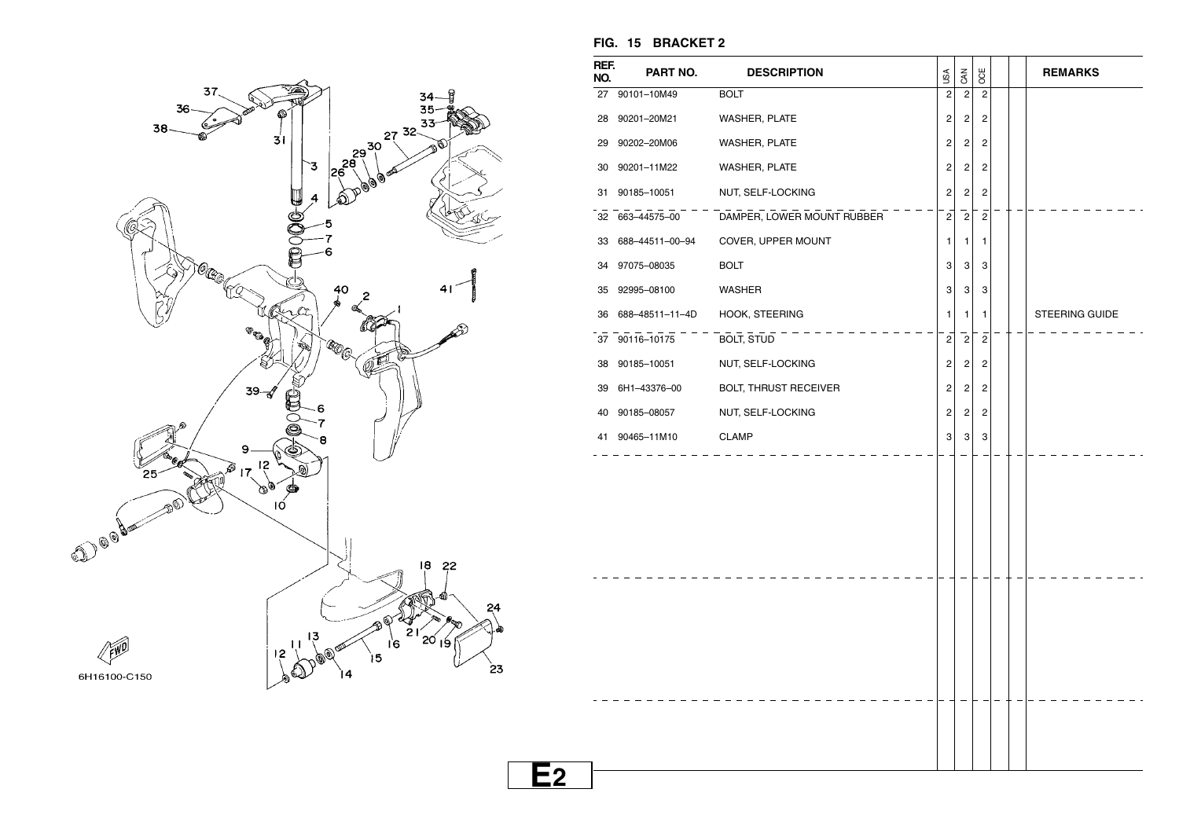## FIG. 15 BRACKET 2

| REF. NO. | PART NO. | DESCRIPTION | USA | CAN | OCE | | | REMARKS |
|---|---|---|---|---|---|---|---|---|
| 27 | 90101–10M49 | BOLT | 2 | 2 | 2 | | | |
| 28 | 90201–20M21 | WASHER, PLATE | 2 | 2 | 2 | | | |
| 29 | 90202–20M06 | WASHER, PLATE | 2 | 2 | 2 | | | |
| 30 | 90201–11M22 | WASHER, PLATE | 2 | 2 | 2 | | | |
| 31 | 90185–10051 | NUT, SELF-LOCKING | 2 | 2 | 2 | | | |
| 32 | 663–44575–00 | DAMPER, LOWER MOUNT RUBBER | 2 | 2 | 2 | | | |
| 33 | 688–44511–00–94 | COVER, UPPER MOUNT | 1 | 1 | 1 | | | |
| 34 | 97075–08035 | BOLT | 3 | 3 | 3 | | | |
| 35 | 92995–08100 | WASHER | 3 | 3 | 3 | | | |
| 36 | 688–48511–11–4D | HOOK, STEERING | 1 | 1 | 1 | | | STEERING GUIDE |
| 37 | 90116–10175 | BOLT, STUD | 2 | 2 | 2 | | | |
| 38 | 90185–10051 | NUT, SELF-LOCKING | 2 | 2 | 2 | | | |
| 39 | 6H1–43376–00 | BOLT, THRUST RECEIVER | 2 | 2 | 2 | | | |
| 40 | 90185–08057 | NUT, SELF-LOCKING | 2 | 2 | 2 | | | |
| 41 | 90465–11M10 | CLAMP | 3 | 3 | 3 | | | |

6H16100-C150

E2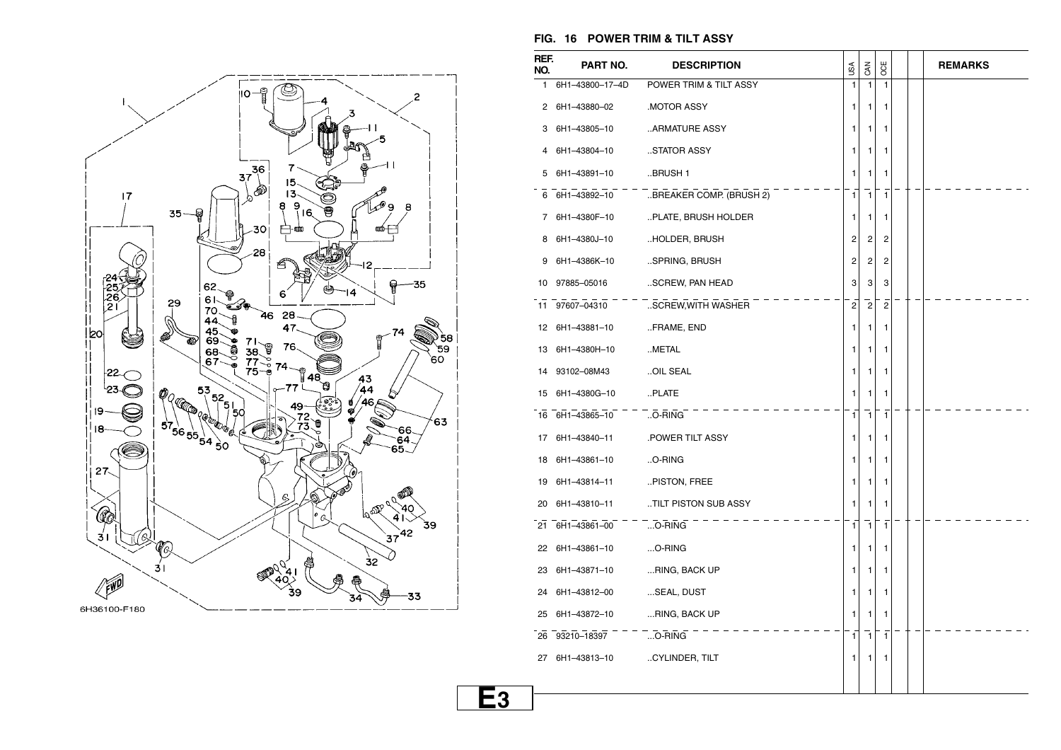## FIG. 16 POWER TRIM & TILT ASSY

| REF. NO. | PART NO. | DESCRIPTION | USA | CAN | OCE | | | REMARKS |
|---|---|---|---|---|---|---|---|---|
| 1 | 6H1–43800–17–4D | POWER TRIM & TILT ASSY | 1 | 1 | 1 | | | |
| 2 | 6H1–43880–02 | .MOTOR ASSY | 1 | 1 | 1 | | | |
| 3 | 6H1–43805–10 | ..ARMATURE ASSY | 1 | 1 | 1 | | | |
| 4 | 6H1–43804–10 | ..STATOR ASSY | 1 | 1 | 1 | | | |
| 5 | 6H1–43891–10 | ..BRUSH 1 | 1 | 1 | 1 | | | |
| 6 | 6H1–43892–10 | ..BREAKER COMP. (BRUSH 2) | 1 | 1 | 1 | | | |
| 7 | 6H1–4380F–10 | ..PLATE, BRUSH HOLDER | 1 | 1 | 1 | | | |
| 8 | 6H1–4380J–10 | ..HOLDER, BRUSH | 2 | 2 | 2 | | | |
| 9 | 6H1–4386K–10 | ..SPRING, BRUSH | 2 | 2 | 2 | | | |
| 10 | 97885–05016 | ..SCREW, PAN HEAD | 3 | 3 | 3 | | | |
| 11 | 97607–04310 | ..SCREW,WITH WASHER | 2 | 2 | 2 | | | |
| 12 | 6H1–43881–10 | ..FRAME, END | 1 | 1 | 1 | | | |
| 13 | 6H1–4380H–10 | ..METAL | 1 | 1 | 1 | | | |
| 14 | 93102–08M43 | ..OIL SEAL | 1 | 1 | 1 | | | |
| 15 | 6H1–4380G–10 | ..PLATE | 1 | 1 | 1 | | | |
| 16 | 6H1–43865–10 | ..O-RING | 1 | 1 | 1 | | | |
| 17 | 6H1–43840–11 | .POWER TILT ASSY | 1 | 1 | 1 | | | |
| 18 | 6H1–43861–10 | ..O-RING | 1 | 1 | 1 | | | |
| 19 | 6H1–43814–11 | ..PISTON, FREE | 1 | 1 | 1 | | | |
| 20 | 6H1–43810–11 | ..TILT PISTON SUB ASSY | 1 | 1 | 1 | | | |
| 21 | 6H1–43861–00 | ...O-RING | 1 | 1 | 1 | | | |
| 22 | 6H1–43861–10 | ...O-RING | 1 | 1 | 1 | | | |
| 23 | 6H1–43871–10 | ...RING, BACK UP | 1 | 1 | 1 | | | |
| 24 | 6H1–43812–00 | ...SEAL, DUST | 1 | 1 | 1 | | | |
| 25 | 6H1–43872–10 | ...RING, BACK UP | 1 | 1 | 1 | | | |
| 26 | 93210–18397 | ...O-RING | 1 | 1 | 1 | | | |
| 27 | 6H1–43813–10 | ..CYLINDER, TILT | 1 | 1 | 1 | | | |

6H36100-F180

E3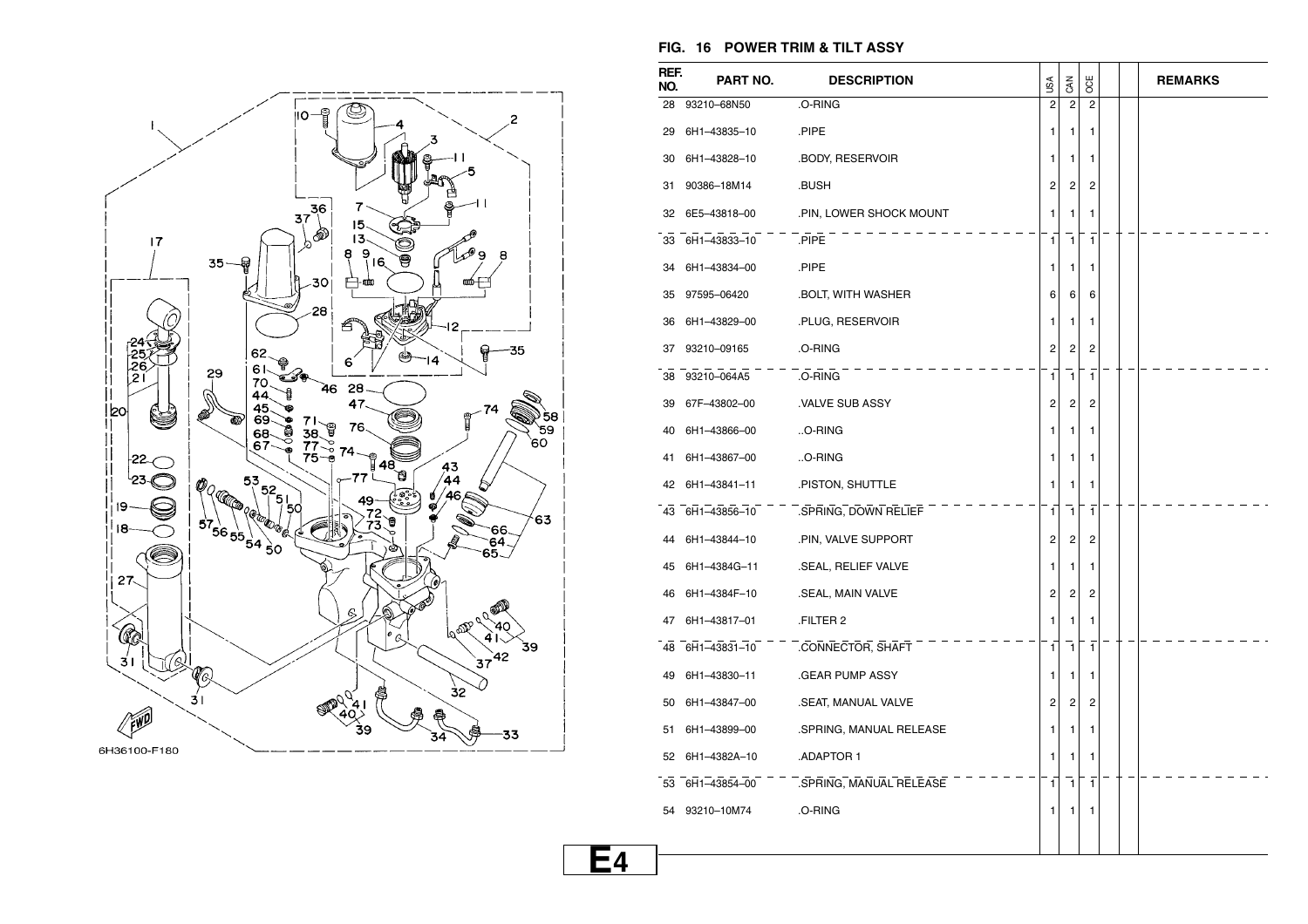## FIG. 16 POWER TRIM & TILT ASSY

| REF. NO. | PART NO. | DESCRIPTION | USA | CAN | OCE | | | REMARKS |
|---|---|---|---|---|---|---|---|---|
| 28 | 93210–68N50 | .O-RING | 2 | 2 | 2 | | | |
| 29 | 6H1–43835–10 | .PIPE | 1 | 1 | 1 | | | |
| 30 | 6H1–43828–10 | .BODY, RESERVOIR | 1 | 1 | 1 | | | |
| 31 | 90386–18M14 | .BUSH | 2 | 2 | 2 | | | |
| 32 | 6E5–43818–00 | .PIN, LOWER SHOCK MOUNT | 1 | 1 | 1 | | | |
| 33 | 6H1–43833–10 | .PIPE | 1 | 1 | 1 | | | |
| 34 | 6H1–43834–00 | .PIPE | 1 | 1 | 1 | | | |
| 35 | 97595–06420 | .BOLT, WITH WASHER | 6 | 6 | 6 | | | |
| 36 | 6H1–43829–00 | .PLUG, RESERVOIR | 1 | 1 | 1 | | | |
| 37 | 93210–09165 | .O-RING | 2 | 2 | 2 | | | |
| 38 | 93210–064A5 | .O-RING | 1 | 1 | 1 | | | |
| 39 | 67F–43802–00 | .VALVE SUB ASSY | 2 | 2 | 2 | | | |
| 40 | 6H1–43866–00 | ..O-RING | 1 | 1 | 1 | | | |
| 41 | 6H1–43867–00 | ..O-RING | 1 | 1 | 1 | | | |
| 42 | 6H1–43841–11 | .PISTON, SHUTTLE | 1 | 1 | 1 | | | |
| 43 | 6H1–43856–10 | .SPRING, DOWN RELIEF | 1 | 1 | 1 | | | |
| 44 | 6H1–43844–10 | .PIN, VALVE SUPPORT | 2 | 2 | 2 | | | |
| 45 | 6H1–4384G–11 | .SEAL, RELIEF VALVE | 1 | 1 | 1 | | | |
| 46 | 6H1–4384F–10 | .SEAL, MAIN VALVE | 2 | 2 | 2 | | | |
| 47 | 6H1–43817–01 | .FILTER 2 | 1 | 1 | 1 | | | |
| 48 | 6H1–43831–10 | .CONNECTOR, SHAFT | 1 | 1 | 1 | | | |
| 49 | 6H1–43830–11 | .GEAR PUMP ASSY | 1 | 1 | 1 | | | |
| 50 | 6H1–43847–00 | .SEAT, MANUAL VALVE | 2 | 2 | 2 | | | |
| 51 | 6H1–43899–00 | .SPRING, MANUAL RELEASE | 1 | 1 | 1 | | | |
| 52 | 6H1–4382A–10 | .ADAPTOR 1 | 1 | 1 | 1 | | | |
| 53 | 6H1–43854–00 | .SPRING, MANUAL RELEASE | 1 | 1 | 1 | | | |
| 54 | 93210–10M74 | .O-RING | 1 | 1 | 1 | | | |

6H36100-F180

E4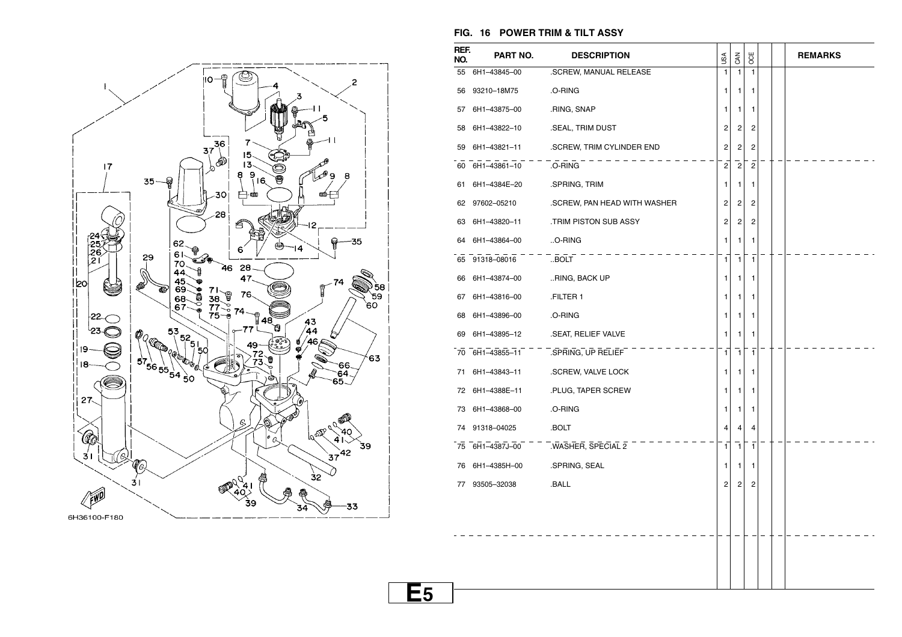## FIG. 16 POWER TRIM & TILT ASSY

| REF. NO. | PART NO. | DESCRIPTION | USA | CAN | OCE | | | REMARKS |
|---|---|---|---|---|---|---|---|---|
| 55 | 6H1–43845–00 | .SCREW, MANUAL RELEASE | 1 | 1 | 1 | | | |
| 56 | 93210–18M75 | .O-RING | 1 | 1 | 1 | | | |
| 57 | 6H1–43875–00 | .RING, SNAP | 1 | 1 | 1 | | | |
| 58 | 6H1–43822–10 | .SEAL, TRIM DUST | 2 | 2 | 2 | | | |
| 59 | 6H1–43821–11 | .SCREW, TRIM CYLINDER END | 2 | 2 | 2 | | | |
| 60 | 6H1–43861–10 | .O-RING | 2 | 2 | 2 | | | |
| 61 | 6H1–4384E–20 | .SPRING, TRIM | 1 | 1 | 1 | | | |
| 62 | 97602–05210 | .SCREW, PAN HEAD WITH WASHER | 2 | 2 | 2 | | | |
| 63 | 6H1–43820–11 | .TRIM PISTON SUB ASSY | 2 | 2 | 2 | | | |
| 64 | 6H1–43864–00 | ..O-RING | 1 | 1 | 1 | | | |
| 65 | 91318–08016 | ..BOLT | 1 | 1 | 1 | | | |
| 66 | 6H1–43874–00 | ..RING, BACK UP | 1 | 1 | 1 | | | |
| 67 | 6H1–43816–00 | .FILTER 1 | 1 | 1 | 1 | | | |
| 68 | 6H1–43896–00 | .O-RING | 1 | 1 | 1 | | | |
| 69 | 6H1–43895–12 | .SEAT, RELIEF VALVE | 1 | 1 | 1 | | | |
| 70 | 6H1–43855–11 | .SPRING, UP RELIEF | 1 | 1 | 1 | | | |
| 71 | 6H1–43843–11 | .SCREW, VALVE LOCK | 1 | 1 | 1 | | | |
| 72 | 6H1–4388E–11 | .PLUG, TAPER SCREW | 1 | 1 | 1 | | | |
| 73 | 6H1–43868–00 | .O-RING | 1 | 1 | 1 | | | |
| 74 | 91318–04025 | .BOLT | 4 | 4 | 4 | | | |
| 75 | 6H1–4387J–00 | .WASHER, SPECIAL 2 | 1 | 1 | 1 | | | |
| 76 | 6H1–4385H–00 | .SPRING, SEAL | 1 | 1 | 1 | | | |
| 77 | 93505–32038 | .BALL | 2 | 2 | 2 | | | |

6H36100-F180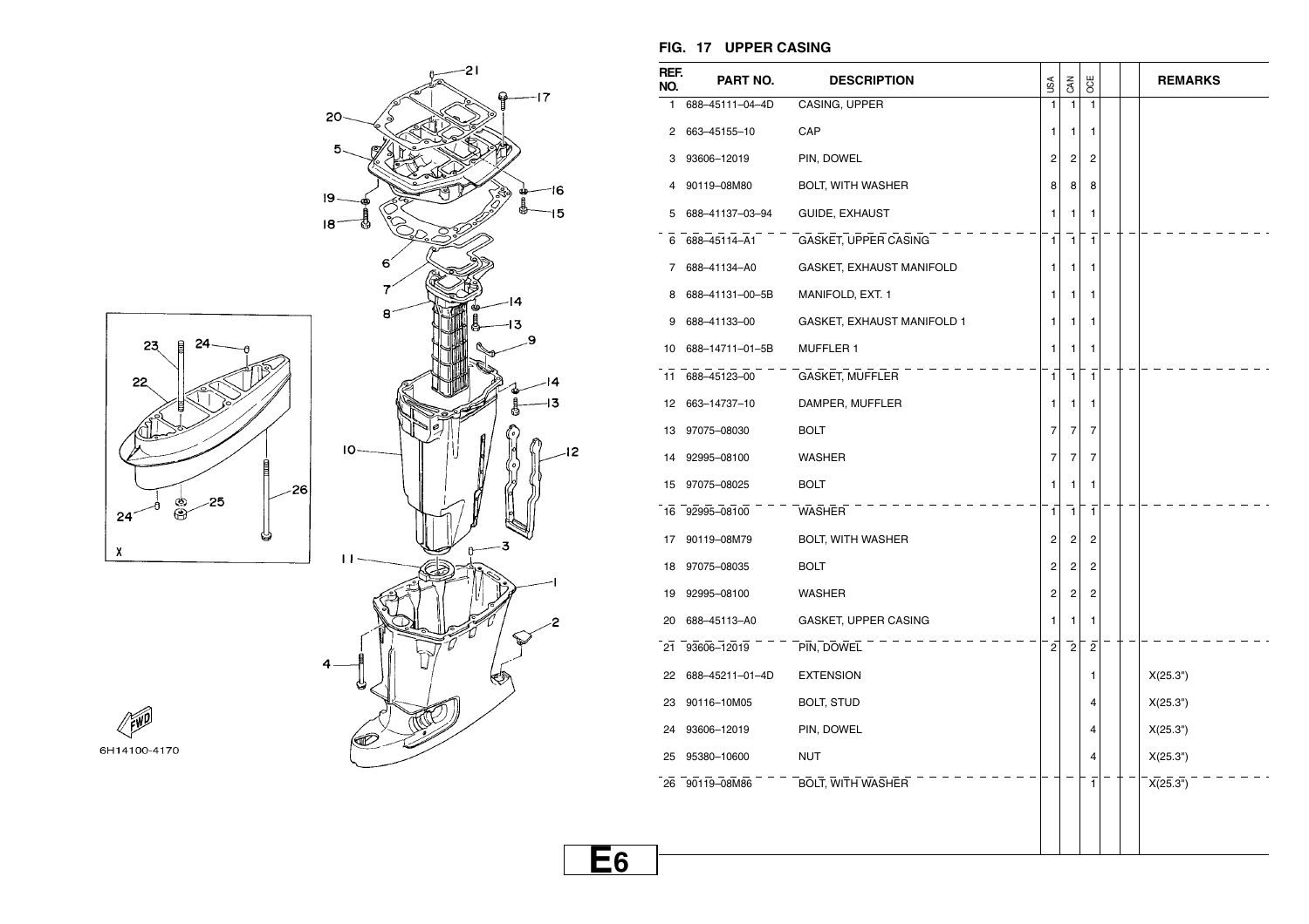## FIG. 17 UPPER CASING

| REF. NO. | PART NO. | DESCRIPTION | USA | CAN | OCE | | | REMARKS |
|---|---|---|---|---|---|---|---|---|
| 1 | 688–45111–04–4D | CASING, UPPER | 1 | 1 | 1 | | | |
| 2 | 663–45155–10 | CAP | 1 | 1 | 1 | | | |
| 3 | 93606–12019 | PIN, DOWEL | 2 | 2 | 2 | | | |
| 4 | 90119–08M80 | BOLT, WITH WASHER | 8 | 8 | 8 | | | |
| 5 | 688–41137–03–94 | GUIDE, EXHAUST | 1 | 1 | 1 | | | |
| 6 | 688–45114–A1 | GASKET, UPPER CASING | 1 | 1 | 1 | | | |
| 7 | 688–41134–A0 | GASKET, EXHAUST MANIFOLD | 1 | 1 | 1 | | | |
| 8 | 688–41131–00–5B | MANIFOLD, EXT. 1 | 1 | 1 | 1 | | | |
| 9 | 688–41133–00 | GASKET, EXHAUST MANIFOLD 1 | 1 | 1 | 1 | | | |
| 10 | 688–14711–01–5B | MUFFLER 1 | 1 | 1 | 1 | | | |
| 11 | 688–45123–00 | GASKET, MUFFLER | 1 | 1 | 1 | | | |
| 12 | 663–14737–10 | DAMPER, MUFFLER | 1 | 1 | 1 | | | |
| 13 | 97075–08030 | BOLT | 7 | 7 | 7 | | | |
| 14 | 92995–08100 | WASHER | 7 | 7 | 7 | | | |
| 15 | 97075–08025 | BOLT | 1 | 1 | 1 | | | |
| 16 | 92995–08100 | WASHER | 1 | 1 | 1 | | | |
| 17 | 90119–08M79 | BOLT, WITH WASHER | 2 | 2 | 2 | | | |
| 18 | 97075–08035 | BOLT | 2 | 2 | 2 | | | |
| 19 | 92995–08100 | WASHER | 2 | 2 | 2 | | | |
| 20 | 688–45113–A0 | GASKET, UPPER CASING | 1 | 1 | 1 | | | |
| 21 | 93606–12019 | PIN, DOWEL | 2 | 2 | 2 | | | |
| 22 | 688–45211–01–4D | EXTENSION | | | 1 | | | X(25.3") |
| 23 | 90116–10M05 | BOLT, STUD | | | 4 | | | X(25.3") |
| 24 | 93606–12019 | PIN, DOWEL | | | 4 | | | X(25.3") |
| 25 | 95380–10600 | NUT | | | 4 | | | X(25.3") |
| 26 | 90119–08M86 | BOLT, WITH WASHER | | | 1 | | | X(25.3") |

6H14100-4170

E6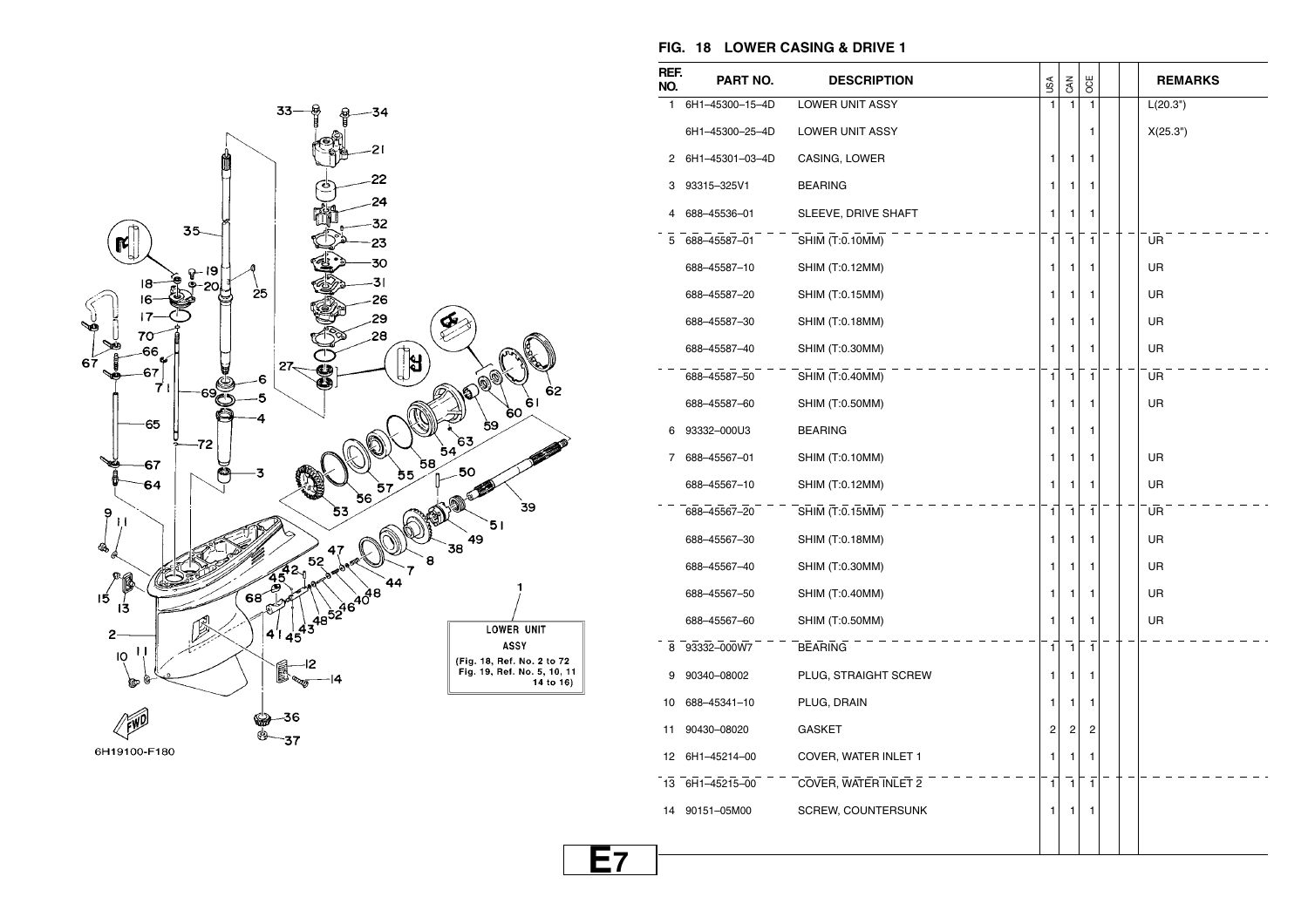## FIG. 18 LOWER CASING & DRIVE 1

| REF. NO. | PART NO. | DESCRIPTION | USA | CAN | OCE | | | REMARKS |
|---|---|---|---|---|---|---|---|---|
| 1 | 6H1–45300–15–4D | LOWER UNIT ASSY | 1 | 1 | 1 | | | L(20.3") |
| | 6H1–45300–25–4D | LOWER UNIT ASSY | | | 1 | | | X(25.3") |
| 2 | 6H1–45301–03–4D | CASING, LOWER | 1 | 1 | 1 | | | |
| 3 | 93315–325V1 | BEARING | 1 | 1 | 1 | | | |
| 4 | 688–45536–01 | SLEEVE, DRIVE SHAFT | 1 | 1 | 1 | | | |
| 5 | 688–45587–01 | SHIM (T:0.10MM) | 1 | 1 | 1 | | | UR |
| | 688–45587–10 | SHIM (T:0.12MM) | 1 | 1 | 1 | | | UR |
| | 688–45587–20 | SHIM (T:0.15MM) | 1 | 1 | 1 | | | UR |
| | 688–45587–30 | SHIM (T:0.18MM) | 1 | 1 | 1 | | | UR |
| | 688–45587–40 | SHIM (T:0.30MM) | 1 | 1 | 1 | | | UR |
| | 688–45587–50 | SHIM (T:0.40MM) | 1 | 1 | 1 | | | UR |
| | 688–45587–60 | SHIM (T:0.50MM) | 1 | 1 | 1 | | | UR |
| 6 | 93332–000U3 | BEARING | 1 | 1 | 1 | | | |
| 7 | 688–45567–01 | SHIM (T:0.10MM) | 1 | 1 | 1 | | | UR |
| | 688–45567–10 | SHIM (T:0.12MM) | 1 | 1 | 1 | | | UR |
| | 688–45567–20 | SHIM (T:0.15MM) | 1 | 1 | 1 | | | UR |
| | 688–45567–30 | SHIM (T:0.18MM) | 1 | 1 | 1 | | | UR |
| | 688–45567–40 | SHIM (T:0.30MM) | 1 | 1 | 1 | | | UR |
| | 688–45567–50 | SHIM (T:0.40MM) | 1 | 1 | 1 | | | UR |
| | 688–45567–60 | SHIM (T:0.50MM) | 1 | 1 | 1 | | | UR |
| 8 | 93332–000W7 | BEARING | 1 | 1 | 1 | | | |
| 9 | 90340–08002 | PLUG, STRAIGHT SCREW | 1 | 1 | 1 | | | |
| 10 | 688–45341–10 | PLUG, DRAIN | 1 | 1 | 1 | | | |
| 11 | 90430–08020 | GASKET | 2 | 2 | 2 | | | |
| 12 | 6H1–45214–00 | COVER, WATER INLET 1 | 1 | 1 | 1 | | | |
| 13 | 6H1–45215–00 | COVER, WATER INLET 2 | 1 | 1 | 1 | | | |
| 14 | 90151–05M00 | SCREW, COUNTERSUNK | 1 | 1 | 1 | | | |

LOWER UNIT ASSY (Fig. 18, Ref. No. 2 to 72 Fig. 19, Ref. No. 5, 10, 11 14 to 16)

6H19100-F180

E7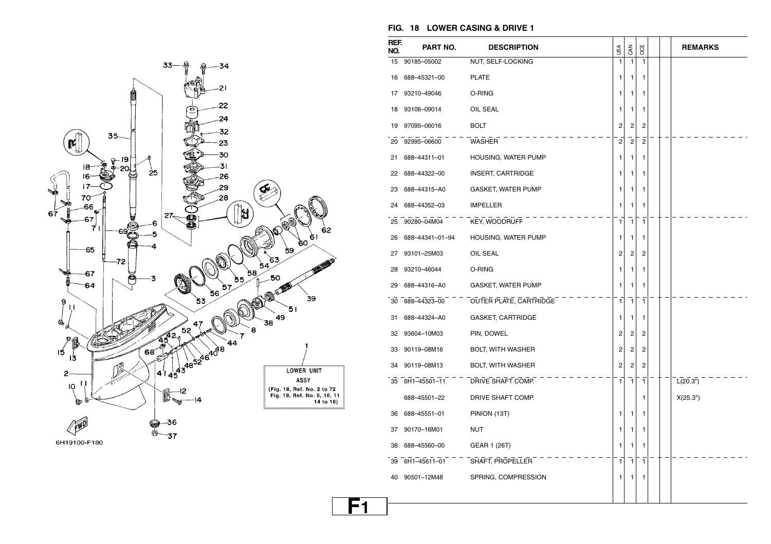## FIG. 18 LOWER CASING & DRIVE 1

| REF. NO. | PART NO. | DESCRIPTION | USA | CAN | OCE | | | REMARKS |
|---|---|---|---|---|---|---|---|---|
| 15 | 90185–05002 | NUT, SELF-LOCKING | 1 | 1 | 1 | | | |
| 16 | 688–45321–00 | PLATE | 1 | 1 | 1 | | | |
| 17 | 93210–49046 | O-RING | 1 | 1 | 1 | | | |
| 18 | 93106–09014 | OIL SEAL | 1 | 1 | 1 | | | |
| 19 | 97095–06016 | BOLT | 2 | 2 | 2 | | | |
| 20 | 92995–06600 | WASHER | 2 | 2 | 2 | | | |
| 21 | 688–44311–01 | HOUSING, WATER PUMP | 1 | 1 | 1 | | | |
| 22 | 688–44322–00 | INSERT, CARTRIDGE | 1 | 1 | 1 | | | |
| 23 | 688–44315–A0 | GASKET, WATER PUMP | 1 | 1 | 1 | | | |
| 24 | 688–44352–03 | IMPELLER | 1 | 1 | 1 | | | |
| 25 | 90280–04M04 | KEY, WOODRUFF | 1 | 1 | 1 | | | |
| 26 | 688–44341–01–94 | HOUSING, WATER PUMP | 1 | 1 | 1 | | | |
| 27 | 93101–25M03 | OIL SEAL | 2 | 2 | 2 | | | |
| 28 | 93210–46044 | O-RING | 1 | 1 | 1 | | | |
| 29 | 688–44316–A0 | GASKET, WATER PUMP | 1 | 1 | 1 | | | |
| 30 | 688–44323–00 | OUTER PLATE, CARTRIDGE | 1 | 1 | 1 | | | |
| 31 | 688–44324–A0 | GASKET, CARTRIDGE | 1 | 1 | 1 | | | |
| 32 | 93604–10M03 | PIN, DOWEL | 2 | 2 | 2 | | | |
| 33 | 90119–08M16 | BOLT, WITH WASHER | 2 | 2 | 2 | | | |
| 34 | 90119–08M13 | BOLT, WITH WASHER | 2 | 2 | 2 | | | |
| 35 | 6H1–45501–11 | DRIVE SHAFT COMP. | 1 | 1 | 1 | | | L(20.3") |
| | 688–45501–22 | DRIVE SHAFT COMP. | | | 1 | | | X(25.3") |
| 36 | 688–45551–01 | PINION (13T) | 1 | 1 | 1 | | | |
| 37 | 90170–16M01 | NUT | 1 | 1 | 1 | | | |
| 38 | 688–45560–00 | GEAR 1 (26T) | 1 | 1 | 1 | | | |
| 39 | 6H1–45611–01 | SHAFT, PROPELLER | 1 | 1 | 1 | | | |
| 40 | 90501–12M48 | SPRING, COMPRESSION | 1 | 1 | 1 | | | |

LOWER UNIT ASSY (Fig. 18, Ref. No. 2 to 72 Fig. 19, Ref. No. 5, 10, 11 14 to 16)

6H19100-F180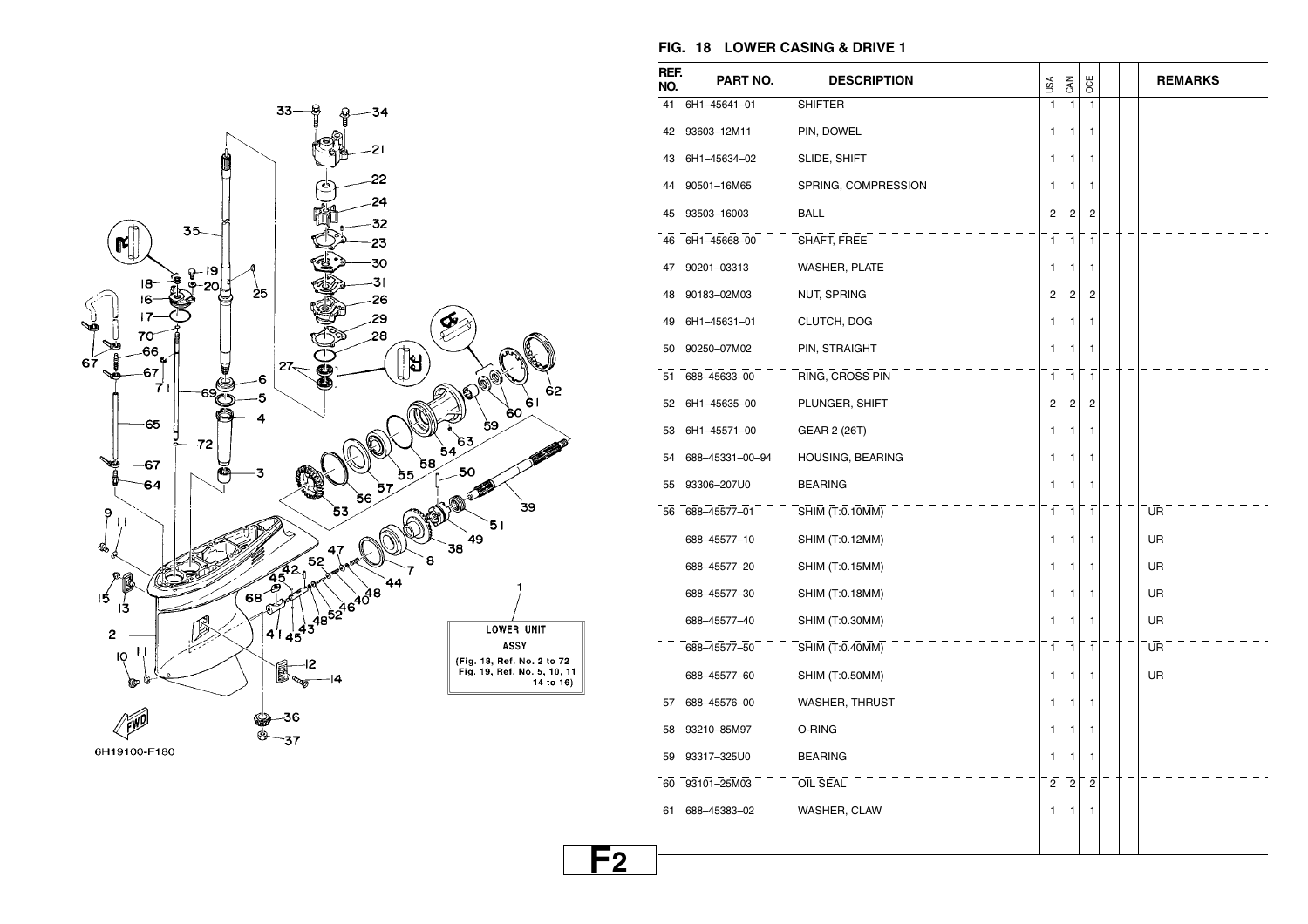## FIG. 18 LOWER CASING & DRIVE 1

| REF. NO. | PART NO. | DESCRIPTION | USA | CAN | OCE | | | REMARKS |
|---|---|---|---|---|---|---|---|---|
| 41 | 6H1–45641–01 | SHIFTER | 1 | 1 | 1 | | | |
| 42 | 93603–12M11 | PIN, DOWEL | 1 | 1 | 1 | | | |
| 43 | 6H1–45634–02 | SLIDE, SHIFT | 1 | 1 | 1 | | | |
| 44 | 90501–16M65 | SPRING, COMPRESSION | 1 | 1 | 1 | | | |
| 45 | 93503–16003 | BALL | 2 | 2 | 2 | | | |
| 46 | 6H1–45668–00 | SHAFT, FREE | 1 | 1 | 1 | | | |
| 47 | 90201–03313 | WASHER, PLATE | 1 | 1 | 1 | | | |
| 48 | 90183–02M03 | NUT, SPRING | 2 | 2 | 2 | | | |
| 49 | 6H1–45631–01 | CLUTCH, DOG | 1 | 1 | 1 | | | |
| 50 | 90250–07M02 | PIN, STRAIGHT | 1 | 1 | 1 | | | |
| 51 | 688–45633–00 | RING, CROSS PIN | 1 | 1 | 1 | | | |
| 52 | 6H1–45635–00 | PLUNGER, SHIFT | 2 | 2 | 2 | | | |
| 53 | 6H1–45571–00 | GEAR 2 (26T) | 1 | 1 | 1 | | | |
| 54 | 688–45331–00–94 | HOUSING, BEARING | 1 | 1 | 1 | | | |
| 55 | 93306–207U0 | BEARING | 1 | 1 | 1 | | | |
| 56 | 688–45577–01 | SHIM (T:0.10MM) | 1 | 1 | 1 | | | UR |
| | 688–45577–10 | SHIM (T:0.12MM) | 1 | 1 | 1 | | | UR |
| | 688–45577–20 | SHIM (T:0.15MM) | 1 | 1 | 1 | | | UR |
| | 688–45577–30 | SHIM (T:0.18MM) | 1 | 1 | 1 | | | UR |
| | 688–45577–40 | SHIM (T:0.30MM) | 1 | 1 | 1 | | | UR |
| | 688–45577–50 | SHIM (T:0.40MM) | 1 | 1 | 1 | | | UR |
| | 688–45577–60 | SHIM (T:0.50MM) | 1 | 1 | 1 | | | UR |
| 57 | 688–45576–00 | WASHER, THRUST | 1 | 1 | 1 | | | |
| 58 | 93210–85M97 | O-RING | 1 | 1 | 1 | | | |
| 59 | 93317–325U0 | BEARING | 1 | 1 | 1 | | | |
| 60 | 93101–25M03 | OIL SEAL | 2 | 2 | 2 | | | |
| 61 | 688–45383–02 | WASHER, CLAW | 1 | 1 | 1 | | | |

LOWER UNIT ASSY (Fig. 18, Ref. No. 2 to 72 Fig. 19, Ref. No. 5, 10, 11 14 to 16)

6H19100-F180

F2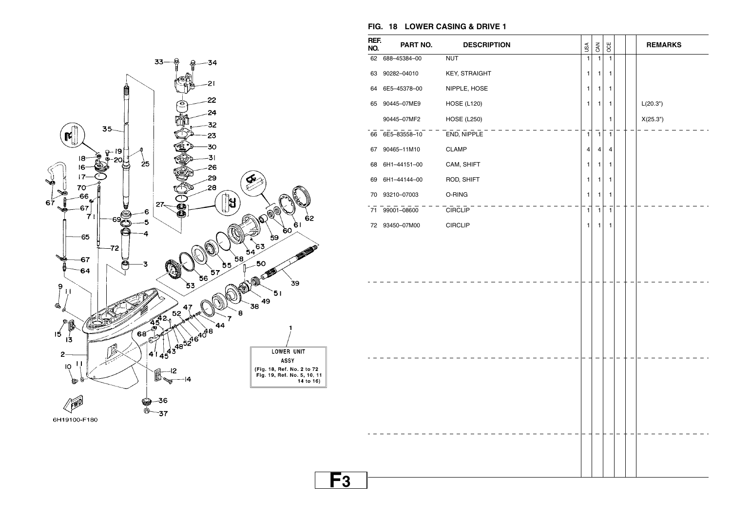## FIG. 18 LOWER CASING & DRIVE 1

| REF. NO. | PART NO. | DESCRIPTION | USA | CAN | OCE | | | REMARKS |
|---|---|---|---|---|---|---|---|---|
| 62 | 688–45384–00 | NUT | 1 | 1 | 1 | | | |
| 63 | 90282–04010 | KEY, STRAIGHT | 1 | 1 | 1 | | | |
| 64 | 6E5–45378–00 | NIPPLE, HOSE | 1 | 1 | 1 | | | |
| 65 | 90445–07ME9 | HOSE (L120) | 1 | 1 | 1 | | | L(20.3") |
| | 90445–07MF2 | HOSE (L250) | | | 1 | | | X(25.3") |
| 66 | 6E5–83558–10 | END, NIPPLE | 1 | 1 | 1 | | | |
| 67 | 90465–11M10 | CLAMP | 4 | 4 | 4 | | | |
| 68 | 6H1–44151–00 | CAM, SHIFT | 1 | 1 | 1 | | | |
| 69 | 6H1–44144–00 | ROD, SHIFT | 1 | 1 | 1 | | | |
| 70 | 93210–07003 | O-RING | 1 | 1 | 1 | | | |
| 71 | 99001–08600 | CIRCLIP | 1 | 1 | 1 | | | |
| 72 | 93450–07M00 | CIRCLIP | 1 | 1 | 1 | | | |

LOWER UNIT ASSY (Fig. 18, Ref. No. 2 to 72 Fig. 19, Ref. No. 5, 10, 11 14 to 16)

6H19100-F180

F3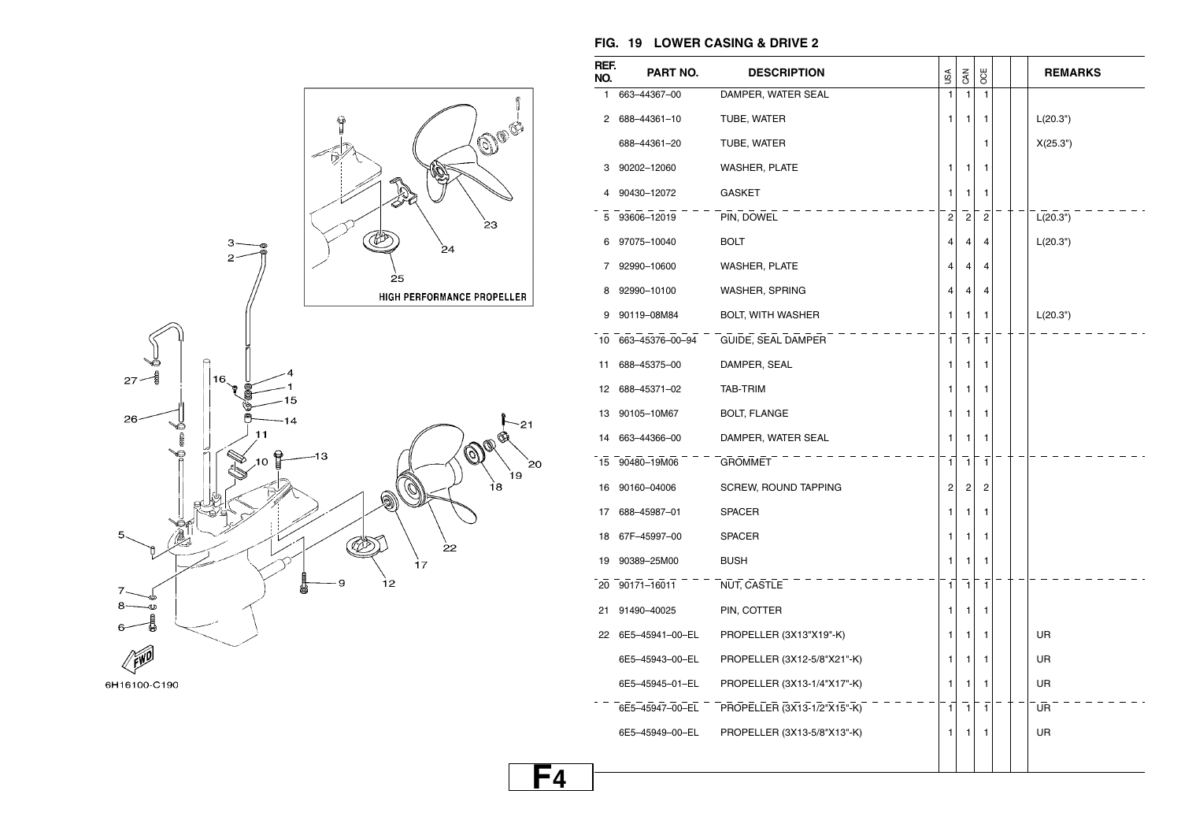## FIG. 19 LOWER CASING & DRIVE 2

| REF. NO. | PART NO. | DESCRIPTION | USA | CAN | OCE | | | REMARKS |
|---|---|---|---|---|---|---|---|---|
| 1 | 663–44367–00 | DAMPER, WATER SEAL | 1 | 1 | 1 | | | |
| 2 | 688–44361–10 | TUBE, WATER | 1 | 1 | 1 | | | L(20.3") |
| | 688–44361–20 | TUBE, WATER | | | 1 | | | X(25.3") |
| 3 | 90202–12060 | WASHER, PLATE | 1 | 1 | 1 | | | |
| 4 | 90430–12072 | GASKET | 1 | 1 | 1 | | | |
| 5 | 93606–12019 | PIN, DOWEL | 2 | 2 | 2 | | | L(20.3") |
| 6 | 97075–10040 | BOLT | 4 | 4 | 4 | | | L(20.3") |
| 7 | 92990–10600 | WASHER, PLATE | 4 | 4 | 4 | | | |
| 8 | 92990–10100 | WASHER, SPRING | 4 | 4 | 4 | | | |
| 9 | 90119–08M84 | BOLT, WITH WASHER | 1 | 1 | 1 | | | L(20.3") |
| 10 | 663–45376–00–94 | GUIDE, SEAL DAMPER | 1 | 1 | 1 | | | |
| 11 | 688–45375–00 | DAMPER, SEAL | 1 | 1 | 1 | | | |
| 12 | 688–45371–02 | TAB-TRIM | 1 | 1 | 1 | | | |
| 13 | 90105–10M67 | BOLT, FLANGE | 1 | 1 | 1 | | | |
| 14 | 663–44366–00 | DAMPER, WATER SEAL | 1 | 1 | 1 | | | |
| 15 | 90480–19M06 | GROMMET | 1 | 1 | 1 | | | |
| 16 | 90160–04006 | SCREW, ROUND TAPPING | 2 | 2 | 2 | | | |
| 17 | 688–45987–01 | SPACER | 1 | 1 | 1 | | | |
| 18 | 67F–45997–00 | SPACER | 1 | 1 | 1 | | | |
| 19 | 90389–25M00 | BUSH | 1 | 1 | 1 | | | |
| 20 | 90171–16011 | NUT, CASTLE | 1 | 1 | 1 | | | |
| 21 | 91490–40025 | PIN, COTTER | 1 | 1 | 1 | | | |
| 22 | 6E5–45941–00–EL | PROPELLER (3X13"X19"-K) | 1 | 1 | 1 | | | UR |
| | 6E5–45943–00–EL | PROPELLER (3X12-5/8"X21"-K) | 1 | 1 | 1 | | | UR |
| | 6E5–45945–01–EL | PROPELLER (3X13-1/4"X17"-K) | 1 | 1 | 1 | | | UR |
| | 6E5–45947–00–EL | PROPELLER (3X13-1/2"X15"-K) | 1 | 1 | 1 | | | UR |
| | 6E5–45949–00–EL | PROPELLER (3X13-5/8"X13"-K) | 1 | 1 | 1 | | | UR |

HIGH PERFORMANCE PROPELLER

6H16100-C190

F4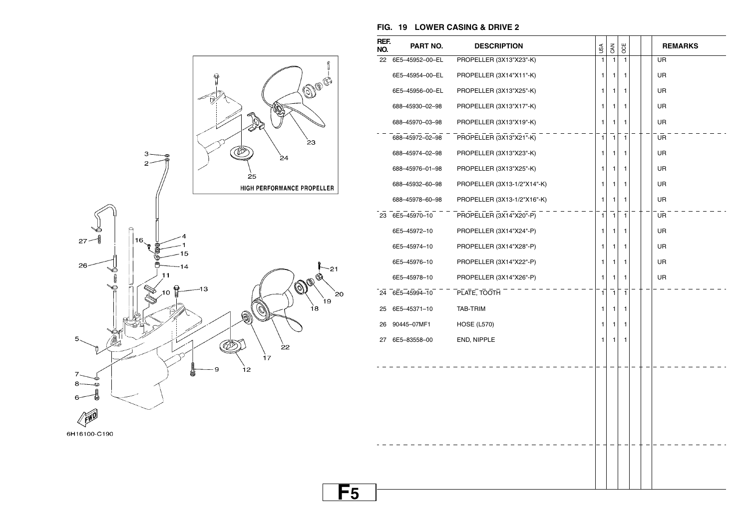## FIG. 19 LOWER CASING & DRIVE 2

| REF. NO. | PART NO. | DESCRIPTION | USA | CAN | OCE | | | REMARKS |
|---|---|---|---|---|---|---|---|---|
| 22 | 6E5–45952–00–EL | PROPELLER (3X13"X23"-K) | 1 | 1 | 1 | | | UR |
| | 6E5–45954–00–EL | PROPELLER (3X14"X11"-K) | 1 | 1 | 1 | | | UR |
| | 6E5–45956–00–EL | PROPELLER (3X13"X25"-K) | 1 | 1 | 1 | | | UR |
| | 688–45930–02–98 | PROPELLER (3X13"X17"-K) | 1 | 1 | 1 | | | UR |
| | 688–45970–03–98 | PROPELLER (3X13"X19"-K) | 1 | 1 | 1 | | | UR |
| | 688–45972–02–98 | PROPELLER (3X13"X21"-K) | 1 | 1 | 1 | | | UR |
| | 688–45974–02–98 | PROPELLER (3X13"X23"-K) | 1 | 1 | 1 | | | UR |
| | 688–45976–01–98 | PROPELLER (3X13"X25"-K) | 1 | 1 | 1 | | | UR |
| | 688–45932–60–98 | PROPELLER (3X13-1/2"X14"-K) | 1 | 1 | 1 | | | UR |
| | 688–45978–60–98 | PROPELLER (3X13-1/2"X16"-K) | 1 | 1 | 1 | | | UR |
| 23 | 6E5–45970–10 | PROPELLER (3X14"X20"-P) | 1 | 1 | 1 | | | UR |
| | 6E5–45972–10 | PROPELLER (3X14"X24"-P) | 1 | 1 | 1 | | | UR |
| | 6E5–45974–10 | PROPELLER (3X14"X28"-P) | 1 | 1 | 1 | | | UR |
| | 6E5–45976–10 | PROPELLER (3X14"X22"-P) | 1 | 1 | 1 | | | UR |
| | 6E5–45978–10 | PROPELLER (3X14"X26"-P) | 1 | 1 | 1 | | | UR |
| 24 | 6E5–45994–10 | PLATE, TOOTH | 1 | 1 | 1 | | | |
| 25 | 6E5–45371–10 | TAB-TRIM | 1 | 1 | 1 | | | |
| 26 | 90445–07MF1 | HOSE (L570) | 1 | 1 | 1 | | | |
| 27 | 6E5–83558–00 | END, NIPPLE | 1 | 1 | 1 | | | |

HIGH PERFORMANCE PROPELLER

6H16100-C190

F5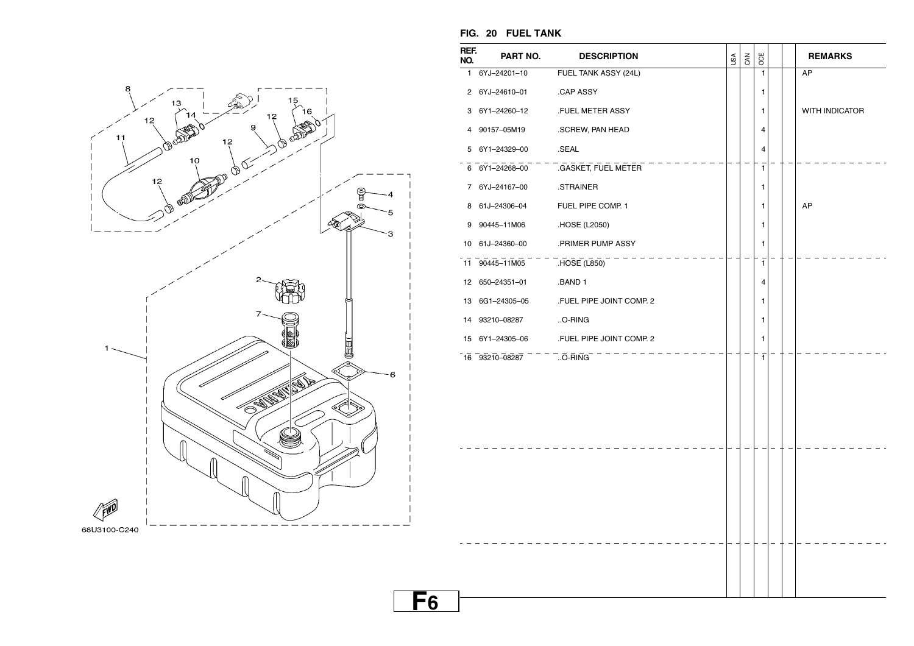## FIG. 20 FUEL TANK

| REF. NO. | PART NO. | DESCRIPTION | USA | CAN | OCE | | | REMARKS |
|---|---|---|---|---|---|---|---|---|
| 1 | 6YJ–24201–10 | FUEL TANK ASSY (24L) | | | 1 | | | AP |
| 2 | 6YJ–24610–01 | .CAP ASSY | | | 1 | | | |
| 3 | 6Y1–24260–12 | .FUEL METER ASSY | | | 1 | | | WITH INDICATOR |
| 4 | 90157–05M19 | .SCREW, PAN HEAD | | | 4 | | | |
| 5 | 6Y1–24329–00 | .SEAL | | | 4 | | | |
| 6 | 6Y1–24268–00 | .GASKET, FUEL METER | | | 1 | | | |
| 7 | 6YJ–24167–00 | .STRAINER | | | 1 | | | |
| 8 | 61J–24306–04 | FUEL PIPE COMP. 1 | | | 1 | | | AP |
| 9 | 90445–11M06 | .HOSE (L2050) | | | 1 | | | |
| 10 | 61J–24360–00 | .PRIMER PUMP ASSY | | | 1 | | | |
| 11 | 90445–11M05 | .HOSE (L850) | | | 1 | | | |
| 12 | 650–24351–01 | .BAND 1 | | | 4 | | | |
| 13 | 6G1–24305–05 | .FUEL PIPE JOINT COMP. 2 | | | 1 | | | |
| 14 | 93210–08287 | ..O-RING | | | 1 | | | |
| 15 | 6Y1–24305–06 | .FUEL PIPE JOINT COMP. 2 | | | 1 | | | |
| 16 | 93210–08287 | ..O-RING | | | 1 | | | |

68U3100-C240

F6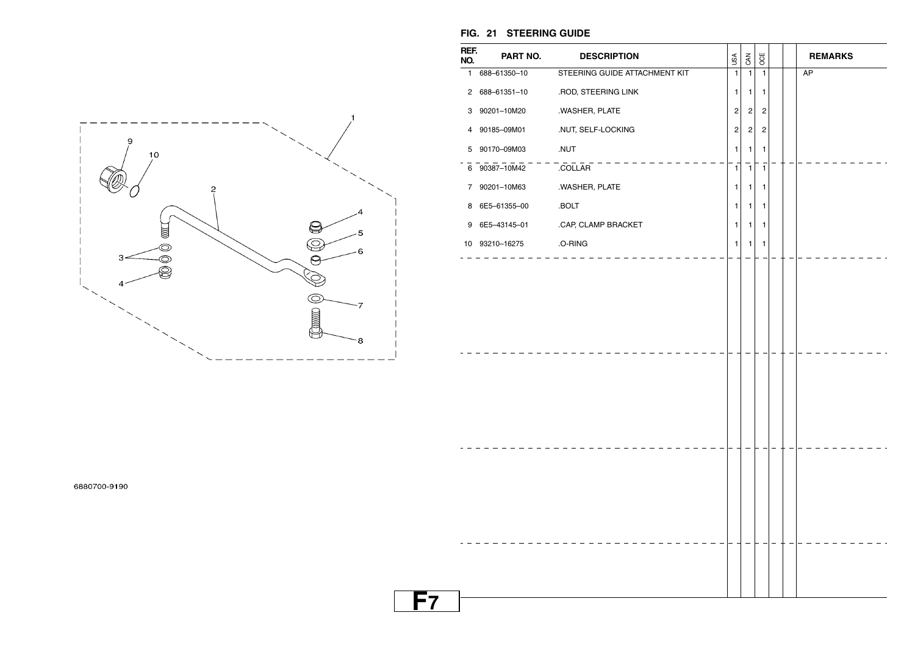## FIG. 21 STEERING GUIDE

| REF. NO. | PART NO. | DESCRIPTION | USA | CAN | OCE | | | REMARKS |
|---|---|---|---|---|---|---|---|---|
| 1 | 688–61350–10 | STEERING GUIDE ATTACHMENT KIT | 1 | 1 | 1 | | | AP |
| 2 | 688–61351–10 | .ROD, STEERING LINK | 1 | 1 | 1 | | | |
| 3 | 90201–10M20 | .WASHER, PLATE | 2 | 2 | 2 | | | |
| 4 | 90185–09M01 | .NUT, SELF-LOCKING | 2 | 2 | 2 | | | |
| 5 | 90170–09M03 | .NUT | 1 | 1 | 1 | | | |
| 6 | 90387–10M42 | .COLLAR | 1 | 1 | 1 | | | |
| 7 | 90201–10M63 | .WASHER, PLATE | 1 | 1 | 1 | | | |
| 8 | 6E5–61355–00 | .BOLT | 1 | 1 | 1 | | | |
| 9 | 6E5–43145–01 | .CAP, CLAMP BRACKET | 1 | 1 | 1 | | | |
| 10 | 93210–16275 | .O-RING | 1 | 1 | 1 | | | |

6880700-9190

F7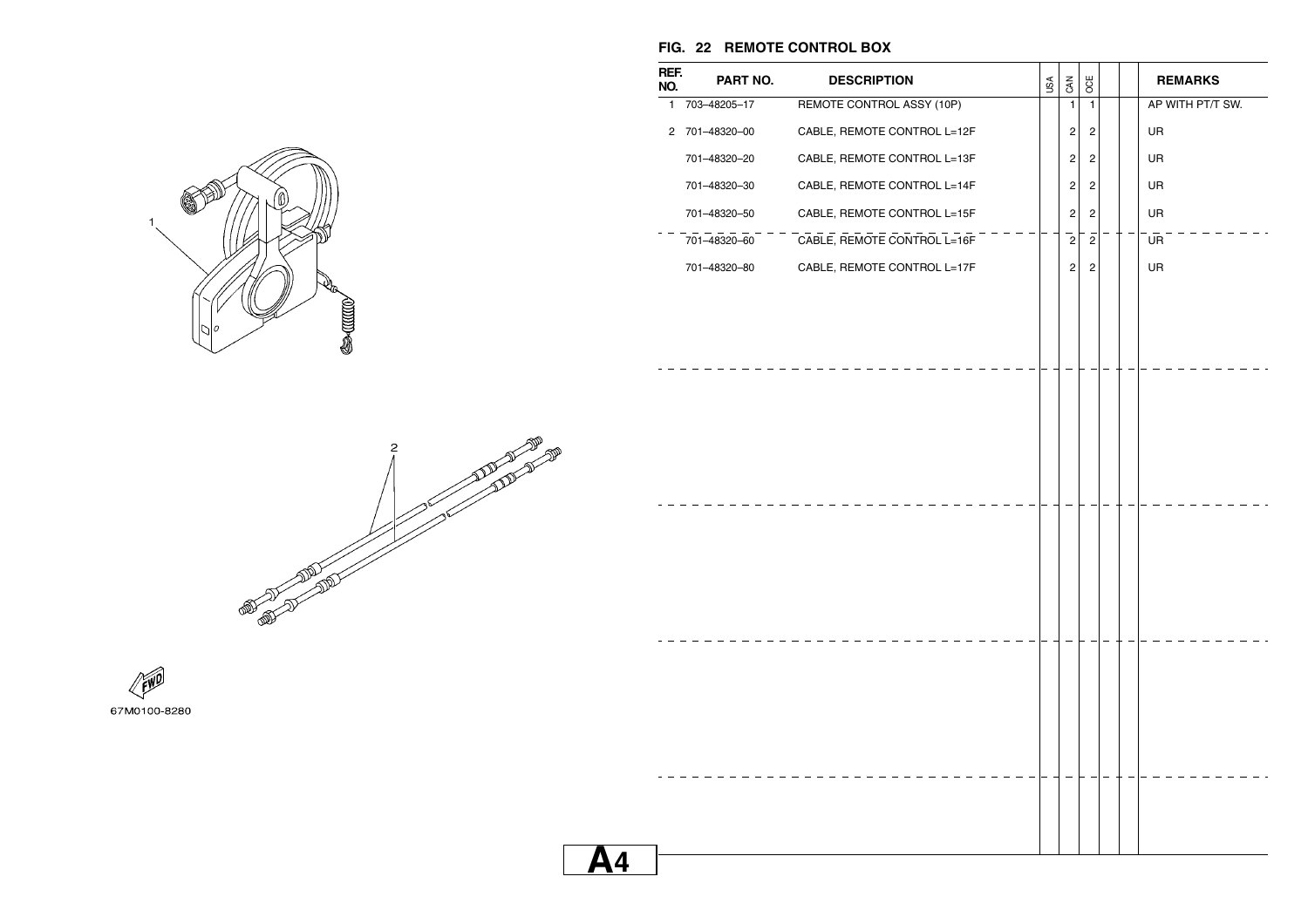## FIG. 22 REMOTE CONTROL BOX

| REF. NO. | PART NO. | DESCRIPTION | USA | CAN | OCE | | | REMARKS |
|---|---|---|---|---|---|---|---|---|
| 1 | 703–48205–17 | REMOTE CONTROL ASSY (10P) | | 1 | 1 | | | AP WITH PT/T SW. |
| 2 | 701–48320–00 | CABLE, REMOTE CONTROL L=12F | | 2 | 2 | | | UR |
| | 701–48320–20 | CABLE, REMOTE CONTROL L=13F | | 2 | 2 | | | UR |
| | 701–48320–30 | CABLE, REMOTE CONTROL L=14F | | 2 | 2 | | | UR |
| | 701–48320–50 | CABLE, REMOTE CONTROL L=15F | | 2 | 2 | | | UR |
| | 701–48320–60 | CABLE, REMOTE CONTROL L=16F | | 2 | 2 | | | UR |
| | 701–48320–80 | CABLE, REMOTE CONTROL L=17F | | 2 | 2 | | | UR |

67M0100-8280

A4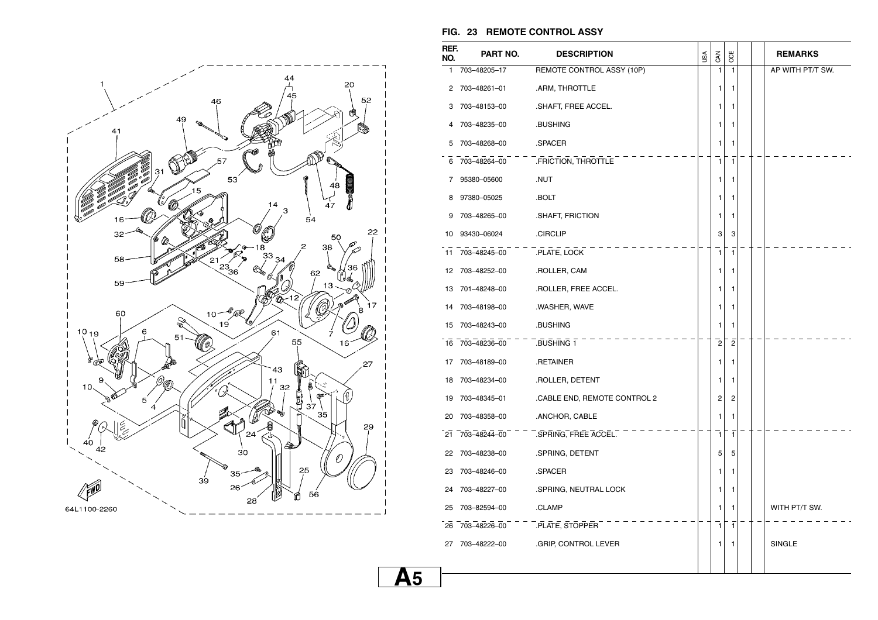## FIG. 23 REMOTE CONTROL ASSY

| REF. NO. | PART NO. | DESCRIPTION | USA | CAN | OCE | | | REMARKS |
|---|---|---|---|---|---|---|---|---|
| 1 | 703–48205–17 | REMOTE CONTROL ASSY (10P) | | 1 | 1 | | | AP WITH PT/T SW. |
| 2 | 703–48261–01 | .ARM, THROTTLE | | 1 | 1 | | | |
| 3 | 703–48153–00 | .SHAFT, FREE ACCEL. | | 1 | 1 | | | |
| 4 | 703–48235–00 | .BUSHING | | 1 | 1 | | | |
| 5 | 703–48268–00 | .SPACER | | 1 | 1 | | | |
| 6 | 703–48264–00 | .FRICTION, THROTTLE | | 1 | 1 | | | |
| 7 | 95380–05600 | .NUT | | 1 | 1 | | | |
| 8 | 97380–05025 | .BOLT | | 1 | 1 | | | |
| 9 | 703–48265–00 | .SHAFT, FRICTION | | 1 | 1 | | | |
| 10 | 93430–06024 | .CIRCLIP | | 3 | 3 | | | |
| 11 | 703–48245–00 | .PLATE, LOCK | | 1 | 1 | | | |
| 12 | 703–48252–00 | .ROLLER, CAM | | 1 | 1 | | | |
| 13 | 701–48248–00 | .ROLLER, FREE ACCEL. | | 1 | 1 | | | |
| 14 | 703–48198–00 | .WASHER, WAVE | | 1 | 1 | | | |
| 15 | 703–48243–00 | .BUSHING | | 1 | 1 | | | |
| 16 | 703–48236–00 | .BUSHING 1 | | 2 | 2 | | | |
| 17 | 703–48189–00 | .RETAINER | | 1 | 1 | | | |
| 18 | 703–48234–00 | .ROLLER, DETENT | | 1 | 1 | | | |
| 19 | 703–48345–01 | .CABLE END, REMOTE CONTROL 2 | | 2 | 2 | | | |
| 20 | 703–48358–00 | .ANCHOR, CABLE | | 1 | 1 | | | |
| 21 | 703–48244–00 | .SPRING, FREE ACCEL. | | 1 | 1 | | | |
| 22 | 703–48238–00 | .SPRING, DETENT | | 5 | 5 | | | |
| 23 | 703–48246–00 | .SPACER | | 1 | 1 | | | |
| 24 | 703–48227–00 | .SPRING, NEUTRAL LOCK | | 1 | 1 | | | |
| 25 | 703–82594–00 | .CLAMP | | 1 | 1 | | | WITH PT/T SW. |
| 26 | 703–48226–00 | .PLATE, STOPPER | | 1 | 1 | | | |
| 27 | 703–48222–00 | .GRIP, CONTROL LEVER | | 1 | 1 | | | SINGLE |

64L1100-2260

A5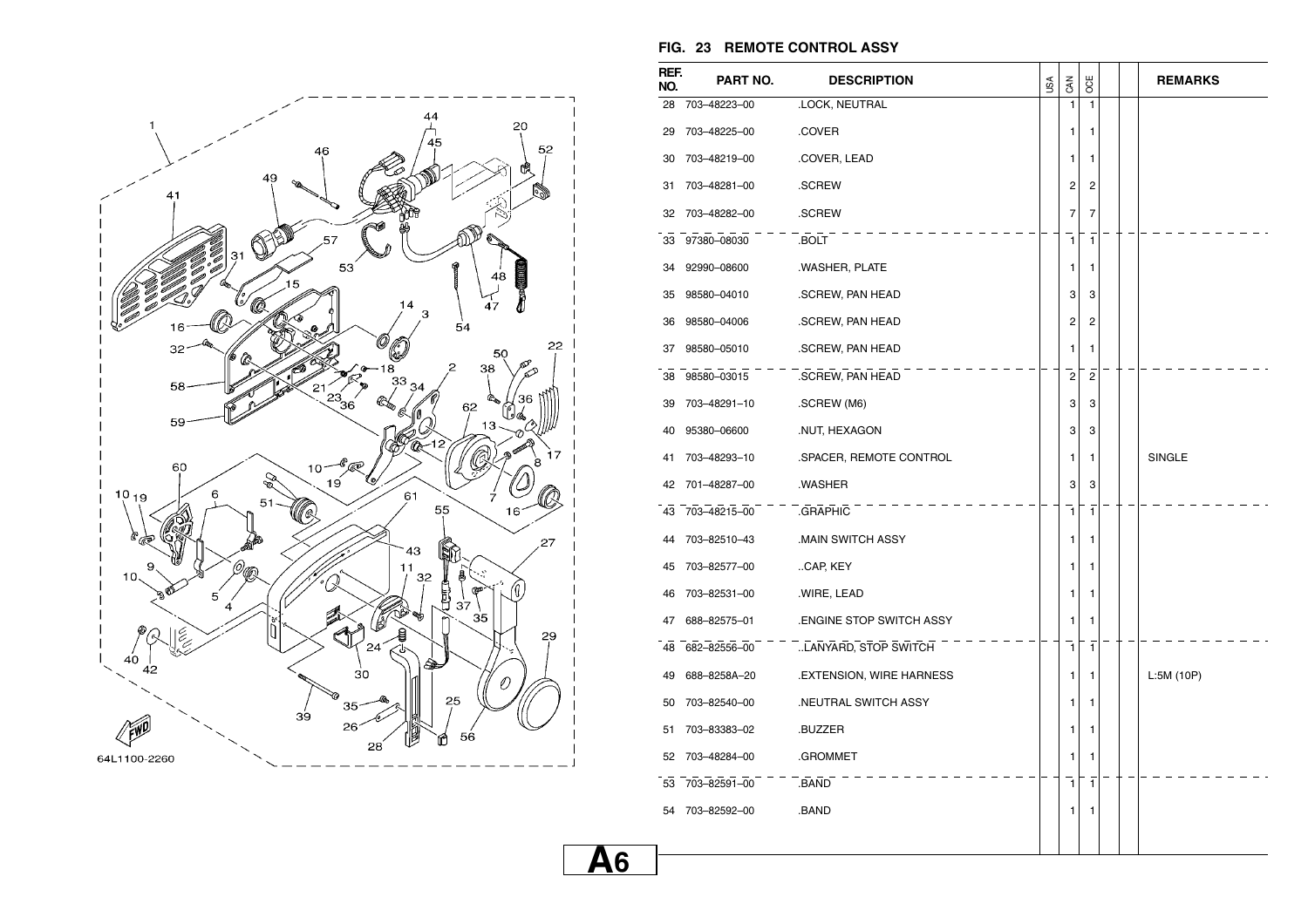## FIG. 23 REMOTE CONTROL ASSY

| REF. NO. | PART NO. | DESCRIPTION | USA | CAN | OCE | | | REMARKS |
|---|---|---|---|---|---|---|---|---|
| 28 | 703–48223–00 | .LOCK, NEUTRAL | | 1 | 1 | | | |
| 29 | 703–48225–00 | .COVER | | 1 | 1 | | | |
| 30 | 703–48219–00 | .COVER, LEAD | | 1 | 1 | | | |
| 31 | 703–48281–00 | .SCREW | | 2 | 2 | | | |
| 32 | 703–48282–00 | .SCREW | | 7 | 7 | | | |
| 33 | 97380–08030 | .BOLT | | 1 | 1 | | | |
| 34 | 92990–08600 | .WASHER, PLATE | | 1 | 1 | | | |
| 35 | 98580–04010 | .SCREW, PAN HEAD | | 3 | 3 | | | |
| 36 | 98580–04006 | .SCREW, PAN HEAD | | 2 | 2 | | | |
| 37 | 98580–05010 | .SCREW, PAN HEAD | | 1 | 1 | | | |
| 38 | 98580–03015 | .SCREW, PAN HEAD | | 2 | 2 | | | |
| 39 | 703–48291–10 | .SCREW (M6) | | 3 | 3 | | | |
| 40 | 95380–06600 | .NUT, HEXAGON | | 3 | 3 | | | |
| 41 | 703–48293–10 | .SPACER, REMOTE CONTROL | | 1 | 1 | | | SINGLE |
| 42 | 701–48287–00 | .WASHER | | 3 | 3 | | | |
| 43 | 703–48215–00 | .GRAPHIC | | 1 | 1 | | | |
| 44 | 703–82510–43 | .MAIN SWITCH ASSY | | 1 | 1 | | | |
| 45 | 703–82577–00 | ..CAP, KEY | | 1 | 1 | | | |
| 46 | 703–82531–00 | .WIRE, LEAD | | 1 | 1 | | | |
| 47 | 688–82575–01 | .ENGINE STOP SWITCH ASSY | | 1 | 1 | | | |
| 48 | 682–82556–00 | ..LANYARD, STOP SWITCH | | 1 | 1 | | | |
| 49 | 688–8258A–20 | .EXTENSION, WIRE HARNESS | | 1 | 1 | | | L:5M (10P) |
| 50 | 703–82540–00 | .NEUTRAL SWITCH ASSY | | 1 | 1 | | | |
| 51 | 703–83383–02 | .BUZZER | | 1 | 1 | | | |
| 52 | 703–48284–00 | .GROMMET | | 1 | 1 | | | |
| 53 | 703–82591–00 | .BAND | | 1 | 1 | | | |
| 54 | 703–82592–00 | .BAND | | 1 | 1 | | | |

64L1100-2260

A6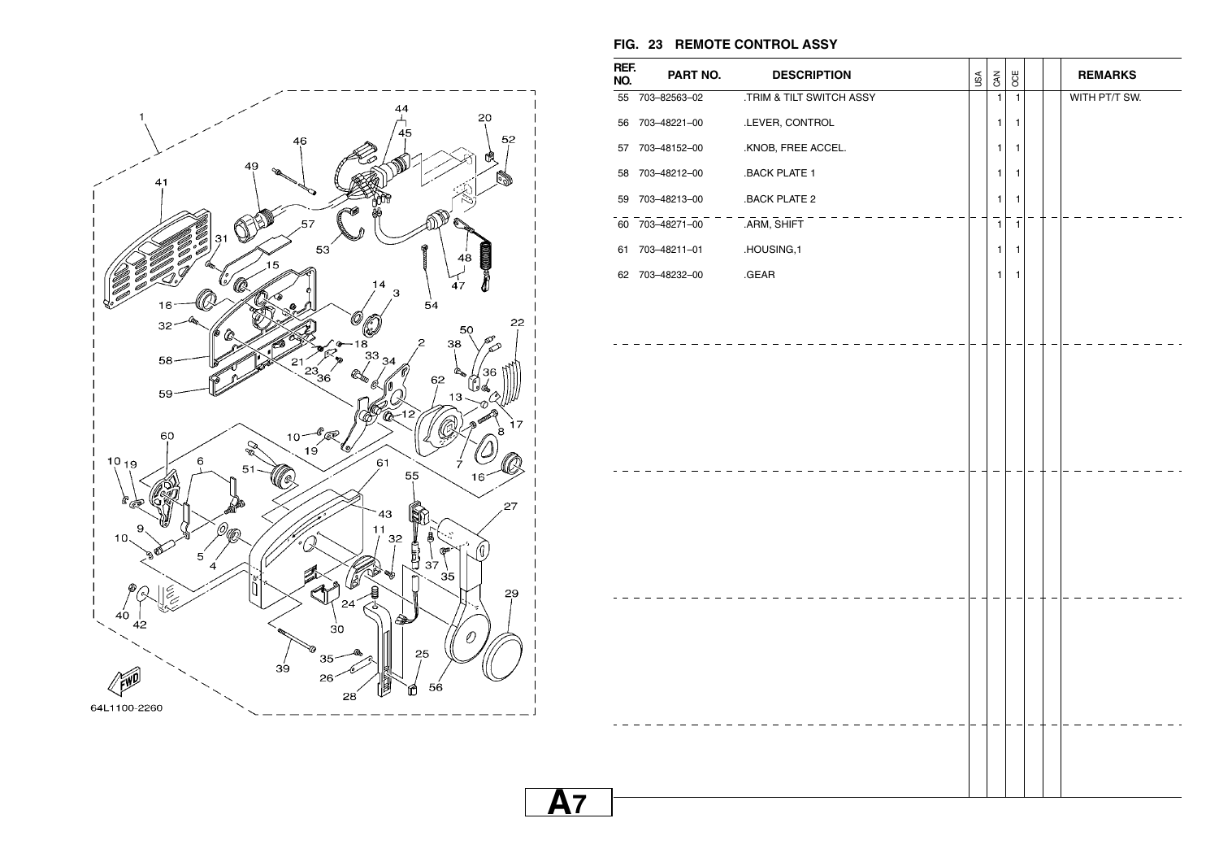## FIG. 23 REMOTE CONTROL ASSY

| REF. NO. | PART NO. | DESCRIPTION | USA | CAN | OCE | | | REMARKS |
|---|---|---|---|---|---|---|---|---|
| 55 | 703–82563–02 | .TRIM & TILT SWITCH ASSY | | 1 | 1 | | | WITH PT/T SW. |
| 56 | 703–48221–00 | .LEVER, CONTROL | | 1 | 1 | | | |
| 57 | 703–48152–00 | .KNOB, FREE ACCEL. | | 1 | 1 | | | |
| 58 | 703–48212–00 | .BACK PLATE 1 | | 1 | 1 | | | |
| 59 | 703–48213–00 | .BACK PLATE 2 | | 1 | 1 | | | |
| 60 | 703–48271–00 | .ARM, SHIFT | | 1 | 1 | | | |
| 61 | 703–48211–01 | .HOUSING,1 | | 1 | 1 | | | |
| 62 | 703–48232–00 | .GEAR | | 1 | 1 | | | |

64L1100-2260

A7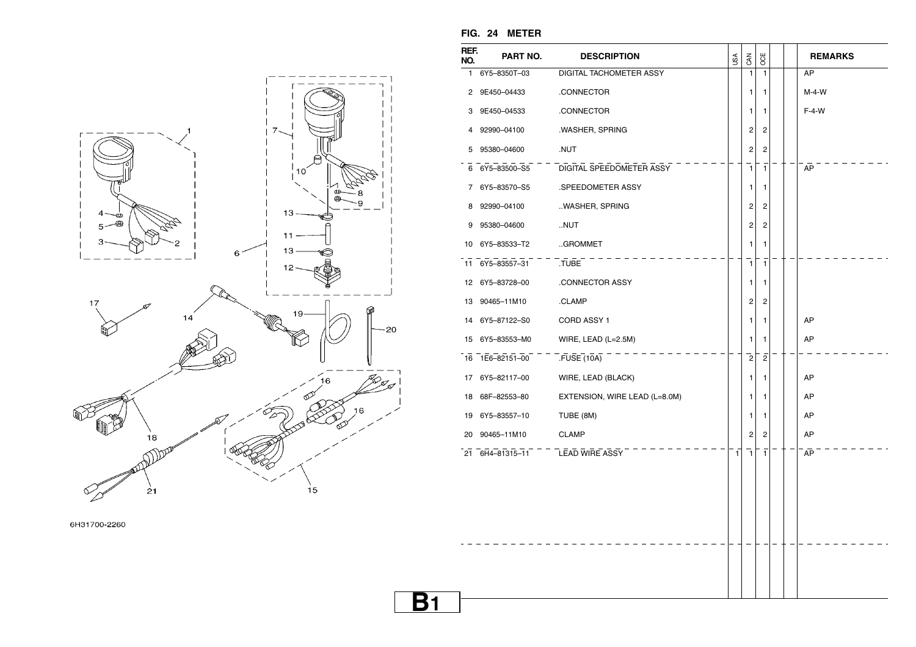**FIG. 24 METER**

| REF. NO. | PART NO. | DESCRIPTION | USA | CAN | OCE | | | REMARKS |
|---|---|---|---|---|---|---|---|---|
| 1 | 6Y5–8350T–03 | DIGITAL TACHOMETER ASSY | | 1 | 1 | | | AP |
| 2 | 9E450–04433 | .CONNECTOR | | 1 | 1 | | | M-4-W |
| 3 | 9E450–04533 | .CONNECTOR | | 1 | 1 | | | F-4-W |
| 4 | 92990–04100 | .WASHER, SPRING | | 2 | 2 | | | |
| 5 | 95380–04600 | .NUT | | 2 | 2 | | | |
| 6 | 6Y5–83500–S5 | DIGITAL SPEEDOMETER ASSY | | 1 | 1 | | | AP |
| 7 | 6Y5–83570–S5 | .SPEEDOMETER ASSY | | 1 | 1 | | | |
| 8 | 92990–04100 | ..WASHER, SPRING | | 2 | 2 | | | |
| 9 | 95380–04600 | ..NUT | | 2 | 2 | | | |
| 10 | 6Y5–83533–T2 | ..GROMMET | | 1 | 1 | | | |
| 11 | 6Y5–83557–31 | .TUBE | | 1 | 1 | | | |
| 12 | 6Y5–83728–00 | .CONNECTOR ASSY | | 1 | 1 | | | |
| 13 | 90465–11M10 | .CLAMP | | 2 | 2 | | | |
| 14 | 6Y5–87122–S0 | CORD ASSY 1 | | 1 | 1 | | | AP |
| 15 | 6Y5–83553–M0 | WIRE, LEAD (L=2.5M) | | 1 | 1 | | | AP |
| 16 | 1E6–82151–00 | .FUSE (10A) | | 2 | 2 | | | |
| 17 | 6Y5–82117–00 | WIRE, LEAD (BLACK) | | 1 | 1 | | | AP |
| 18 | 68F–82553–80 | EXTENSION, WIRE LEAD (L=8.0M) | | 1 | 1 | | | AP |
| 19 | 6Y5–83557–10 | TUBE (8M) | | 1 | 1 | | | AP |
| 20 | 90465–11M10 | CLAMP | | 2 | 2 | | | AP |
| 21 | 6H4–81315–11 | LEAD WIRE ASSY | 1 | 1 | 1 | | | AP |

6H31700-2260

**B1**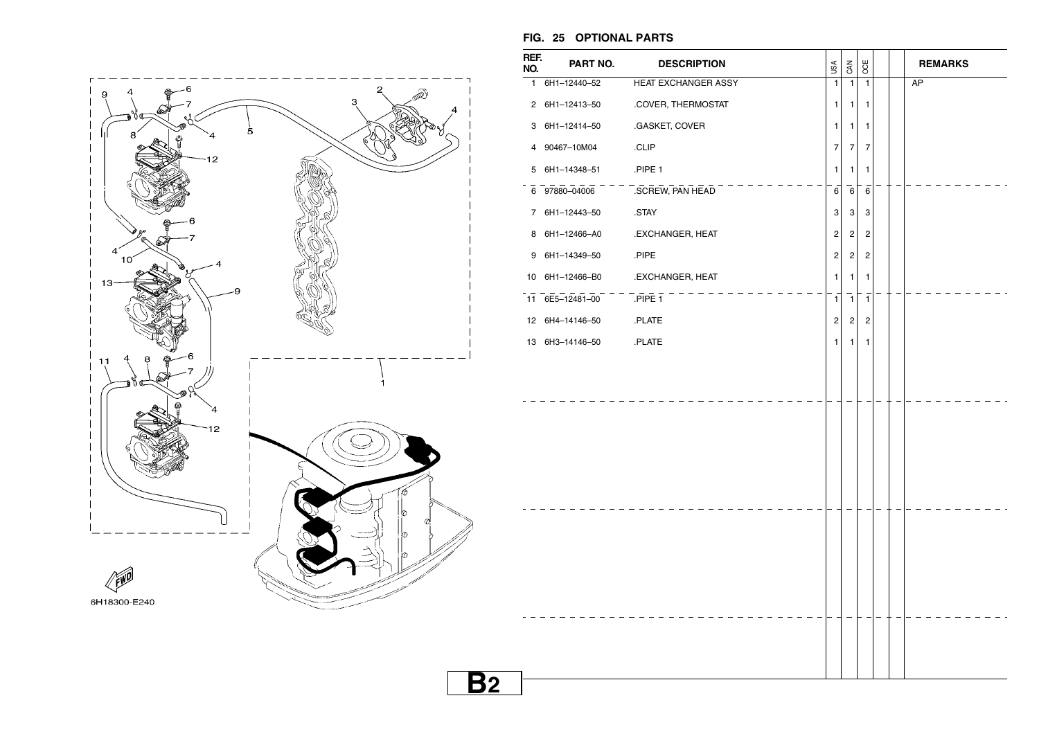## FIG. 25 OPTIONAL PARTS

| REF. NO. | PART NO. | DESCRIPTION | USA | CAN | OCE | | | REMARKS |
|---|---|---|---|---|---|---|---|---|
| 1 | 6H1–12440–52 | HEAT EXCHANGER ASSY | 1 | 1 | 1 | | | AP |
| 2 | 6H1–12413–50 | .COVER, THERMOSTAT | 1 | 1 | 1 | | | |
| 3 | 6H1–12414–50 | .GASKET, COVER | 1 | 1 | 1 | | | |
| 4 | 90467–10M04 | .CLIP | 7 | 7 | 7 | | | |
| 5 | 6H1–14348–51 | .PIPE 1 | 1 | 1 | 1 | | | |
| 6 | 97880–04006 | .SCREW, PAN HEAD | 6 | 6 | 6 | | | |
| 7 | 6H1–12443–50 | .STAY | 3 | 3 | 3 | | | |
| 8 | 6H1–12466–A0 | .EXCHANGER, HEAT | 2 | 2 | 2 | | | |
| 9 | 6H1–14349–50 | .PIPE | 2 | 2 | 2 | | | |
| 10 | 6H1–12466–B0 | .EXCHANGER, HEAT | 1 | 1 | 1 | | | |
| 11 | 6E5–12481–00 | .PIPE 1 | 1 | 1 | 1 | | | |
| 12 | 6H4–14146–50 | .PLATE | 2 | 2 | 2 | | | |
| 13 | 6H3–14146–50 | .PLATE | 1 | 1 | 1 | | | |

6H18300-E240

B2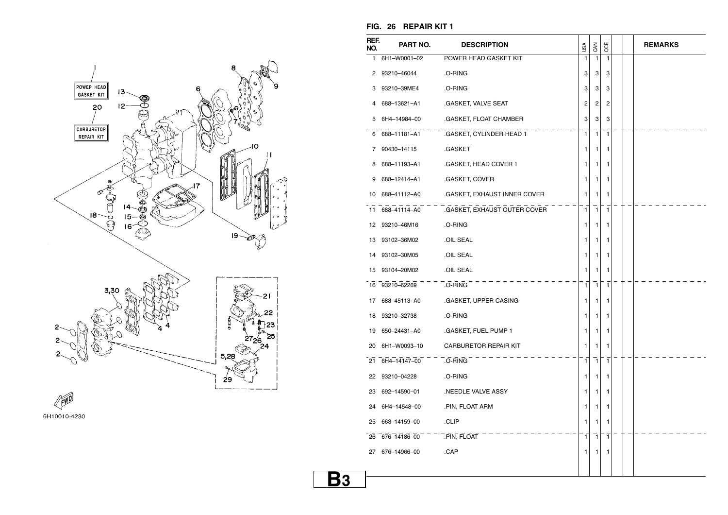## FIG. 26 REPAIR KIT 1

| REF. NO. | PART NO. | DESCRIPTION | USA | CAN | OCE | | | REMARKS |
|---|---|---|---|---|---|---|---|---|
| 1 | 6H1–W0001–02 | POWER HEAD GASKET KIT | 1 | 1 | 1 | | | |
| 2 | 93210–46044 | .O-RING | 3 | 3 | 3 | | | |
| 3 | 93210–39ME4 | .O-RING | 3 | 3 | 3 | | | |
| 4 | 688–13621–A1 | .GASKET, VALVE SEAT | 2 | 2 | 2 | | | |
| 5 | 6H4–14984–00 | .GASKET, FLOAT CHAMBER | 3 | 3 | 3 | | | |
| 6 | 688–11181–A1 | .GASKET, CYLINDER HEAD 1 | 1 | 1 | 1 | | | |
| 7 | 90430–14115 | .GASKET | 1 | 1 | 1 | | | |
| 8 | 688–11193–A1 | .GASKET, HEAD COVER 1 | 1 | 1 | 1 | | | |
| 9 | 688–12414–A1 | .GASKET, COVER | 1 | 1 | 1 | | | |
| 10 | 688–41112–A0 | .GASKET, EXHAUST INNER COVER | 1 | 1 | 1 | | | |
| 11 | 688–41114–A0 | .GASKET, EXHAUST OUTER COVER | 1 | 1 | 1 | | | |
| 12 | 93210–46M16 | .O-RING | 1 | 1 | 1 | | | |
| 13 | 93102–36M02 | .OIL SEAL | 1 | 1 | 1 | | | |
| 14 | 93102–30M05 | .OIL SEAL | 1 | 1 | 1 | | | |
| 15 | 93104–20M02 | .OIL SEAL | 1 | 1 | 1 | | | |
| 16 | 93210–62269 | .O-RING | 1 | 1 | 1 | | | |
| 17 | 688–45113–A0 | .GASKET, UPPER CASING | 1 | 1 | 1 | | | |
| 18 | 93210–32738 | .O-RING | 1 | 1 | 1 | | | |
| 19 | 650–24431–A0 | .GASKET, FUEL PUMP 1 | 1 | 1 | 1 | | | |
| 20 | 6H1–W0093–10 | CARBURETOR REPAIR KIT | 1 | 1 | 1 | | | |
| 21 | 6H4–14147–00 | .O-RING | 1 | 1 | 1 | | | |
| 22 | 93210–04228 | .O-RING | 1 | 1 | 1 | | | |
| 23 | 692–14590–01 | .NEEDLE VALVE ASSY | 1 | 1 | 1 | | | |
| 24 | 6H4–14548–00 | .PIN, FLOAT ARM | 1 | 1 | 1 | | | |
| 25 | 663–14159–00 | .CLIP | 1 | 1 | 1 | | | |
| 26 | 676–14186–00 | .PIN, FLOAT | 1 | 1 | 1 | | | |
| 27 | 676–14966–00 | .CAP | 1 | 1 | 1 | | | |

6H10010-4230

B3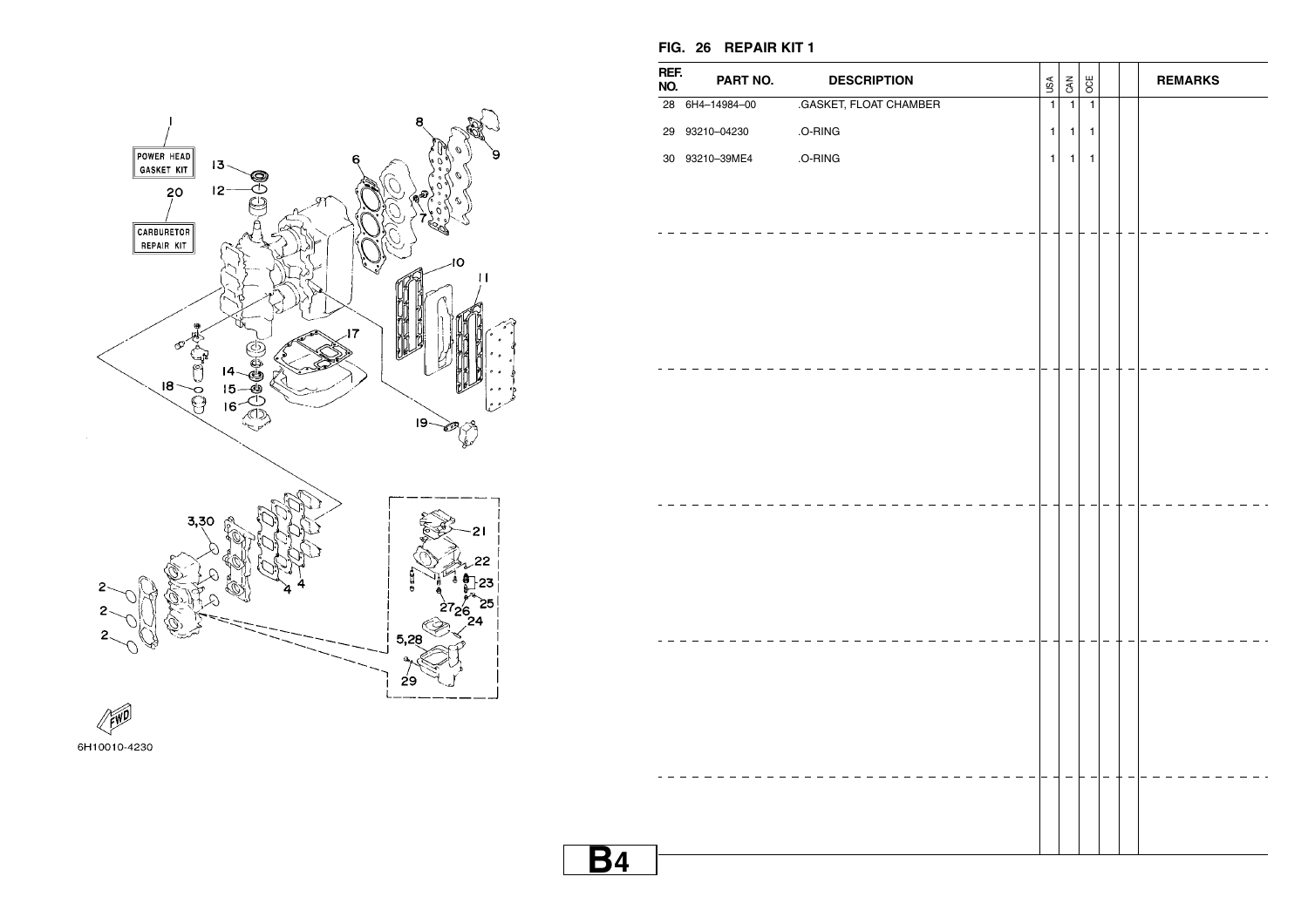## FIG. 26 REPAIR KIT 1

| REF. NO. | PART NO. | DESCRIPTION | USA | CAN | OCE | | | REMARKS |
|---|---|---|---|---|---|---|---|---|
| 28 | 6H4–14984–00 | .GASKET, FLOAT CHAMBER | 1 | 1 | 1 | | | |
| 29 | 93210–04230 | .O-RING | 1 | 1 | 1 | | | |
| 30 | 93210–39ME4 | .O-RING | 1 | 1 | 1 | | | |

POWER HEAD GASKET KIT

CARBURETOR REPAIR KIT

FWD

6H10010-4230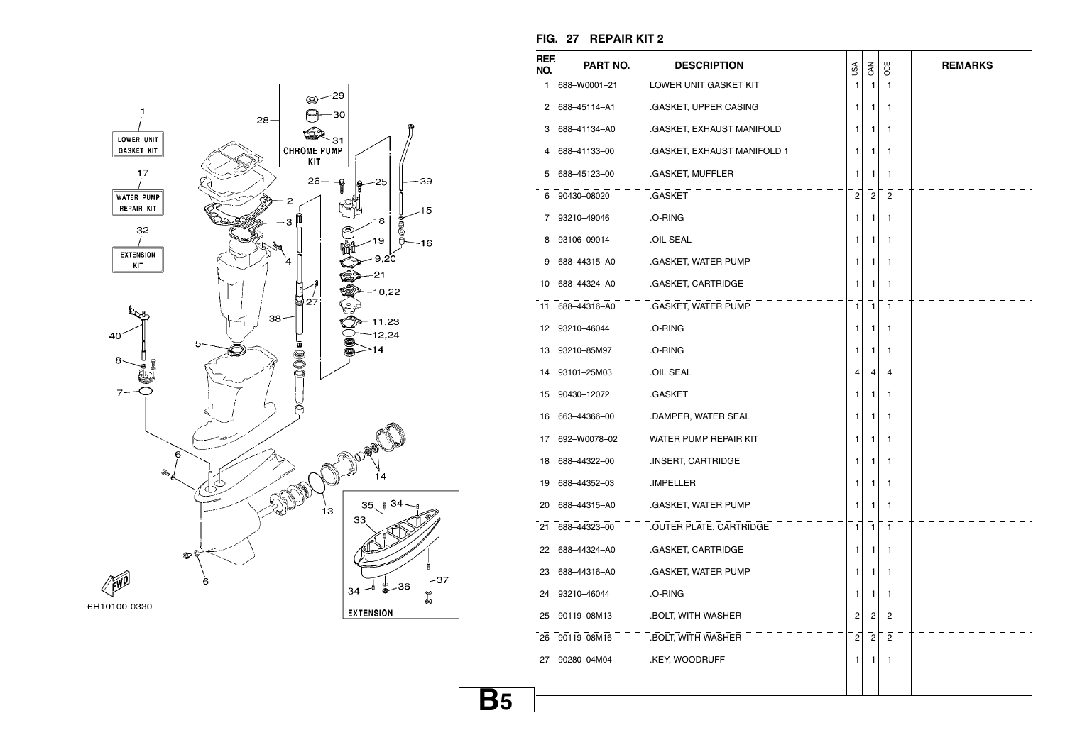## FIG. 27 REPAIR KIT 2

| REF. NO. | PART NO. | DESCRIPTION | USA | CAN | OCE | | | REMARKS |
|---|---|---|---|---|---|---|---|---|
| 1 | 688–W0001–21 | LOWER UNIT GASKET KIT | 1 | 1 | 1 | | | |
| 2 | 688–45114–A1 | .GASKET, UPPER CASING | 1 | 1 | 1 | | | |
| 3 | 688–41134–A0 | .GASKET, EXHAUST MANIFOLD | 1 | 1 | 1 | | | |
| 4 | 688–41133–00 | .GASKET, EXHAUST MANIFOLD 1 | 1 | 1 | 1 | | | |
| 5 | 688–45123–00 | .GASKET, MUFFLER | 1 | 1 | 1 | | | |
| 6 | 90430–08020 | .GASKET | 2 | 2 | 2 | | | |
| 7 | 93210–49046 | .O-RING | 1 | 1 | 1 | | | |
| 8 | 93106–09014 | .OIL SEAL | 1 | 1 | 1 | | | |
| 9 | 688–44315–A0 | .GASKET, WATER PUMP | 1 | 1 | 1 | | | |
| 10 | 688–44324–A0 | .GASKET, CARTRIDGE | 1 | 1 | 1 | | | |
| 11 | 688–44316–A0 | .GASKET, WATER PUMP | 1 | 1 | 1 | | | |
| 12 | 93210–46044 | .O-RING | 1 | 1 | 1 | | | |
| 13 | 93210–85M97 | .O-RING | 1 | 1 | 1 | | | |
| 14 | 93101–25M03 | .OIL SEAL | 4 | 4 | 4 | | | |
| 15 | 90430–12072 | .GASKET | 1 | 1 | 1 | | | |
| 16 | 663–44366–00 | .DAMPER, WATER SEAL | 1 | 1 | 1 | | | |
| 17 | 692–W0078–02 | WATER PUMP REPAIR KIT | 1 | 1 | 1 | | | |
| 18 | 688–44322–00 | .INSERT, CARTRIDGE | 1 | 1 | 1 | | | |
| 19 | 688–44352–03 | .IMPELLER | 1 | 1 | 1 | | | |
| 20 | 688–44315–A0 | .GASKET, WATER PUMP | 1 | 1 | 1 | | | |
| 21 | 688–44323–00 | .OUTER PLATE, CARTRIDGE | 1 | 1 | 1 | | | |
| 22 | 688–44324–A0 | .GASKET, CARTRIDGE | 1 | 1 | 1 | | | |
| 23 | 688–44316–A0 | .GASKET, WATER PUMP | 1 | 1 | 1 | | | |
| 24 | 93210–46044 | .O-RING | 1 | 1 | 1 | | | |
| 25 | 90119–08M13 | .BOLT, WITH WASHER | 2 | 2 | 2 | | | |
| 26 | 90119–08M16 | .BOLT, WITH WASHER | 2 | 2 | 2 | | | |
| 27 | 90280–04M04 | .KEY, WOODRUFF | 1 | 1 | 1 | | | |

B5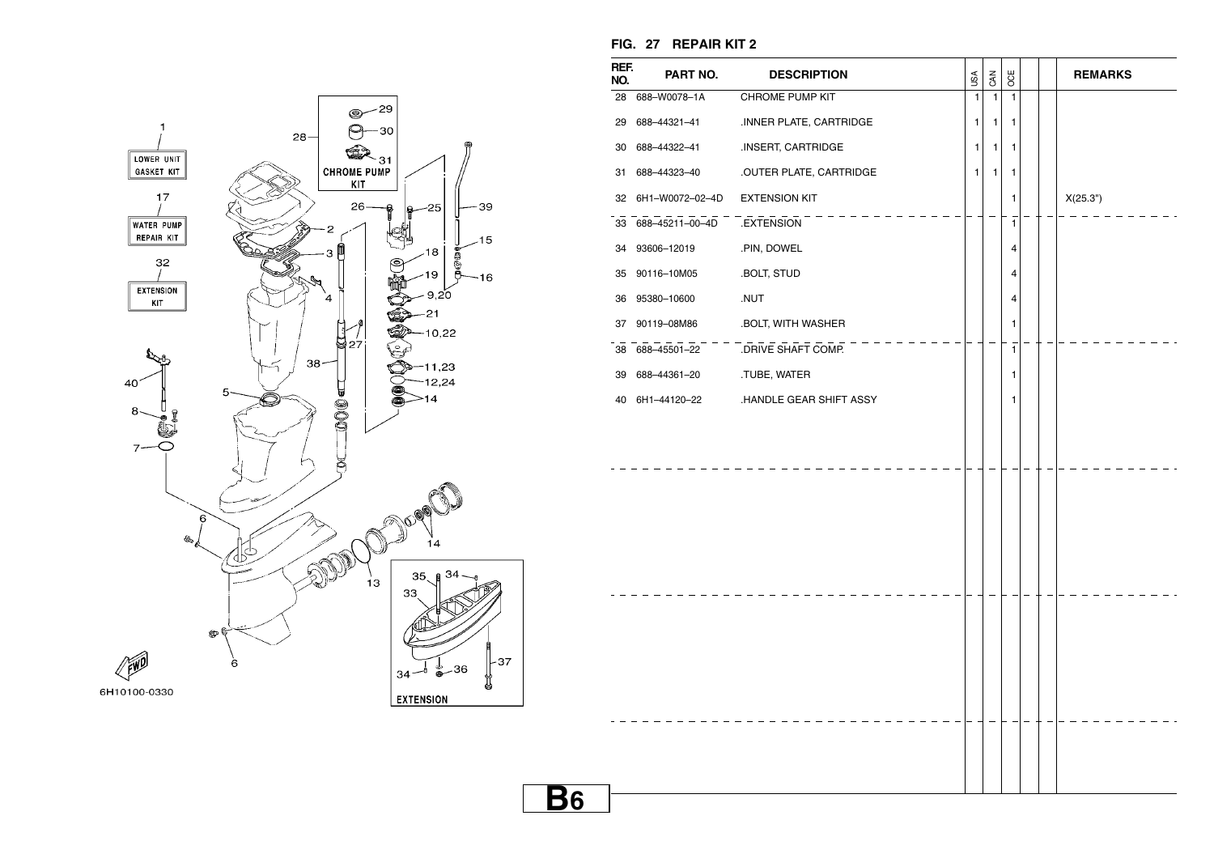## FIG. 27 REPAIR KIT 2

| REF. NO. | PART NO. | DESCRIPTION | USA | CAN | OCE | | | REMARKS |
|---|---|---|---|---|---|---|---|---|
| 28 | 688–W0078–1A | CHROME PUMP KIT | 1 | 1 | 1 | | | |
| 29 | 688–44321–41 | .INNER PLATE, CARTRIDGE | 1 | 1 | 1 | | | |
| 30 | 688–44322–41 | .INSERT, CARTRIDGE | 1 | 1 | 1 | | | |
| 31 | 688–44323–40 | .OUTER PLATE, CARTRIDGE | 1 | 1 | 1 | | | |
| 32 | 6H1–W0072–02–4D | EXTENSION KIT | | | 1 | | | X(25.3") |
| 33 | 688–45211–00–4D | .EXTENSION | | | 1 | | | |
| 34 | 93606–12019 | .PIN, DOWEL | | | 4 | | | |
| 35 | 90116–10M05 | .BOLT, STUD | | | 4 | | | |
| 36 | 95380–10600 | .NUT | | | 4 | | | |
| 37 | 90119–08M86 | .BOLT, WITH WASHER | | | 1 | | | |
| 38 | 688–45501–22 | .DRIVE SHAFT COMP. | | | 1 | | | |
| 39 | 688–44361–20 | .TUBE, WATER | | | 1 | | | |
| 40 | 6H1–44120–22 | .HANDLE GEAR SHIFT ASSY | | | 1 | | | |

6H10100-0330

B6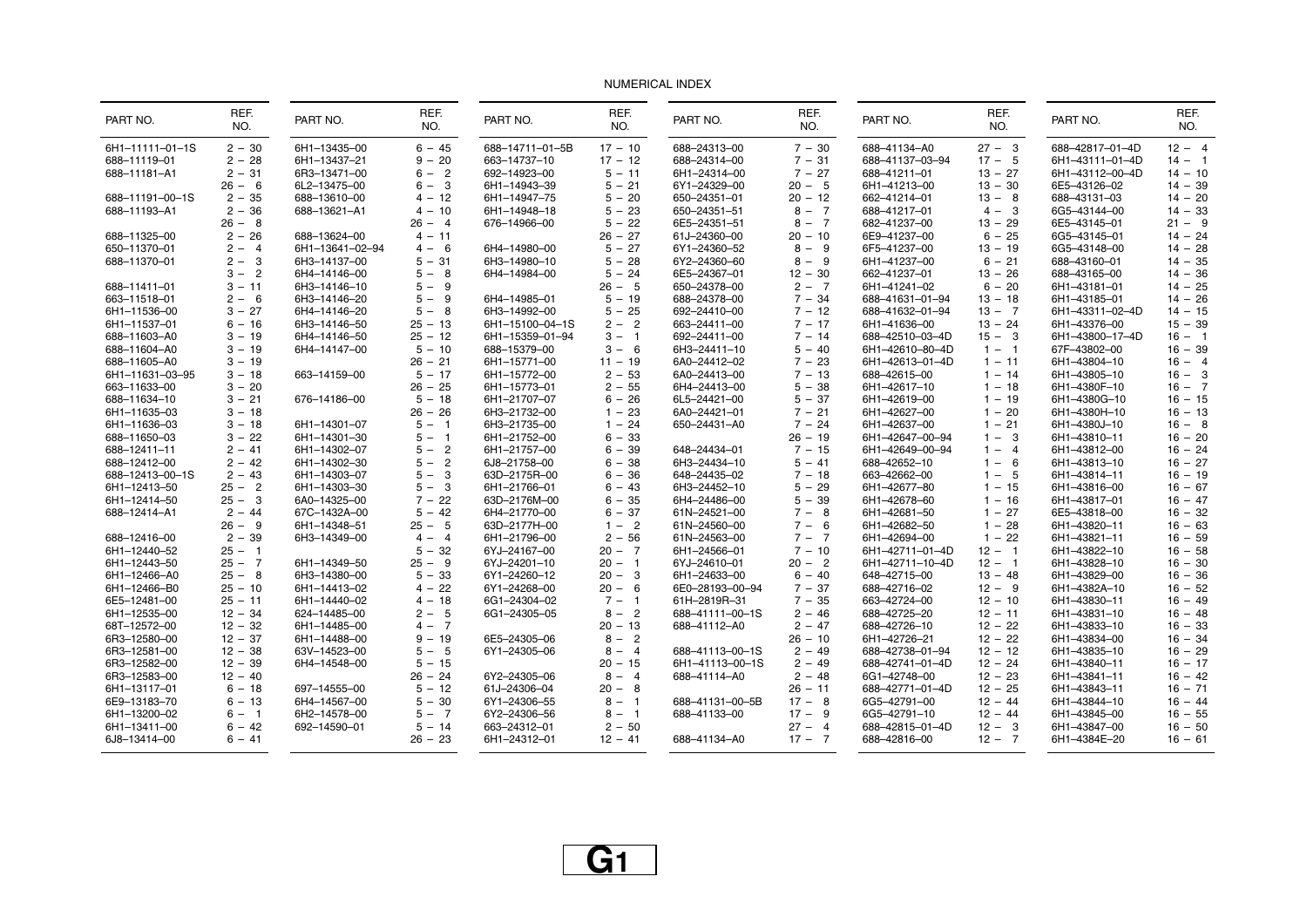# NUMERICAL INDEX

| PART NO. | REF. NO. |
|---|---|
| 6H1–11111–01–1S | 2 – 30 |
| 688–11119–01 | 2 – 28 |
| 688–11181–A1 | 2 – 31 |
| | 26 – 6 |
| 688–11191–00–1S | 2 – 35 |
| 688–11193–A1 | 2 – 36 |
| | 26 – 8 |
| 688–11325–00 | 2 – 26 |
| 650–11370–01 | 2 – 4 |
| 688–11370–01 | 2 – 3 |
| | 3 – 2 |
| 688–11411–01 | 3 – 11 |
| 663–11518–01 | 2 – 6 |
| 6H1–11536–00 | 3 – 27 |
| 6H1–11537–01 | 6 – 16 |
| 688–11603–A0 | 3 – 19 |
| 688–11604–A0 | 3 – 19 |
| 688–11605–A0 | 3 – 19 |
| 6H1–11631–03–95 | 3 – 18 |
| 663–11633–00 | 3 – 20 |
| 688–11634–10 | 3 – 21 |
| 6H1–11635–03 | 3 – 18 |
| 6H1–11636–03 | 3 – 18 |
| 688–11650–03 | 3 – 22 |
| 688–12411–11 | 2 – 41 |
| 688–12412–00 | 2 – 42 |
| 688–12413–00–1S | 2 – 43 |
| 6H1–12413–50 | 25 – 2 |
| 6H1–12414–50 | 25 – 3 |
| 688–12414–A1 | 2 – 44 |
| | 26 – 9 |
| 688–12416–00 | 2 – 39 |
| 6H1–12440–52 | 25 – 1 |
| 6H1–12443–50 | 25 – 7 |
| 6H1–12466–A0 | 25 – 8 |
| 6H1–12466–B0 | 25 – 10 |
| 6E5–12481–00 | 25 – 11 |
| 6H1–12535–00 | 12 – 34 |
| 68T–12572–00 | 12 – 32 |
| 6R3–12580–00 | 12 – 37 |
| 6R3–12581–00 | 12 – 38 |
| 6R3–12582–00 | 12 – 39 |
| 6R3–12583–00 | 12 – 40 |
| 6H1–13117–01 | 6 – 18 |
| 6E9–13183–70 | 6 – 13 |
| 6H1–13200–02 | 6 – 1 |
| 6H1–13411–00 | 6 – 42 |
| 6J8–13414–00 | 6 – 41 |
| 6H1–13435–00 | 6 – 45 |
| 6H1–13437–21 | 9 – 20 |
| 6R3–13471–00 | 6 – 2 |
| 6L2–13475–00 | 6 – 3 |
| 688–13610–00 | 4 – 12 |
| 688–13621–A1 | 4 – 10 |
| | 26 – 4 |
| 688–13624–00 | 4 – 11 |
| 6H1–13641–02–94 | 4 – 6 |
| 6H3–14137–00 | 5 – 31 |
| 6H4–14146–00 | 5 – 8 |
| 6H3–14146–10 | 5 – 9 |
| 6H3–14146–20 | 5 – 9 |
| 6H4–14146–20 | 5 – 8 |
| 6H3–14146–50 | 25 – 13 |
| 6H4–14146–50 | 25 – 12 |
| 6H4–14147–00 | 5 – 10 |
| | 26 – 21 |
| 663–14159–00 | 5 – 17 |
| | 26 – 25 |
| 676–14186–00 | 5 – 18 |
| | 26 – 26 |
| 6H1–14301–07 | 5 – 1 |
| 6H1–14301–30 | 5 – 1 |
| 6H1–14302–07 | 5 – 2 |
| 6H1–14302–30 | 5 – 2 |
| 6H1–14303–07 | 5 – 3 |
| 6H1–14303–30 | 5 – 3 |
| 6A0–14325–00 | 7 – 22 |
| 67C–1432A–00 | 5 – 42 |
| 6H1–14348–51 | 25 – 5 |
| 6H3–14349–00 | 4 – 4 |
| | 5 – 32 |
| 6H1–14349–50 | 25 – 9 |
| 6H3–14380–00 | 5 – 33 |
| 6H1–14413–02 | 4 – 22 |
| 6H1–14440–02 | 4 – 18 |
| 624–14485–00 | 2 – 5 |
| 6H1–14485–00 | 4 – 7 |
| 6H1–14488–00 | 9 – 19 |
| 63V–14523–00 | 5 – 5 |
| 6H4–14548–00 | 5 – 15 |
| | 26 – 24 |
| 697–14555–00 | 5 – 12 |
| 6H4–14567–00 | 5 – 30 |
| 6H2–14578–00 | 5 – 7 |
| 692–14590–01 | 5 – 14 |
| | 26 – 23 |
| 688–14711–01–5B | 17 – 10 |
| 663–14737–10 | 17 – 12 |
| 692–14923–00 | 5 – 11 |
| 6H1–14943–39 | 5 – 21 |
| 6H1–14947–75 | 5 – 20 |
| 6H1–14948–18 | 5 – 23 |
| 676–14966–00 | 5 – 22 |
| | 26 – 27 |
| 6H4–14980–00 | 5 – 27 |
| 6H3–14980–10 | 5 – 28 |
| 6H4–14984–00 | 5 – 24 |
| | 26 – 5 |
| 6H4–14985–01 | 5 – 19 |
| 6H3–14992–00 | 5 – 25 |
| 6H1–15100–04–1S | 2 – 2 |
| 6H1–15359–01–94 | 3 – 1 |
| 688–15379–00 | 3 – 6 |
| 6H1–15771–00 | 11 – 19 |
| 6H1–15772–00 | 2 – 53 |
| 6H1–15773–01 | 2 – 55 |
| 6H1–21707–07 | 6 – 26 |
| 6H3–21732–00 | 1 – 23 |
| 6H3–21735–00 | 1 – 24 |
| 6H1–21752–00 | 6 – 33 |
| 6H1–21757–00 | 6 – 39 |
| 6J8–21758–00 | 6 – 38 |
| 63D–2175R–00 | 6 – 36 |
| 6H1–21766–01 | 6 – 43 |
| 63D–2176M–00 | 6 – 35 |
| 6H4–21770–00 | 6 – 37 |
| 63D–2177H–00 | 1 – 2 |
| 6H1–21796–00 | 2 – 56 |
| 6YJ–24167–00 | 20 – 7 |
| 6YJ–24201–10 | 20 – 1 |
| 6Y1–24260–12 | 20 – 3 |
| 6Y1–24268–00 | 20 – 6 |
| 6G1–24304–02 | 7 – 1 |
| 6G1–24305–05 | 8 – 2 |
| | 20 – 13 |
| 6E5–24305–06 | 8 – 2 |
| 6Y1–24305–06 | 8 – 4 |
| | 20 – 15 |
| 6Y2–24305–06 | 8 – 4 |
| 61J–24306–04 | 20 – 8 |
| 6Y1–24306–55 | 8 – 1 |
| 6Y2–24306–56 | 8 – 1 |
| 663–24312–01 | 2 – 50 |
| 6H1–24312–01 | 12 – 41 |
| 688–24313–00 | 7 – 30 |
| 688–24314–00 | 7 – 31 |
| 6H1–24314–00 | 7 – 27 |
| 6Y1–24329–00 | 20 – 5 |
| 650–24351–01 | 20 – 12 |
| 650–24351–51 | 8 – 7 |
| 6E5–24351–51 | 8 – 7 |
| 61J–24360–00 | 20 – 10 |
| 6Y1–24360–52 | 8 – 9 |
| 6Y2–24360–60 | 8 – 9 |
| 6E5–24367–01 | 12 – 30 |
| 650–24378–00 | 2 – 7 |
| 688–24378–00 | 7 – 34 |
| 692–24410–00 | 7 – 12 |
| 663–24411–00 | 7 – 17 |
| 692–24411–00 | 7 – 14 |
| 6H3–24411–10 | 5 – 40 |
| 6A0–24412–02 | 7 – 23 |
| 6A0–24413–00 | 7 – 13 |
| 6H4–24413–00 | 5 – 38 |
| 6L5–24421–00 | 5 – 37 |
| 6A0–24421–01 | 7 – 21 |
| 650–24431–A0 | 7 – 24 |
| | 26 – 19 |
| 648–24434–01 | 7 – 15 |
| 6H3–24434–10 | 5 – 41 |
| 648–24435–02 | 7 – 18 |
| 6H3–24452–10 | 5 – 29 |
| 6H4–24486–00 | 5 – 39 |
| 61N–24521–00 | 7 – 8 |
| 61N–24560–00 | 7 – 6 |
| 61N–24563–00 | 7 – 7 |
| 6H1–24566–01 | 7 – 10 |
| 6YJ–24610–01 | 20 – 2 |
| 6H1–24633–00 | 6 – 40 |
| 6E0–28193–00–94 | 7 – 37 |
| 61H–2819R–31 | 7 – 35 |
| 688–41111–00–1S | 2 – 46 |
| 688–41112–A0 | 2 – 47 |
| | 26 – 10 |
| 688–41113–00–1S | 2 – 49 |
| 6H1–41113–00–1S | 2 – 49 |
| 688–41114–A0 | 2 – 48 |
| | 26 – 11 |
| 688–41131–00–5B | 17 – 8 |
| 688–41133–00 | 17 – 9 |
| | 27 – 4 |
| 688–41134–A0 | 17 – 7 |
| 688–41134–A0 | 27 – 3 |
| 688–41137–03–94 | 17 – 5 |
| 688–41211–01 | 13 – 27 |
| 6H1–41213–00 | 13 – 30 |
| 662–41214–01 | 13 – 8 |
| 688–41217–01 | 4 – 3 |
| 682–41237–00 | 13 – 29 |
| 6E9–41237–00 | 6 – 25 |
| 6F5–41237–00 | 13 – 19 |
| 6H1–41237–00 | 6 – 21 |
| 662–41237–01 | 13 – 26 |
| 6H1–41241–02 | 6 – 20 |
| 688–41631–01–94 | 13 – 18 |
| 688–41632–01–94 | 13 – 7 |
| 6H1–41636–00 | 13 – 24 |
| 688–42510–03–4D | 15 – 3 |
| 6H1–42610–80–4D | 1 – 1 |
| 6H1–42613–01–4D | 1 – 11 |
| 688–42615–00 | 1 – 14 |
| 6H1–42617–10 | 1 – 18 |
| 6H1–42619–00 | 1 – 19 |
| 6H1–42627–00 | 1 – 20 |
| 6H1–42637–00 | 1 – 21 |
| 6H1–42647–00–94 | 1 – 3 |
| 6H1–42649–00–94 | 1 – 4 |
| 688–42652–10 | 1 – 6 |
| 663–42662–00 | 1 – 5 |
| 6H1–42677–80 | 1 – 15 |
| 6H1–42678–60 | 1 – 16 |
| 6H1–42681–50 | 1 – 27 |
| 6H1–42682–50 | 1 – 28 |
| 6H1–42694–00 | 1 – 22 |
| 6H1–42711–01–4D | 12 – 1 |
| 6H1–42711–10–4D | 12 – 1 |
| 648–42715–00 | 13 – 48 |
| 688–42716–02 | 12 – 9 |
| 663–42724–00 | 12 – 10 |
| 688–42725–20 | 12 – 11 |
| 688–42726–10 | 12 – 22 |
| 6H1–42726–21 | 12 – 22 |
| 688–42738–01–94 | 12 – 12 |
| 688–42741–01–4D | 12 – 24 |
| 6G1–42748–00 | 12 – 23 |
| 688–42771–01–4D | 12 – 25 |
| 6G5–42791–00 | 12 – 44 |
| 6G5–42791–10 | 12 – 44 |
| 688–42815–01–4D | 12 – 3 |
| 688–42816–00 | 12 – 7 |
| 688–42817–01–4D | 12 – 4 |
| 6H1–43111–01–4D | 14 – 1 |
| 6H1–43112–00–4D | 14 – 10 |
| 6E5–43126–02 | 14 – 39 |
| 688–43131–03 | 14 – 20 |
| 6G5–43144–00 | 14 – 33 |
| 6E5–43145–01 | 21 – 9 |
| 6G5–43145–01 | 14 – 24 |
| 6G5–43148–00 | 14 – 28 |
| 688–43160–01 | 14 – 35 |
| 688–43165–00 | 14 – 36 |
| 6H1–43181–01 | 14 – 25 |
| 6H1–43185–01 | 14 – 26 |
| 6H1–43311–02–4D | 14 – 15 |
| 6H1–43376–00 | 15 – 39 |
| 6H1–43800–17–4D | 16 – 1 |
| 67F–43802–00 | 16 – 39 |
| 6H1–43804–10 | 16 – 4 |
| 6H1–43805–10 | 16 – 3 |
| 6H1–4380F–10 | 16 – 7 |
| 6H1–4380G–10 | 16 – 15 |
| 6H1–4380H–10 | 16 – 13 |
| 6H1–4380J–10 | 16 – 8 |
| 6H1–43810–11 | 16 – 20 |
| 6H1–43812–00 | 16 – 24 |
| 6H1–43813–10 | 16 – 27 |
| 6H1–43814–11 | 16 – 19 |
| 6H1–43816–00 | 16 – 67 |
| 6H1–43817–01 | 16 – 47 |
| 6E5–43818–00 | 16 – 32 |
| 6H1–43820–11 | 16 – 63 |
| 6H1–43821–11 | 16 – 59 |
| 6H1–43822–10 | 16 – 58 |
| 6H1–43828–10 | 16 – 30 |
| 6H1–43829–00 | 16 – 36 |
| 6H1–4382A–10 | 16 – 52 |
| 6H1–43830–11 | 16 – 49 |
| 6H1–43831–10 | 16 – 48 |
| 6H1–43833–10 | 16 – 33 |
| 6H1–43834–00 | 16 – 34 |
| 6H1–43835–10 | 16 – 29 |
| 6H1–43840–11 | 16 – 17 |
| 6H1–43841–11 | 16 – 42 |
| 6H1–43843–11 | 16 – 71 |
| 6H1–43844–10 | 16 – 44 |
| 6H1–43845–00 | 16 – 55 |
| 6H1–43847–00 | 16 – 50 |
| 6H1–4384E–20 | 16 – 61 |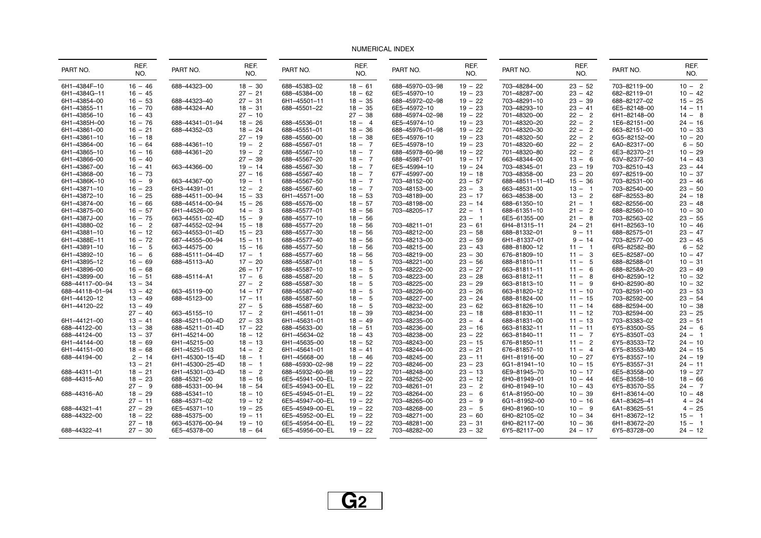# NUMERICAL INDEX

| PART NO. | REF. NO. |
|---|---|
| 6H1–4384F–10 | 16 – 46 |
| 6H1–4384G–11 | 16 – 45 |
| 6H1–43854–00 | 16 – 53 |
| 6H1–43855–11 | 16 – 70 |
| 6H1–43856–10 | 16 – 43 |
| 6H1–4385H–00 | 16 – 76 |
| 6H1–43861–00 | 16 – 21 |
| 6H1–43861–10 | 16 – 18 |
| 6H1–43864–00 | 16 – 64 |
| 6H1–43865–10 | 16 – 16 |
| 6H1–43866–00 | 16 – 40 |
| 6H1–43867–00 | 16 – 41 |
| 6H1–43868–00 | 16 – 73 |
| 6H1–4386K–10 | 16 – 9 |
| 6H1–43871–10 | 16 – 23 |
| 6H1–43872–10 | 16 – 25 |
| 6H1–43874–00 | 16 – 66 |
| 6H1–43875–00 | 16 – 57 |
| 6H1–4387J–00 | 16 – 75 |
| 6H1–43880–02 | 16 – 2 |
| 6H1–43881–10 | 16 – 12 |
| 6H1–4388E–11 | 16 – 72 |
| 6H1–43891–10 | 16 – 5 |
| 6H1–43892–10 | 16 – 6 |
| 6H1–43895–12 | 16 – 69 |
| 6H1–43896–00 | 16 – 68 |
| 6H1–43899–00 | 16 – 51 |
| 688–44117–00–94 | 13 – 34 |
| 688–44118–01–94 | 13 – 42 |
| 6H1–44120–12 | 13 – 49 |
| 6H1–44120–22 | 13 – 49 |
| | 27 – 40 |
| 6H1–44121–00 | 13 – 41 |
| 6H1–44122–00 | 13 – 38 |
| 688–44124–00 | 13 – 37 |
| 6H1–44144–00 | 18 – 69 |
| 6H1–44151–00 | 18 – 68 |
| 688–44194–00 | 2 – 14 |
| | 13 – 21 |
| 688–44311–01 | 18 – 21 |
| 688–44315–A0 | 18 – 23 |
| | 27 – 9 |
| 688–44316–A0 | 18 – 29 |
| | 27 – 11 |
| 688–44321–41 | 27 – 29 |
| 688–44322–00 | 18 – 22 |
| | 27 – 18 |
| 688–44322–41 | 27 – 30 |
| 688–44323–00 | 18 – 30 |
| | 27 – 21 |
| 688–44323–40 | 27 – 31 |
| 688–44324–A0 | 18 – 31 |
| | 27 – 10 |
| 688–44341–01–94 | 18 – 26 |
| 688–44352–03 | 18 – 24 |
| | 27 – 19 |
| 688–44361–10 | 19 – 2 |
| 688–44361–20 | 19 – 2 |
| | 27 – 39 |
| 663–44366–00 | 19 – 14 |
| | 27 – 16 |
| 663–44367–00 | 19 – 1 |
| 6H3–44391–01 | 12 – 2 |
| 688–44511–00–94 | 15 – 33 |
| 688–44514–00–94 | 15 – 26 |
| 6H1–44526–00 | 14 – 3 |
| 663–44551–02–4D | 15 – 9 |
| 687–44552–02–94 | 15 – 18 |
| 663–44553–01–4D | 15 – 23 |
| 687–44555–00–94 | 15 – 11 |
| 663–44575–00 | 15 – 16 |
| 688–45111–04–4D | 17 – 1 |
| 688–45113–A0 | 17 – 20 |
| | 26 – 17 |
| 688–45114–A1 | 17 – 6 |
| | 27 – 2 |
| 663–45119–00 | 14 – 17 |
| 688–45123–00 | 17 – 11 |
| | 27 – 5 |
| 663–45155–10 | 17 – 2 |
| 688–45211–00–4D | 27 – 33 |
| 688–45211–01–4D | 17 – 22 |
| 6H1–45214–00 | 18 – 12 |
| 6H1–45215–00 | 18 – 13 |
| 6H1–45251–03 | 14 – 2 |
| 6H1–45300–15–4D | 18 – 1 |
| 6H1–45300–25–4D | 18 – 1 |
| 6H1–45301–03–4D | 18 – 2 |
| 688–45321–00 | 18 – 16 |
| 688–45331–00–94 | 18 – 54 |
| 688–45341–10 | 18 – 10 |
| 688–45371–02 | 19 – 12 |
| 6E5–45371–10 | 19 – 25 |
| 688–45375–00 | 19 – 11 |
| 663–45376–00–94 | 19 – 10 |
| 6E5–45378–00 | 18 – 64 |
| 688–45383–02 | 18 – 61 |
| 688–45384–00 | 18 – 62 |
| 6H1–45501–11 | 18 – 35 |
| 688–45501–22 | 18 – 35 |
| | 27 – 38 |
| 688–45536–01 | 18 – 4 |
| 688–45551–01 | 18 – 36 |
| 688–45560–00 | 18 – 38 |
| 688–45567–01 | 18 – 7 |
| 688–45567–10 | 18 – 7 |
| 688–45567–20 | 18 – 7 |
| 688–45567–30 | 18 – 7 |
| 688–45567–40 | 18 – 7 |
| 688–45567–50 | 18 – 7 |
| 688–45567–60 | 18 – 7 |
| 6H1–45571–00 | 18 – 53 |
| 688–45576–00 | 18 – 57 |
| 688–45577–01 | 18 – 56 |
| 688–45577–10 | 18 – 56 |
| 688–45577–20 | 18 – 56 |
| 688–45577–30 | 18 – 56 |
| 688–45577–40 | 18 – 56 |
| 688–45577–50 | 18 – 56 |
| 688–45577–60 | 18 – 56 |
| 688–45587–01 | 18 – 5 |
| 688–45587–10 | 18 – 5 |
| 688–45587–20 | 18 – 5 |
| 688–45587–30 | 18 – 5 |
| 688–45587–40 | 18 – 5 |
| 688–45587–50 | 18 – 5 |
| 688–45587–60 | 18 – 5 |
| 6H1–45611–01 | 18 – 39 |
| 6H1–45631–01 | 18 – 49 |
| 688–45633–00 | 18 – 51 |
| 6H1–45634–02 | 18 – 43 |
| 6H1–45635–00 | 18 – 52 |
| 6H1–45641–01 | 18 – 41 |
| 6H1–45668–00 | 18 – 46 |
| 688–45930–02–98 | 19 – 22 |
| 688–45932–60–98 | 19 – 22 |
| 6E5–45941–00–EL | 19 – 22 |
| 6E5–45943–00–EL | 19 – 22 |
| 6E5–45945–01–EL | 19 – 22 |
| 6E5–45947–00–EL | 19 – 22 |
| 6E5–45949–00–EL | 19 – 22 |
| 6E5–45952–00–EL | 19 – 22 |
| 6E5–45954–00–EL | 19 – 22 |
| 6E5–45956–00–EL | 19 – 22 |
| 688–45970–03–98 | 19 – 22 |
| 6E5–45970–10 | 19 – 23 |
| 688–45972–02–98 | 19 – 22 |
| 6E5–45972–10 | 19 – 23 |
| 688–45974–02–98 | 19 – 22 |
| 6E5–45974–10 | 19 – 23 |
| 688–45976–01–98 | 19 – 22 |
| 6E5–45976–10 | 19 – 23 |
| 6E5–45978–10 | 19 – 23 |
| 688–45978–60–98 | 19 – 22 |
| 688–45987–01 | 19 – 17 |
| 6E5–45994–10 | 19 – 24 |
| 67F–45997–00 | 19 – 18 |
| 703–48152–00 | 23 – 57 |
| 703–48153–00 | 23 – 3 |
| 703–48189–00 | 23 – 17 |
| 703–48198–00 | 23 – 14 |
| 703–48205–17 | 22 – 1 |
| | 23 – 1 |
| 703–48211–01 | 23 – 61 |
| 703–48212–00 | 23 – 58 |
| 703–48213–00 | 23 – 59 |
| 703–48215–00 | 23 – 43 |
| 703–48219–00 | 23 – 30 |
| 703–48221–00 | 23 – 56 |
| 703–48222–00 | 23 – 27 |
| 703–48223–00 | 23 – 28 |
| 703–48225–00 | 23 – 29 |
| 703–48226–00 | 23 – 26 |
| 703–48227–00 | 23 – 24 |
| 703–48232–00 | 23 – 62 |
| 703–48234–00 | 23 – 18 |
| 703–48235–00 | 23 – 4 |
| 703–48236–00 | 23 – 16 |
| 703–48238–00 | 23 – 22 |
| 703–48243–00 | 23 – 15 |
| 703–48244–00 | 23 – 21 |
| 703–48245–00 | 23 – 11 |
| 703–48246–00 | 23 – 23 |
| 701–48248–00 | 23 – 13 |
| 703–48252–00 | 23 – 12 |
| 703–48261–01 | 23 – 2 |
| 703–48264–00 | 23 – 6 |
| 703–48265–00 | 23 – 9 |
| 703–48268–00 | 23 – 5 |
| 703–48271–00 | 23 – 60 |
| 703–48281–00 | 23 – 31 |
| 703–48282–00 | 23 – 32 |
| 703–48284–00 | 23 – 52 |
| 701–48287–00 | 23 – 42 |
| 703–48291–10 | 23 – 39 |
| 703–48293–10 | 23 – 41 |
| 701–48320–00 | 22 – 2 |
| 701–48320–20 | 22 – 2 |
| 701–48320–30 | 22 – 2 |
| 701–48320–50 | 22 – 2 |
| 701–48320–60 | 22 – 2 |
| 701–48320–80 | 22 – 2 |
| 663–48344–00 | 13 – 6 |
| 703–48345–01 | 23 – 19 |
| 703–48358–00 | 23 – 20 |
| 688–48511–11–4D | 15 – 36 |
| 663–48531–00 | 13 – 1 |
| 663–48538–00 | 13 – 2 |
| 688–61350–10 | 21 – 1 |
| 688–61351–10 | 21 – 2 |
| 6E5–61355–00 | 21 – 8 |
| 6H4–81315–11 | 24 – 21 |
| 688–81332–01 | 9 – 11 |
| 6H1–81337–01 | 9 – 14 |
| 688–81800–12 | 11 – 1 |
| 676–81809–10 | 11 – 3 |
| 688–81810–11 | 11 – 5 |
| 663–81811–11 | 11 – 6 |
| 663–81812–11 | 11 – 8 |
| 663–81813–10 | 11 – 9 |
| 663–81820–12 | 11 – 10 |
| 688–81824–00 | 11 – 15 |
| 663–81826–10 | 11 – 14 |
| 688–81830–11 | 11 – 12 |
| 688–81831–00 | 11 – 13 |
| 663–81832–11 | 11 – 11 |
| 663–81840–11 | 11 – 7 |
| 676–81850–11 | 11 – 2 |
| 676–81857–10 | 11 – 4 |
| 6H1–81916–00 | 10 – 27 |
| 6G1–81941–10 | 10 – 15 |
| 6E9–81945–70 | 10 – 17 |
| 6H0–81949–01 | 10 – 44 |
| 6H0–81949–10 | 10 – 43 |
| 61A–81950–00 | 10 – 39 |
| 6G1–81952–00 | 10 – 16 |
| 6H0–81960–10 | 10 – 9 |
| 6H0–82105–02 | 10 – 34 |
| 6H0–82117–00 | 10 – 36 |
| 6Y5–82117–00 | 24 – 17 |
| 703–82119–00 | 10 – 2 |
| 682–82119–01 | 10 – 42 |
| 688–82127–02 | 15 – 25 |
| 6E5–82148–00 | 14 – 11 |
| 6H1–82148–00 | 14 – 8 |
| 1E6–82151–00 | 24 – 16 |
| 663–82151–00 | 10 – 33 |
| 6G5–82152–00 | 10 – 20 |
| 6A0–82317–00 | 6 – 50 |
| 6E3–82370–21 | 10 – 29 |
| 63V–82377–50 | 14 – 43 |
| 703–82510–43 | 23 – 44 |
| 697–82519–00 | 10 – 37 |
| 703–82531–00 | 23 – 46 |
| 703–82540–00 | 23 – 50 |
| 68F–82553–80 | 24 – 18 |
| 682–82556–00 | 23 – 48 |
| 688–82560–10 | 10 – 30 |
| 703–82563–02 | 23 – 55 |
| 6H1–82563–10 | 10 – 46 |
| 688–82575–01 | 23 – 47 |
| 703–82577–00 | 23 – 45 |
| 6R5–82582–B0 | 6 – 52 |
| 6E5–82587–00 | 10 – 47 |
| 688–82588–01 | 10 – 31 |
| 688–8258A–20 | 23 – 49 |
| 6H0–82590–12 | 10 – 32 |
| 6H0–82590–80 | 10 – 32 |
| 703–82591–00 | 23 – 53 |
| 703–82592–00 | 23 – 54 |
| 688–82594–00 | 10 – 38 |
| 703–82594–00 | 23 – 25 |
| 703–83383–02 | 23 – 51 |
| 6Y5–83500–S5 | 24 – 6 |
| 6Y5–8350T–03 | 24 – 1 |
| 6Y5–83533–T2 | 24 – 10 |
| 6Y5–83553–M0 | 24 – 15 |
| 6Y5–83557–10 | 24 – 19 |
| 6Y5–83557–31 | 24 – 11 |
| 6E5–83558–00 | 19 – 27 |
| 6E5–83558–10 | 18 – 66 |
| 6Y5–83570–S5 | 24 – 7 |
| 6H1–83614–00 | 10 – 48 |
| 6A1–83625–41 | 4 – 24 |
| 6A1–83625–51 | 4 – 25 |
| 6H1–83672–12 | 15 – 1 |
| 6H1–83672–20 | 15 – 1 |
| 6Y5–83728–00 | 24 – 12 |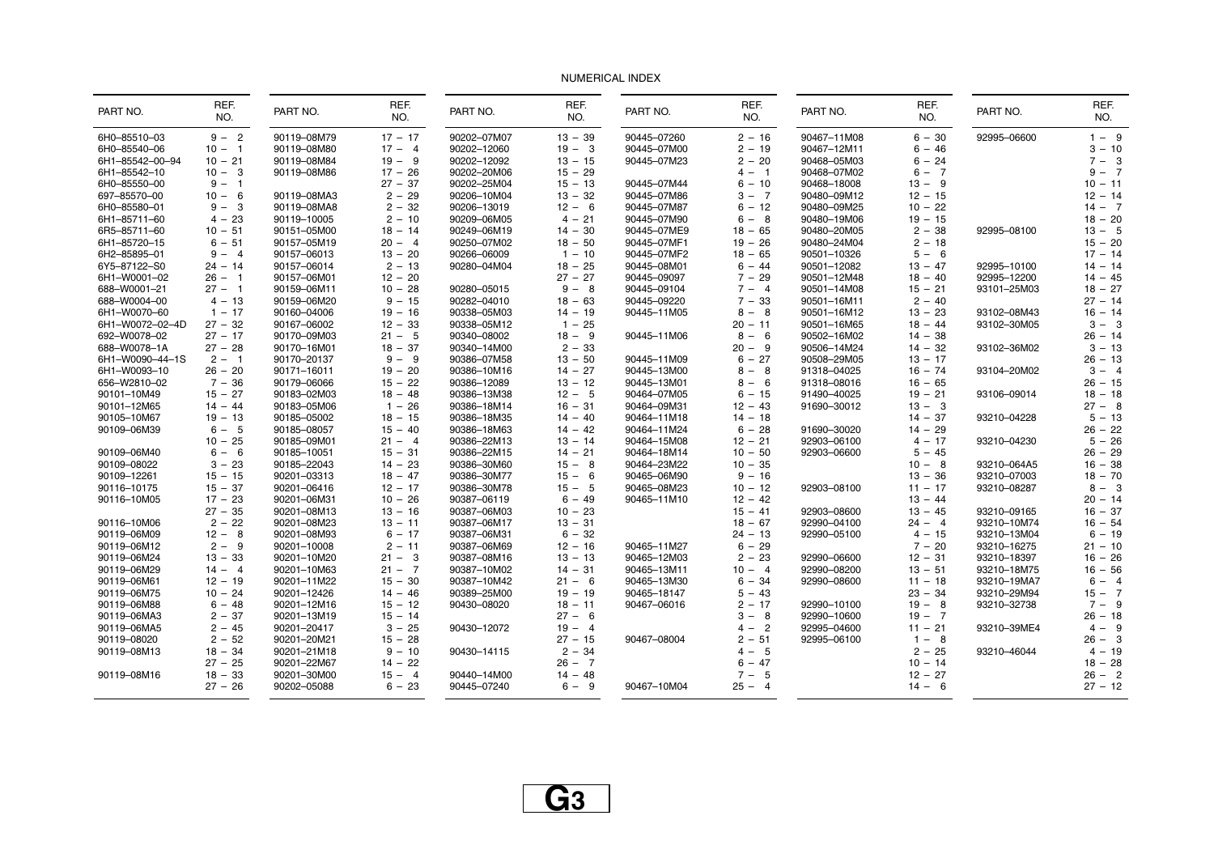# NUMERICAL INDEX

| PART NO. | REF. NO. |
|---|---|
| 6H0–85510–03 | 9 – 2 |
| 6H0–85540–06 | 10 – 1 |
| 6H1–85542–00–94 | 10 – 21 |
| 6H1–85542–10 | 10 – 3 |
| 6H0–85550–00 | 9 – 1 |
| 697–85570–00 | 10 – 6 |
| 6H0–85580–01 | 9 – 3 |
| 6H1–85711–60 | 4 – 23 |
| 6R5–85711–60 | 10 – 51 |
| 6H1–85720–15 | 6 – 51 |
| 6H2–85895–01 | 9 – 4 |
| 6Y5–87122–S0 | 24 – 14 |
| 6H1–W0001–02 | 26 – 1 |
| 688–W0001–21 | 27 – 1 |
| 688–W0004–00 | 4 – 13 |
| 6H1–W0070–60 | 1 – 17 |
| 6H1–W0072–02–4D | 27 – 32 |
| 692–W0078–02 | 27 – 17 |
| 688–W0078–1A | 27 – 28 |
| 6H1–W0090–44–1S | 2 – 1 |
| 6H1–W0093–10 | 26 – 20 |
| 656–W2810–02 | 7 – 36 |
| 90101–10M49 | 15 – 27 |
| 90101–12M65 | 14 – 44 |
| 90105–10M67 | 19 – 13 |
| 90109–06M39 | 6 – 5 |
| | 10 – 25 |
| 90109–06M40 | 6 – 6 |
| 90109–08022 | 3 – 23 |
| 90109–12261 | 15 – 15 |
| 90116–10175 | 15 – 37 |
| 90116–10M05 | 17 – 23 |
| | 27 – 35 |
| 90116–10M06 | 2 – 22 |
| 90119–06M09 | 12 – 8 |
| 90119–06M12 | 2 – 9 |
| 90119–06M24 | 13 – 33 |
| 90119–06M29 | 14 – 4 |
| 90119–06M61 | 12 – 19 |
| 90119–06M75 | 10 – 24 |
| 90119–06M88 | 6 – 48 |
| 90119–06MA3 | 2 – 37 |
| 90119–06MA5 | 2 – 45 |
| 90119–08020 | 2 – 52 |
| 90119–08M13 | 18 – 34 |
| | 27 – 25 |
| 90119–08M16 | 18 – 33 |
| | 27 – 26 |
| 90119–08M79 | 17 – 17 |
| 90119–08M80 | 17 – 4 |
| 90119–08M84 | 19 – 9 |
| 90119–08M86 | 17 – 26 |
| | 27 – 37 |
| 90119–08MA3 | 2 – 29 |
| 90119–08MA8 | 2 – 32 |
| 90119–10005 | 2 – 10 |
| 90151–05M00 | 18 – 14 |
| 90157–05M19 | 20 – 4 |
| 90157–06013 | 13 – 20 |
| 90157–06014 | 2 – 13 |
| 90157–06M01 | 12 – 20 |
| 90159–06M11 | 10 – 28 |
| 90159–06M20 | 9 – 15 |
| 90160–04006 | 19 – 16 |
| 90167–06002 | 12 – 33 |
| 90170–09M03 | 21 – 5 |
| 90170–16M01 | 18 – 37 |
| 90170–20137 | 9 – 9 |
| 90171–16011 | 19 – 20 |
| 90179–06066 | 15 – 22 |
| 90183–02M03 | 18 – 48 |
| 90183–05M06 | 1 – 26 |
| 90185–05002 | 18 – 15 |
| 90185–08057 | 15 – 40 |
| 90185–09M01 | 21 – 4 |
| 90185–10051 | 15 – 31 |
| 90185–22043 | 14 – 23 |
| 90201–03313 | 18 – 47 |
| 90201–06416 | 12 – 17 |
| 90201–06M31 | 10 – 26 |
| 90201–08M13 | 13 – 16 |
| 90201–08M23 | 13 – 11 |
| 90201–08M93 | 6 – 17 |
| 90201–10008 | 2 – 11 |
| 90201–10M20 | 21 – 3 |
| 90201–10M63 | 21 – 7 |
| 90201–11M22 | 15 – 30 |
| 90201–12426 | 14 – 46 |
| 90201–12M16 | 15 – 12 |
| 90201–13M19 | 15 – 14 |
| 90201–20417 | 3 – 25 |
| 90201–20M21 | 15 – 28 |
| 90201–21M18 | 9 – 10 |
| 90201–22M67 | 14 – 22 |
| 90201–30M00 | 15 – 4 |
| 90202–05088 | 6 – 23 |
| 90202–07M07 | 13 – 39 |
| 90202–12060 | 19 – 3 |
| 90202–12092 | 13 – 15 |
| 90202–20M06 | 15 – 29 |
| 90202–25M04 | 15 – 13 |
| 90206–10M04 | 13 – 32 |
| 90206–13019 | 12 – 6 |
| 90209–06M05 | 4 – 21 |
| 90249–06M19 | 14 – 30 |
| 90250–07M02 | 18 – 50 |
| 90266–06009 | 1 – 10 |
| 90280–04M04 | 18 – 25 |
| | 27 – 27 |
| 90280–05015 | 9 – 8 |
| 90282–04010 | 18 – 63 |
| 90338–05M03 | 14 – 19 |
| 90338–05M12 | 1 – 25 |
| 90340–08002 | 18 – 9 |
| 90340–14M00 | 2 – 33 |
| 90386–07M58 | 13 – 50 |
| 90386–10M16 | 14 – 27 |
| 90386–12089 | 13 – 12 |
| 90386–13M38 | 12 – 5 |
| 90386–18M14 | 16 – 31 |
| 90386–18M35 | 14 – 40 |
| 90386–18M63 | 14 – 42 |
| 90386–22M13 | 13 – 14 |
| 90386–22M15 | 14 – 21 |
| 90386–30M60 | 15 – 8 |
| 90386–30M77 | 15 – 6 |
| 90386–30M78 | 15 – 5 |
| 90387–06119 | 6 – 49 |
| 90387–06M03 | 10 – 23 |
| 90387–06M17 | 13 – 31 |
| 90387–06M31 | 6 – 32 |
| 90387–06M69 | 12 – 16 |
| 90387–08M16 | 13 – 13 |
| 90387–10M02 | 14 – 31 |
| 90387–10M42 | 21 – 6 |
| 90389–25M00 | 19 – 19 |
| 90430–08020 | 18 – 11 |
| | 27 – 6 |
| 90430–12072 | 19 – 4 |
| | 27 – 15 |
| 90430–14115 | 2 – 34 |
| | 26 – 7 |
| 90440–14M00 | 14 – 48 |
| 90445–07240 | 6 – 9 |
| 90445–07260 | 2 – 16 |
| 90445–07M00 | 2 – 19 |
| 90445–07M23 | 2 – 20 |
| | 4 – 1 |
| 90445–07M44 | 6 – 10 |
| 90445–07M86 | 3 – 7 |
| 90445–07M87 | 6 – 12 |
| 90445–07M90 | 6 – 8 |
| 90445–07ME9 | 18 – 65 |
| 90445–07MF1 | 19 – 26 |
| 90445–07MF2 | 18 – 65 |
| 90445–08M01 | 6 – 44 |
| 90445–09097 | 7 – 29 |
| 90445–09104 | 7 – 4 |
| 90445–09220 | 7 – 33 |
| 90445–11M05 | 8 – 8 |
| | 20 – 11 |
| 90445–11M06 | 8 – 6 |
| | 20 – 9 |
| 90445–11M09 | 6 – 27 |
| 90445–13M00 | 8 – 8 |
| 90445–13M01 | 8 – 6 |
| 90464–07M05 | 6 – 15 |
| 90464–09M31 | 12 – 43 |
| 90464–11M18 | 14 – 18 |
| 90464–11M24 | 6 – 28 |
| 90464–15M08 | 12 – 21 |
| 90464–18M14 | 10 – 50 |
| 90464–23M22 | 10 – 35 |
| 90465–06M90 | 9 – 16 |
| 90465–08M23 | 10 – 12 |
| 90465–11M10 | 12 – 42 |
| | 15 – 41 |
| | 18 – 67 |
| | 24 – 13 |
| 90465–11M27 | 6 – 29 |
| 90465–12M03 | 2 – 23 |
| 90465–13M11 | 10 – 4 |
| 90465–13M30 | 6 – 34 |
| 90465–18147 | 5 – 43 |
| 90467–06016 | 2 – 17 |
| | 4 – 2 |
| 90467–08004 | 2 – 51 |
| | 4 – 5 |
| | 6 – 47 |
| | 7 – 5 |
| 90467–10M04 | 25 – 4 |
| 90467–11M08 | 6 – 30 |
| 90467–12M11 | 6 – 46 |
| 90468–05M03 | 6 – 24 |
| 90468–07M02 | 6 – 7 |
| 90468–18008 | 13 – 9 |
| 90480–09M12 | 12 – 15 |
| 90480–09M25 | 10 – 22 |
| 90480–19M06 | 19 – 15 |
| 90480–20M05 | 2 – 38 |
| 90480–24M04 | 2 – 18 |
| 90501–10326 | 5 – 6 |
| 90501–12082 | 13 – 47 |
| 90501–12M48 | 18 – 40 |
| 90501–14M08 | 15 – 21 |
| 90501–16M11 | 2 – 40 |
| 90501–16M12 | 13 – 23 |
| 90501–16M65 | 18 – 44 |
| 90502–16M02 | 14 – 38 |
| 90506–14M24 | 14 – 32 |
| 90508–29M05 | 13 – 17 |
| 91318–04025 | 16 – 74 |
| 91318–08016 | 16 – 65 |
| 91490–40025 | 19 – 21 |
| 91690–30012 | 13 – 3 |
| | 14 – 37 |
| 91690–30020 | 14 – 29 |
| 92903–06100 | 4 – 17 |
| 92903–06600 | 5 – 45 |
| | 10 – 8 |
| | 13 – 36 |
| 92903–08100 | 11 – 17 |
| | 13 – 44 |
| 92903–08600 | 13 – 45 |
| 92990–04100 | 24 – 4 |
| 92990–05100 | 4 – 15 |
| | 7 – 20 |
| 92990–06600 | 12 – 31 |
| 92990–08200 | 13 – 51 |
| 92990–08600 | 11 – 18 |
| | 23 – 34 |
| 92990–10100 | 19 – 8 |
| 92990–10600 | 19 – 7 |
| 92995–04600 | 11 – 21 |
| 92995–06100 | 1 – 8 |
| | 2 – 25 |
| | 10 – 14 |
| | 12 – 27 |
| | 14 – 6 |
| 92995–06600 | 1 – 9 |
| | 3 – 10 |
| | 7 – 3 |
| | 9 – 7 |
| | 10 – 11 |
| | 12 – 14 |
| | 14 – 7 |
| | 18 – 20 |
| 92995–08100 | 13 – 5 |
| | 15 – 20 |
| | 17 – 14 |
| 92995–10100 | 14 – 14 |
| 92995–12200 | 14 – 45 |
| 93101–25M03 | 18 – 27 |
| | 27 – 14 |
| 93102–08M43 | 16 – 14 |
| 93102–30M05 | 3 – 3 |
| | 26 – 14 |
| 93102–36M02 | 3 – 13 |
| | 26 – 13 |
| 93104–20M02 | 3 – 4 |
| | 26 – 15 |
| 93106–09014 | 18 – 18 |
| | 27 – 8 |
| 93210–04228 | 5 – 13 |
| | 26 – 22 |
| 93210–04230 | 5 – 26 |
| | 26 – 29 |
| 93210–064A5 | 16 – 38 |
| 93210–07003 | 18 – 70 |
| 93210–08287 | 8 – 3 |
| | 20 – 14 |
| 93210–09165 | 16 – 37 |
| 93210–10M74 | 16 – 54 |
| 93210–13M04 | 6 – 19 |
| 93210–16275 | 21 – 10 |
| 93210–18397 | 16 – 26 |
| 93210–18M75 | 16 – 56 |
| 93210–19MA7 | 6 – 4 |
| 93210–29M94 | 15 – 7 |
| 93210–32738 | 7 – 9 |
| | 26 – 18 |
| 93210–39ME4 | 4 – 9 |
| | 26 – 3 |
| 93210–46044 | 4 – 19 |
| | 18 – 28 |
| | 26 – 2 |
| | 27 – 12 |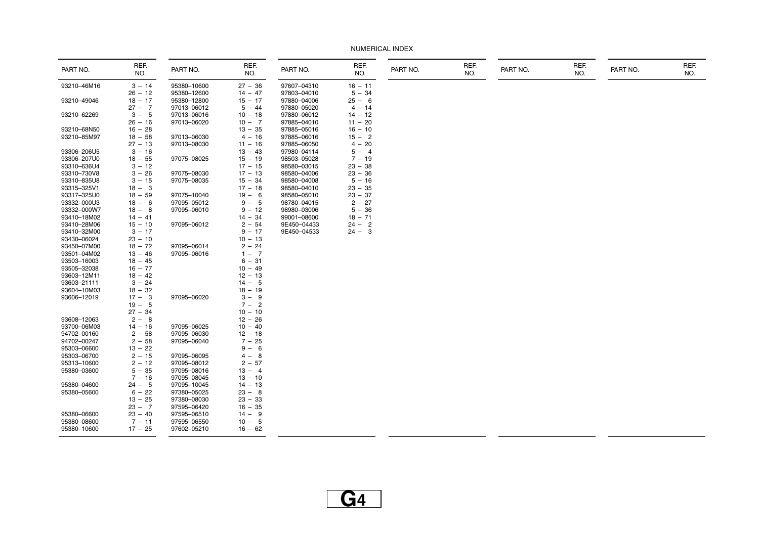NUMERICAL INDEX

| PART NO. | REF. NO. | PART NO. | REF. NO. | PART NO. | REF. NO. |
|---|---|---|---|---|---|
| 93210–46M16 | 3 – 14 | 95380–10600 | 27 – 36 | 97607–04310 | 16 – 11 |
| | 26 – 12 | 95380–12600 | 14 – 47 | 97803–04010 | 5 – 34 |
| 93210–49046 | 18 – 17 | 95380–12800 | 15 – 17 | 97880–04006 | 25 – 6 |
| | 27 – 7 | 97013–06012 | 5 – 44 | 97880–05020 | 4 – 14 |
| 93210–62269 | 3 – 5 | 97013–06016 | 10 – 18 | 97880–06012 | 14 – 12 |
| | 26 – 16 | 97013–06020 | 10 – 7 | 97885–04010 | 11 – 20 |
| 93210–68N50 | 16 – 28 | | 13 – 35 | 97885–05016 | 16 – 10 |
| 93210–85M97 | 18 – 58 | 97013–06030 | 4 – 16 | 97885–06016 | 15 – 2 |
| | 27 – 13 | 97013–08030 | 11 – 16 | 97885–06050 | 4 – 20 |
| 93306–206U5 | 3 – 16 | | 13 – 43 | 97980–04114 | 5 – 4 |
| 93306–207U0 | 18 – 55 | 97075–08025 | 15 – 19 | 98503–05028 | 7 – 19 |
| 93310–636U4 | 3 – 12 | | 17 – 15 | 98580–03015 | 23 – 38 |
| 93310–730V8 | 3 – 26 | 97075–08030 | 17 – 13 | 98580–04006 | 23 – 36 |
| 93310–835U8 | 3 – 15 | 97075–08035 | 15 – 34 | 98580–04008 | 5 – 16 |
| 93315–325V1 | 18 – 3 | | 17 – 18 | 98580–04010 | 23 – 35 |
| 93317–325U0 | 18 – 59 | 97075–10040 | 19 – 6 | 98580–05010 | 23 – 37 |
| 93332–000U3 | 18 – 6 | 97095–05012 | 9 – 5 | 98780–04015 | 2 – 27 |
| 93332–000W7 | 18 – 8 | 97095–06010 | 9 – 12 | 98980–03006 | 5 – 36 |
| 93410–18M02 | 14 – 41 | | 14 – 34 | 99001–08600 | 18 – 71 |
| 93410–28M06 | 15 – 10 | 97095–06012 | 2 – 54 | 9E450–04433 | 24 – 2 |
| 93410–32M00 | 3 – 17 | | 9 – 17 | 9E450–04533 | 24 – 3 |
| 93430–06024 | 23 – 10 | | 10 – 13 | | |
| 93450–07M00 | 18 – 72 | 97095–06014 | 2 – 24 | | |
| 93501–04M02 | 13 – 46 | 97095–06016 | 1 – 7 | | |
| 93503–16003 | 18 – 45 | | 6 – 31 | | |
| 93505–32038 | 16 – 77 | | 10 – 49 | | |
| 93603–12M11 | 18 – 42 | | 12 – 13 | | |
| 93603–21111 | 3 – 24 | | 14 – 5 | | |
| 93604–10M03 | 18 – 32 | | 18 – 19 | | |
| 93606–12019 | 17 – 3 | 97095–06020 | 3 – 9 | | |
| | 19 – 5 | | 7 – 2 | | |
| | 27 – 34 | | 10 – 10 | | |
| 93608–12063 | 2 – 8 | | 12 – 26 | | |
| 93700–06M03 | 14 – 16 | 97095–06025 | 10 – 40 | | |
| 94702–00160 | 2 – 58 | 97095–06030 | 12 – 18 | | |
| 94702–00247 | 2 – 58 | 97095–06040 | 7 – 25 | | |
| 95303–06600 | 13 – 22 | | 9 – 6 | | |
| 95303–06700 | 2 – 15 | 97095–06095 | 4 – 8 | | |
| 95313–10600 | 2 – 12 | 97095–08012 | 2 – 57 | | |
| 95380–03600 | 5 – 35 | 97095–08016 | 13 – 4 | | |
| | 7 – 16 | 97095–08045 | 13 – 10 | | |
| 95380–04600 | 24 – 5 | 97095–10045 | 14 – 13 | | |
| 95380–05600 | 6 – 22 | 97380–05025 | 23 – 8 | | |
| | 13 – 25 | 97380–08030 | 23 – 33 | | |
| | 23 – 7 | 97595–06420 | 16 – 35 | | |
| 95380–06600 | 23 – 40 | 97595–06510 | 14 – 9 | | |
| 95380–08600 | 7 – 11 | 97595–06550 | 10 – 5 | | |
| 95380–10600 | 17 – 25 | 97602–05210 | 16 – 62 | | |